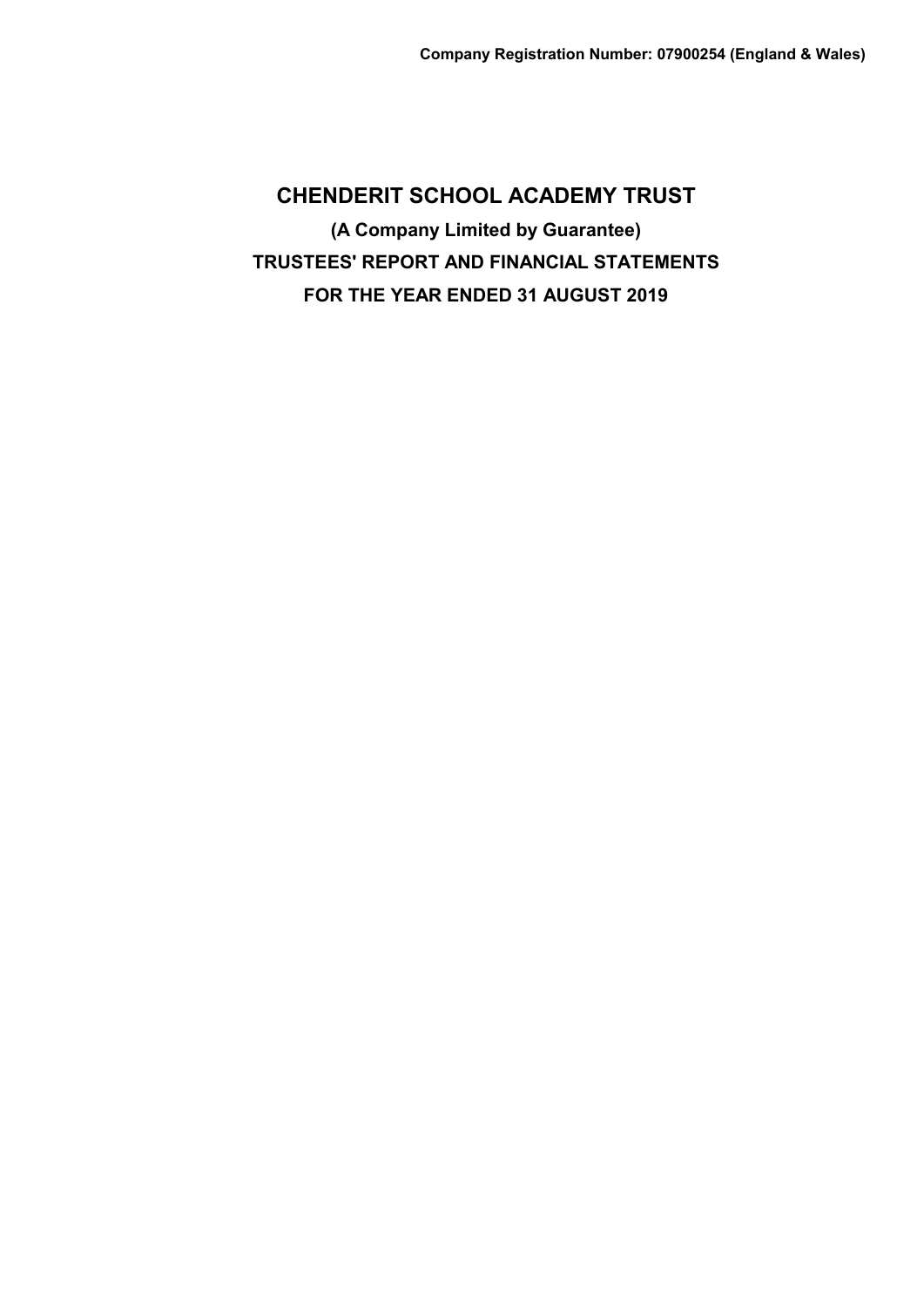**Company Registration Number: 07900254 (England & Wales)**

# CHENDERIT SCHOOL ACADEMY TRUST

**(A Company Limited by Guarantee)**

**TRUSTEES' REPORT AND FINANCIAL STATEMENTS**

**FOR THE YEAR ENDED 31 AUGUST 2019**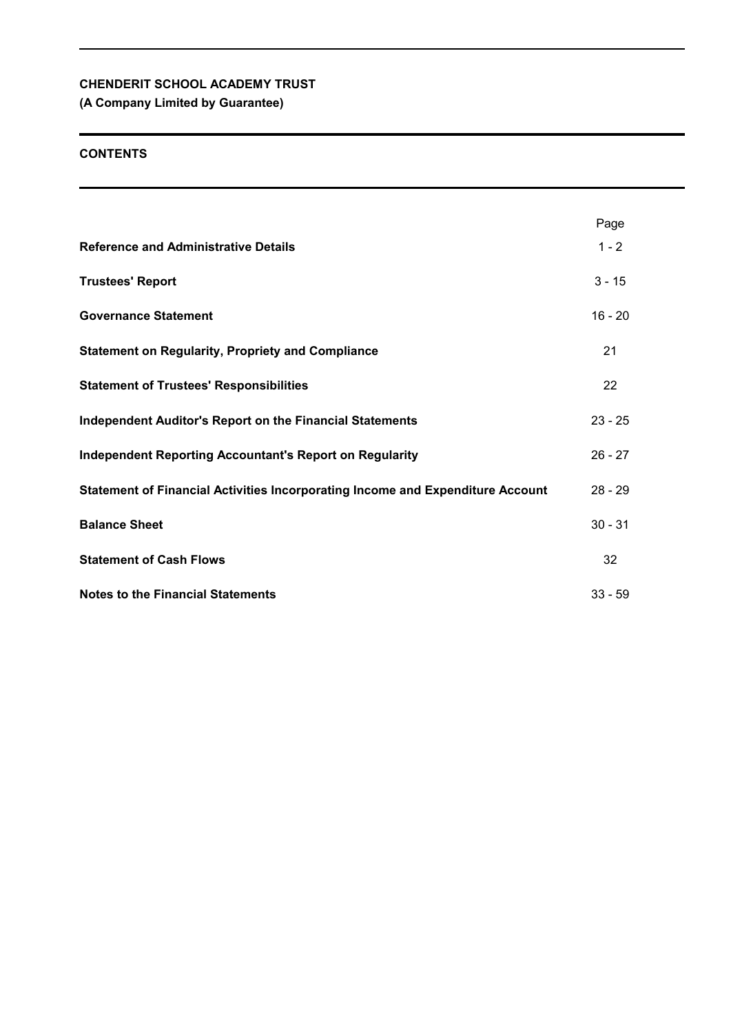**CHENDERIT SCHOOL ACADEMY TRUST**
**(A Company Limited by Guarantee)**

## CONTENTS

| | Page |
|---|---|
| **Reference and Administrative Details** | 1 - 2 |
| **Trustees' Report** | 3 - 15 |
| **Governance Statement** | 16 - 20 |
| **Statement on Regularity, Propriety and Compliance** | 21 |
| **Statement of Trustees' Responsibilities** | 22 |
| **Independent Auditor's Report on the Financial Statements** | 23 - 25 |
| **Independent Reporting Accountant's Report on Regularity** | 26 - 27 |
| **Statement of Financial Activities Incorporating Income and Expenditure Account** | 28 - 29 |
| **Balance Sheet** | 30 - 31 |
| **Statement of Cash Flows** | 32 |
| **Notes to the Financial Statements** | 33 - 59 |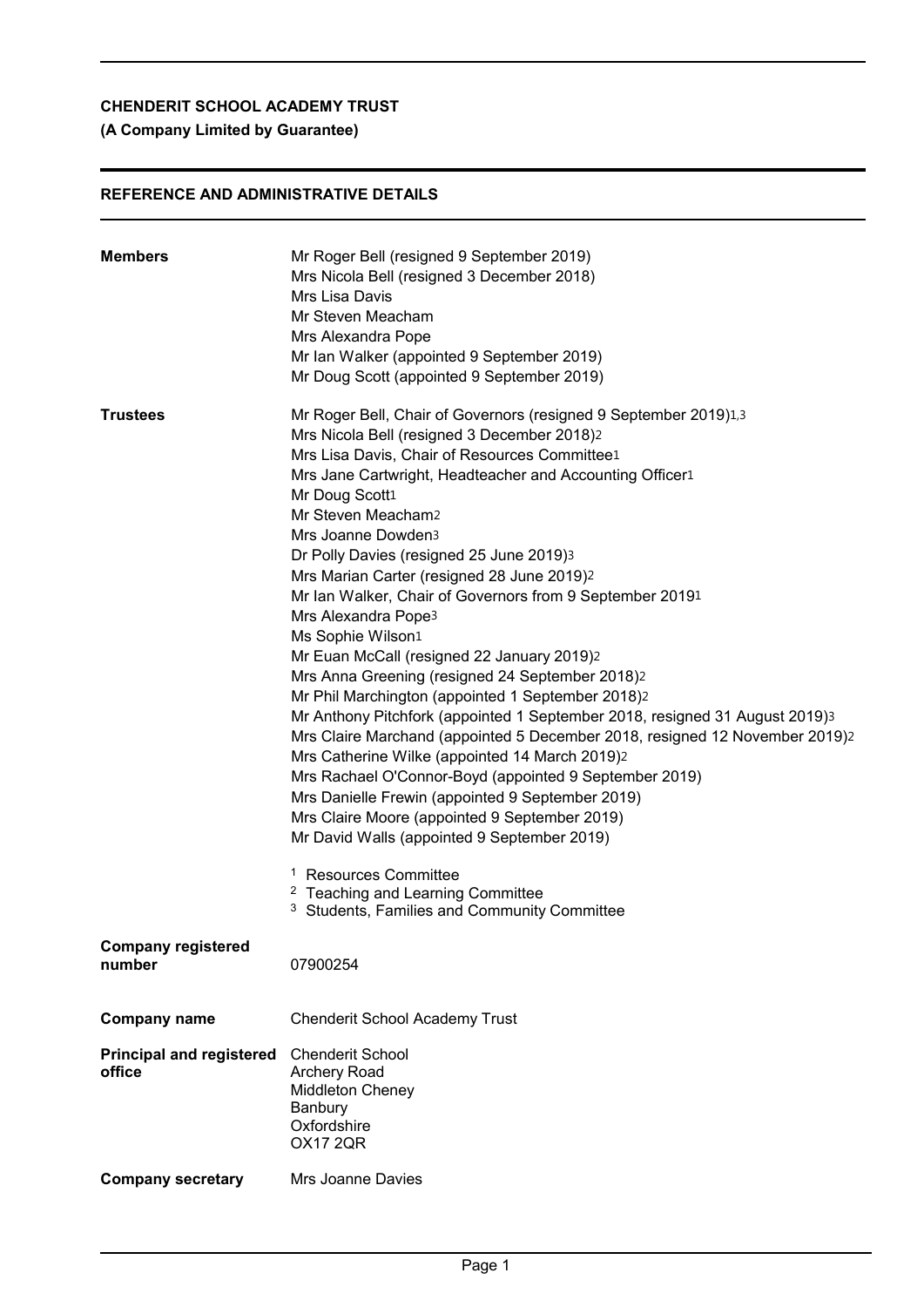**CHENDERIT SCHOOL ACADEMY TRUST**
**(A Company Limited by Guarantee)**

## REFERENCE AND ADMINISTRATIVE DETAILS

**Members**

Mr Roger Bell (resigned 9 September 2019)
Mrs Nicola Bell (resigned 3 December 2018)
Mrs Lisa Davis
Mr Steven Meacham
Mrs Alexandra Pope
Mr Ian Walker (appointed 9 September 2019)
Mr Doug Scott (appointed 9 September 2019)

**Trustees**

Mr Roger Bell, Chair of Governors (resigned 9 September 2019)[1,3]
Mrs Nicola Bell (resigned 3 December 2018)[2]
Mrs Lisa Davis, Chair of Resources Committee[1]
Mrs Jane Cartwright, Headteacher and Accounting Officer[1]
Mr Doug Scott[1]
Mr Steven Meacham[2]
Mrs Joanne Dowden[3]
Dr Polly Davies (resigned 25 June 2019)[3]
Mrs Marian Carter (resigned 28 June 2019)[2]
Mr Ian Walker, Chair of Governors from 9 September 2019[1]
Mrs Alexandra Pope[3]
Ms Sophie Wilson[1]
Mr Euan McCall (resigned 22 January 2019)[2]
Mrs Anna Greening (resigned 24 September 2018)[2]
Mr Phil Marchington (appointed 1 September 2018)[2]
Mr Anthony Pitchfork (appointed 1 September 2018, resigned 31 August 2019)[3]
Mrs Claire Marchand (appointed 5 December 2018, resigned 12 November 2019)[2]
Mrs Catherine Wilke (appointed 14 March 2019)[2]
Mrs Rachael O'Connor-Boyd (appointed 9 September 2019)
Mrs Danielle Frewin (appointed 9 September 2019)
Mrs Claire Moore (appointed 9 September 2019)
Mr David Walls (appointed 9 September 2019)

[1] Resources Committee
[2] Teaching and Learning Committee
[3] Students, Families and Community Committee

**Company registered number**

07900254

**Company name**

Chenderit School Academy Trust

**Principal and registered office**

Chenderit School
Archery Road
Middleton Cheney
Banbury
Oxfordshire
OX17 2QR

**Company secretary**

Mrs Joanne Davies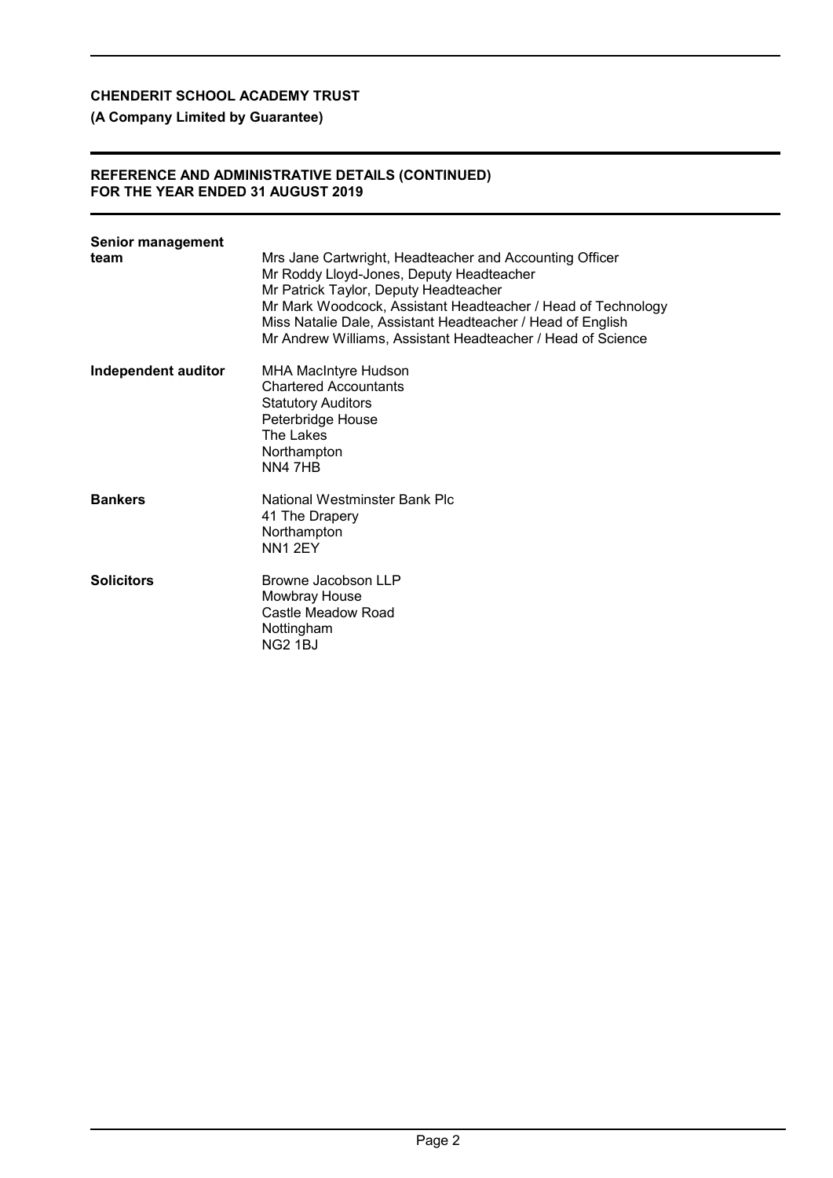**CHENDERIT SCHOOL ACADEMY TRUST**

**(A Company Limited by Guarantee)**

**REFERENCE AND ADMINISTRATIVE DETAILS (CONTINUED)**
**FOR THE YEAR ENDED 31 AUGUST 2019**

**Senior management team**

Mrs Jane Cartwright, Headteacher and Accounting Officer
Mr Roddy Lloyd-Jones, Deputy Headteacher
Mr Patrick Taylor, Deputy Headteacher
Mr Mark Woodcock, Assistant Headteacher / Head of Technology
Miss Natalie Dale, Assistant Headteacher / Head of English
Mr Andrew Williams, Assistant Headteacher / Head of Science

**Independent auditor**

MHA MacIntyre Hudson
Chartered Accountants
Statutory Auditors
Peterbridge House
The Lakes
Northampton
NN4 7HB

**Bankers**

National Westminster Bank Plc
41 The Drapery
Northampton
NN1 2EY

**Solicitors**

Browne Jacobson LLP
Mowbray House
Castle Meadow Road
Nottingham
NG2 1BJ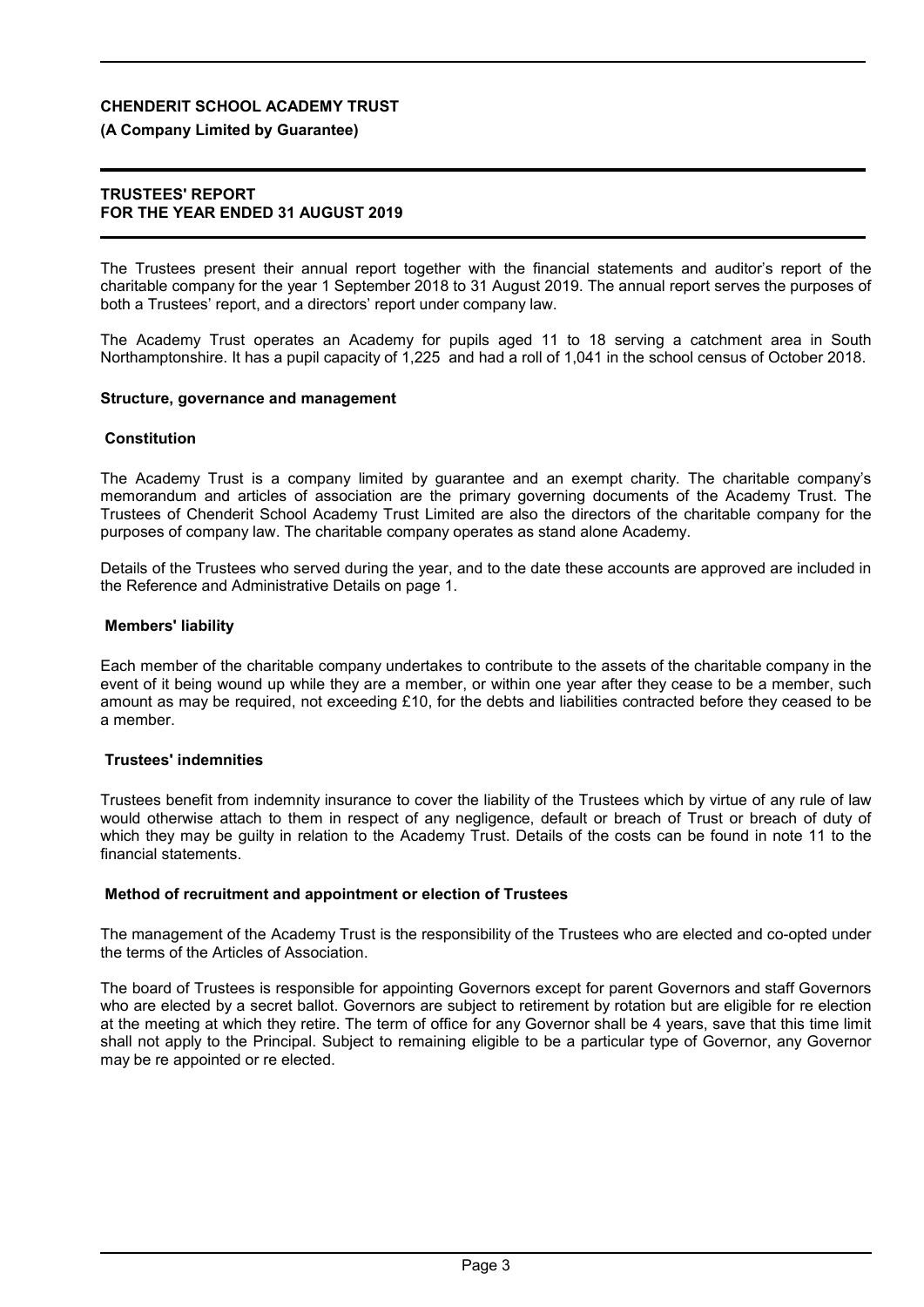**CHENDERIT SCHOOL ACADEMY TRUST**

**(A Company Limited by Guarantee)**

**TRUSTEES' REPORT**
**FOR THE YEAR ENDED 31 AUGUST 2019**

The Trustees present their annual report together with the financial statements and auditor's report of the charitable company for the year 1 September 2018 to 31 August 2019. The annual report serves the purposes of both a Trustees' report, and a directors' report under company law.

The Academy Trust operates an Academy for pupils aged 11 to 18 serving a catchment area in South Northamptonshire. It has a pupil capacity of 1,225 and had a roll of 1,041 in the school census of October 2018.

### Structure, governance and management

#### Constitution

The Academy Trust is a company limited by guarantee and an exempt charity. The charitable company's memorandum and articles of association are the primary governing documents of the Academy Trust. The Trustees of Chenderit School Academy Trust Limited are also the directors of the charitable company for the purposes of company law. The charitable company operates as stand alone Academy.

Details of the Trustees who served during the year, and to the date these accounts are approved are included in the Reference and Administrative Details on page 1.

#### Members' liability

Each member of the charitable company undertakes to contribute to the assets of the charitable company in the event of it being wound up while they are a member, or within one year after they cease to be a member, such amount as may be required, not exceeding £10, for the debts and liabilities contracted before they ceased to be a member.

#### Trustees' indemnities

Trustees benefit from indemnity insurance to cover the liability of the Trustees which by virtue of any rule of law would otherwise attach to them in respect of any negligence, default or breach of Trust or breach of duty of which they may be guilty in relation to the Academy Trust. Details of the costs can be found in note 11 to the financial statements.

#### Method of recruitment and appointment or election of Trustees

The management of the Academy Trust is the responsibility of the Trustees who are elected and co-opted under the terms of the Articles of Association.

The board of Trustees is responsible for appointing Governors except for parent Governors and staff Governors who are elected by a secret ballot. Governors are subject to retirement by rotation but are eligible for re election at the meeting at which they retire. The term of office for any Governor shall be 4 years, save that this time limit shall not apply to the Principal. Subject to remaining eligible to be a particular type of Governor, any Governor may be re appointed or re elected.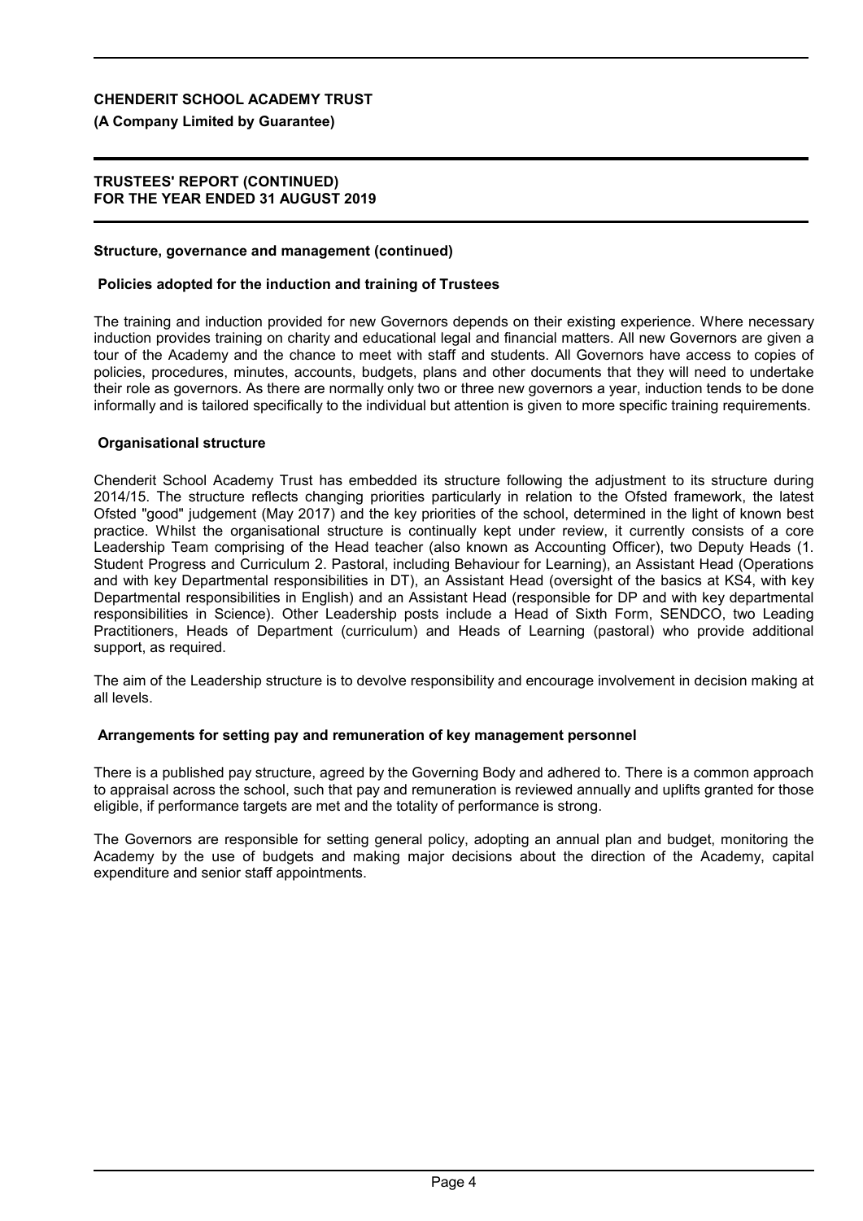## Structure, governance and management (continued)

### Policies adopted for the induction and training of Trustees

The training and induction provided for new Governors depends on their existing experience. Where necessary induction provides training on charity and educational legal and financial matters. All new Governors are given a tour of the Academy and the chance to meet with staff and students. All Governors have access to copies of policies, procedures, minutes, accounts, budgets, plans and other documents that they will need to undertake their role as governors. As there are normally only two or three new governors a year, induction tends to be done informally and is tailored specifically to the individual but attention is given to more specific training requirements.

### Organisational structure

Chenderit School Academy Trust has embedded its structure following the adjustment to its structure during 2014/15. The structure reflects changing priorities particularly in relation to the Ofsted framework, the latest Ofsted "good" judgement (May 2017) and the key priorities of the school, determined in the light of known best practice. Whilst the organisational structure is continually kept under review, it currently consists of a core Leadership Team comprising of the Head teacher (also known as Accounting Officer), two Deputy Heads (1. Student Progress and Curriculum 2. Pastoral, including Behaviour for Learning), an Assistant Head (Operations and with key Departmental responsibilities in DT), an Assistant Head (oversight of the basics at KS4, with key Departmental responsibilities in English) and an Assistant Head (responsible for DP and with key departmental responsibilities in Science). Other Leadership posts include a Head of Sixth Form, SENDCO, two Leading Practitioners, Heads of Department (curriculum) and Heads of Learning (pastoral) who provide additional support, as required.

The aim of the Leadership structure is to devolve responsibility and encourage involvement in decision making at all levels.

### Arrangements for setting pay and remuneration of key management personnel

There is a published pay structure, agreed by the Governing Body and adhered to. There is a common approach to appraisal across the school, such that pay and remuneration is reviewed annually and uplifts granted for those eligible, if performance targets are met and the totality of performance is strong.

The Governors are responsible for setting general policy, adopting an annual plan and budget, monitoring the Academy by the use of budgets and making major decisions about the direction of the Academy, capital expenditure and senior staff appointments.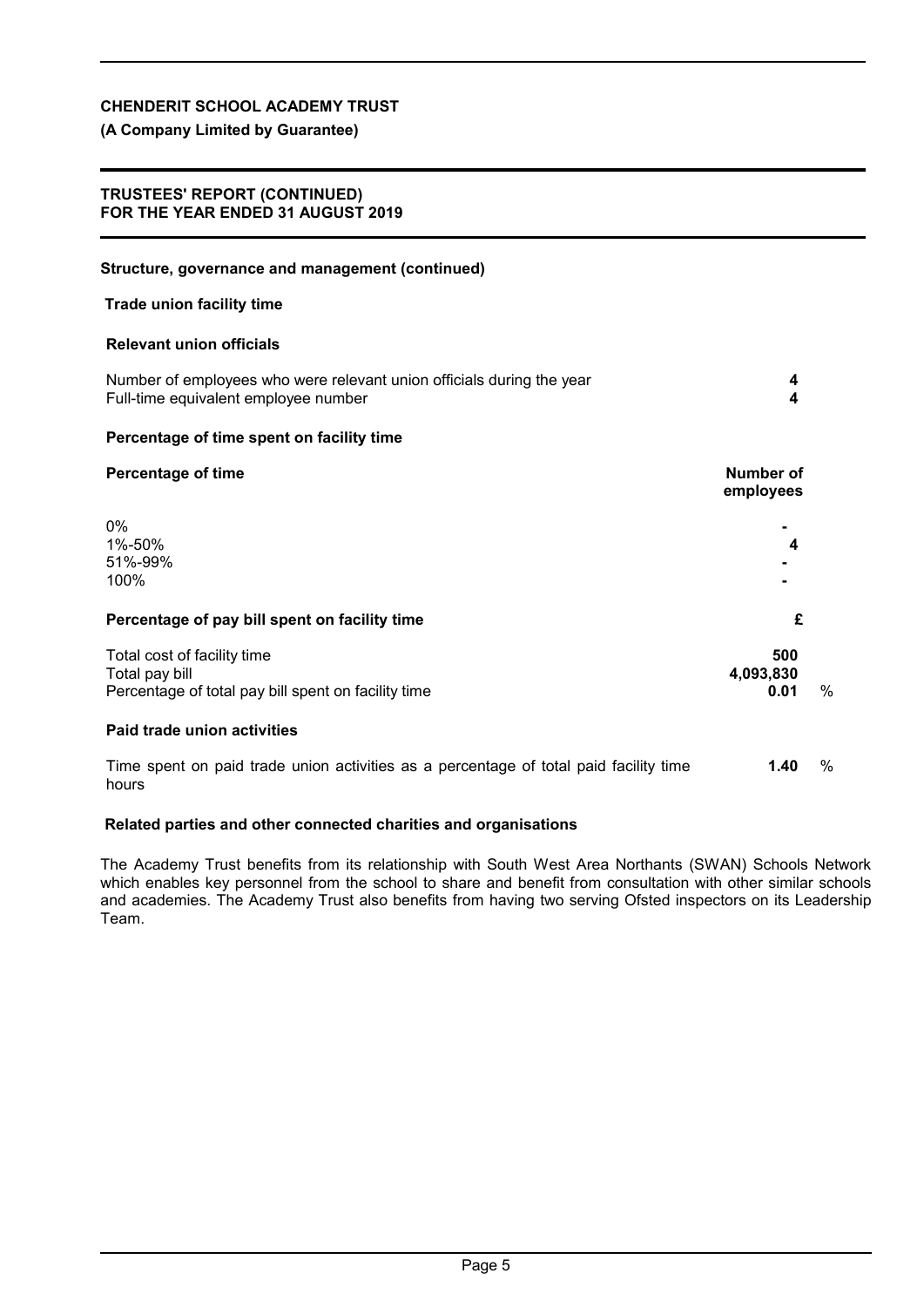**CHENDERIT SCHOOL ACADEMY TRUST**

**(A Company Limited by Guarantee)**

**TRUSTEES' REPORT (CONTINUED)**
**FOR THE YEAR ENDED 31 AUGUST 2019**

**Structure, governance and management (continued)**

**Trade union facility time**

**Relevant union officials**

| | |
|---|---|
| Number of employees who were relevant union officials during the year | **4** |
| Full-time equivalent employee number | **4** |

**Percentage of time spent on facility time**

| **Percentage of time** | **Number of employees** |
|---|---|
| 0% | **-** |
| 1%-50% | **4** |
| 51%-99% | **-** |
| 100% | **-** |

**Percentage of pay bill spent on facility time**

| | **£** | |
|---|---|---|
| Total cost of facility time | **500** | |
| Total pay bill | **4,093,830** | |
| Percentage of total pay bill spent on facility time | **0.01** | % |

**Paid trade union activities**

| | | |
|---|---|---|
| Time spent on paid trade union activities as a percentage of total paid facility time hours | **1.40** | % |

**Related parties and other connected charities and organisations**

The Academy Trust benefits from its relationship with South West Area Northants (SWAN) Schools Network which enables key personnel from the school to share and benefit from consultation with other similar schools and academies. The Academy Trust also benefits from having two serving Ofsted inspectors on its Leadership Team.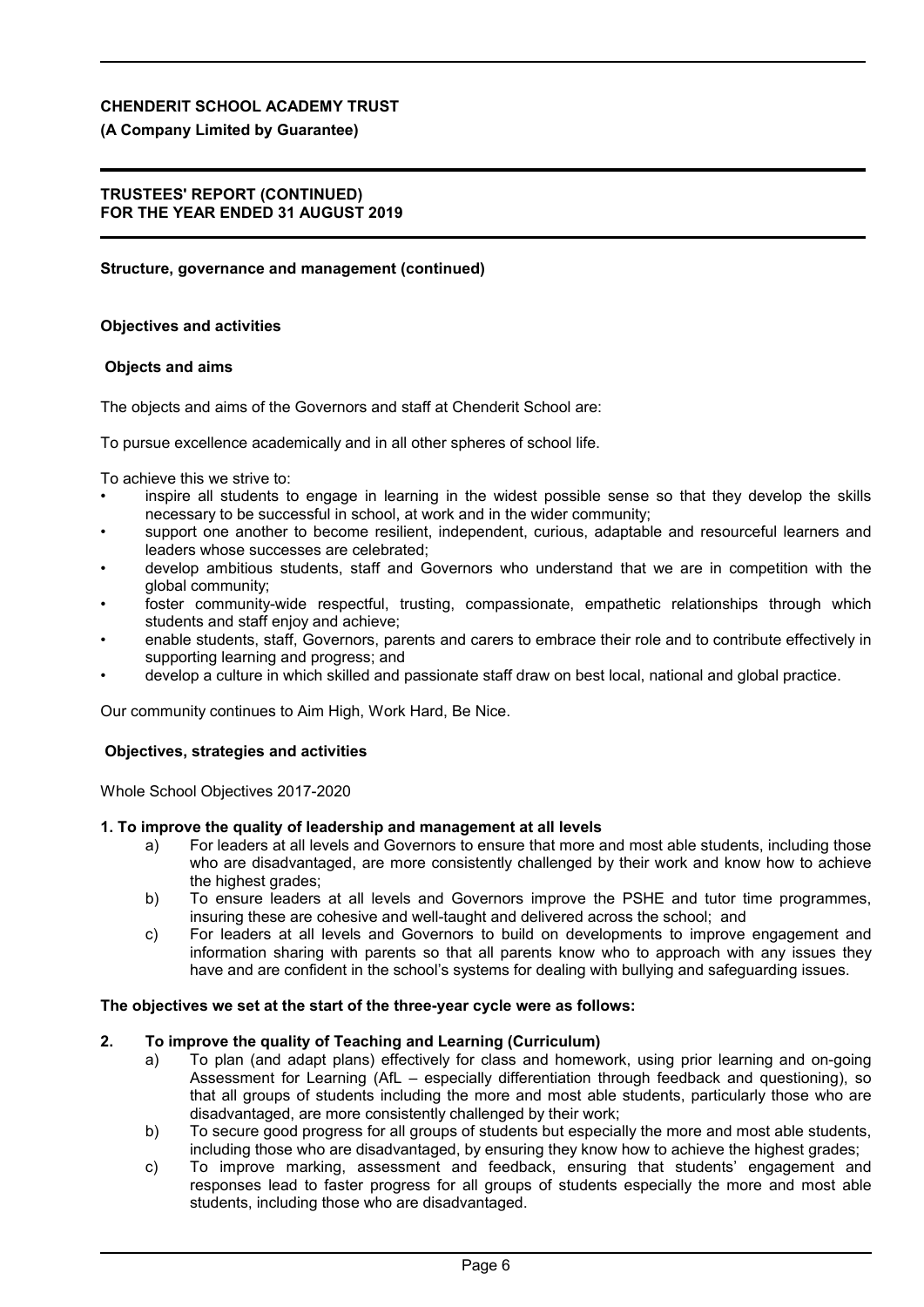**Structure, governance and management (continued)**

## Objectives and activities

### Objects and aims

The objects and aims of the Governors and staff at Chenderit School are:

To pursue excellence academically and in all other spheres of school life.

To achieve this we strive to:

- inspire all students to engage in learning in the widest possible sense so that they develop the skills necessary to be successful in school, at work and in the wider community;
- support one another to become resilient, independent, curious, adaptable and resourceful learners and leaders whose successes are celebrated;
- develop ambitious students, staff and Governors who understand that we are in competition with the global community;
- foster community-wide respectful, trusting, compassionate, empathetic relationships through which students and staff enjoy and achieve;
- enable students, staff, Governors, parents and carers to embrace their role and to contribute effectively in supporting learning and progress; and
- develop a culture in which skilled and passionate staff draw on best local, national and global practice.

Our community continues to Aim High, Work Hard, Be Nice.

### Objectives, strategies and activities

Whole School Objectives 2017-2020

**1. To improve the quality of leadership and management at all levels**

a) For leaders at all levels and Governors to ensure that more and most able students, including those who are disadvantaged, are more consistently challenged by their work and know how to achieve the highest grades;

b) To ensure leaders at all levels and Governors improve the PSHE and tutor time programmes, insuring these are cohesive and well-taught and delivered across the school; and

c) For leaders at all levels and Governors to build on developments to improve engagement and information sharing with parents so that all parents know who to approach with any issues they have and are confident in the school's systems for dealing with bullying and safeguarding issues.

**The objectives we set at the start of the three-year cycle were as follows:**

**2. To improve the quality of Teaching and Learning (Curriculum)**

a) To plan (and adapt plans) effectively for class and homework, using prior learning and on-going Assessment for Learning (AfL – especially differentiation through feedback and questioning), so that all groups of students including the more and most able students, particularly those who are disadvantaged, are more consistently challenged by their work;

b) To secure good progress for all groups of students but especially the more and most able students, including those who are disadvantaged, by ensuring they know how to achieve the highest grades;

c) To improve marking, assessment and feedback, ensuring that students' engagement and responses lead to faster progress for all groups of students especially the more and most able students, including those who are disadvantaged.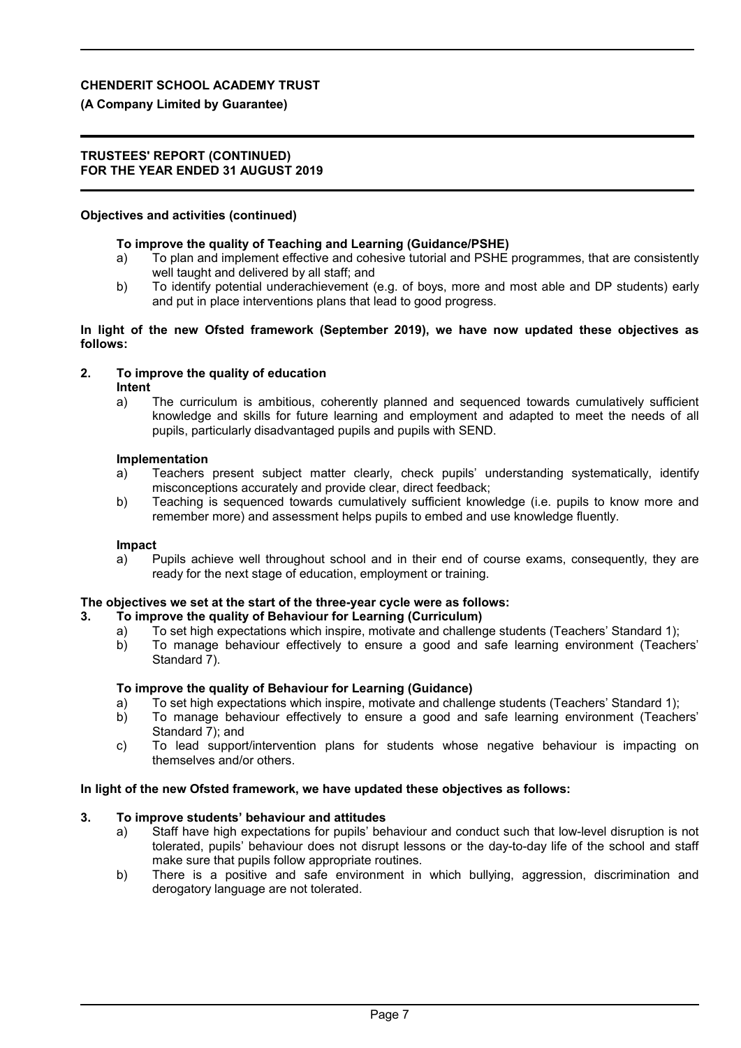**Objectives and activities (continued)**

**To improve the quality of Teaching and Learning (Guidance/PSHE)**

a) To plan and implement effective and cohesive tutorial and PSHE programmes, that are consistently well taught and delivered by all staff; and

b) To identify potential underachievement (e.g. of boys, more and most able and DP students) early and put in place interventions plans that lead to good progress.

**In light of the new Ofsted framework (September 2019), we have now updated these objectives as follows:**

**2. To improve the quality of education**

**Intent**

a) The curriculum is ambitious, coherently planned and sequenced towards cumulatively sufficient knowledge and skills for future learning and employment and adapted to meet the needs of all pupils, particularly disadvantaged pupils and pupils with SEND.

**Implementation**

a) Teachers present subject matter clearly, check pupils' understanding systematically, identify misconceptions accurately and provide clear, direct feedback;

b) Teaching is sequenced towards cumulatively sufficient knowledge (i.e. pupils to know more and remember more) and assessment helps pupils to embed and use knowledge fluently.

**Impact**

a) Pupils achieve well throughout school and in their end of course exams, consequently, they are ready for the next stage of education, employment or training.

**The objectives we set at the start of the three-year cycle were as follows:**

**3. To improve the quality of Behaviour for Learning (Curriculum)**

a) To set high expectations which inspire, motivate and challenge students (Teachers' Standard 1);

b) To manage behaviour effectively to ensure a good and safe learning environment (Teachers' Standard 7).

**To improve the quality of Behaviour for Learning (Guidance)**

a) To set high expectations which inspire, motivate and challenge students (Teachers' Standard 1);

b) To manage behaviour effectively to ensure a good and safe learning environment (Teachers' Standard 7); and

c) To lead support/intervention plans for students whose negative behaviour is impacting on themselves and/or others.

**In light of the new Ofsted framework, we have updated these objectives as follows:**

**3. To improve students' behaviour and attitudes**

a) Staff have high expectations for pupils' behaviour and conduct such that low-level disruption is not tolerated, pupils' behaviour does not disrupt lessons or the day-to-day life of the school and staff make sure that pupils follow appropriate routines.

b) There is a positive and safe environment in which bullying, aggression, discrimination and derogatory language are not tolerated.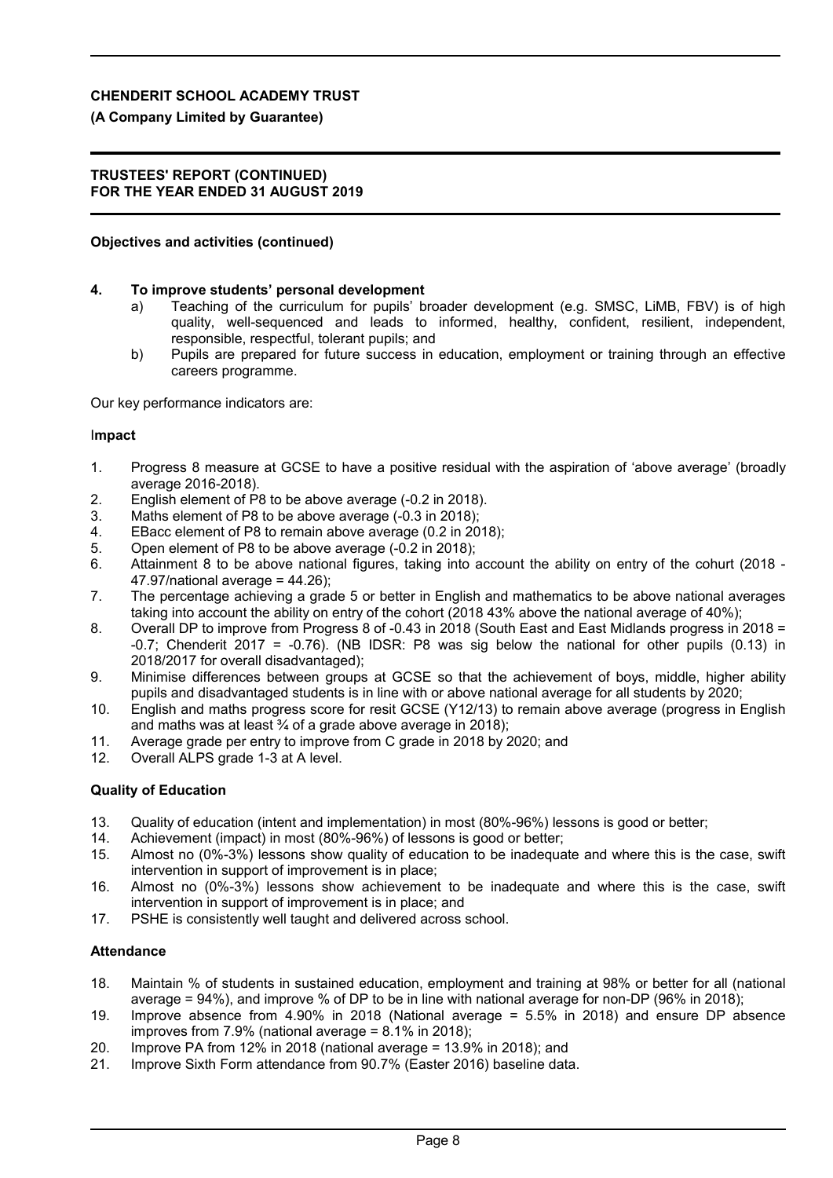**Objectives and activities (continued)**

**4. To improve students' personal development**

a) Teaching of the curriculum for pupils' broader development (e.g. SMSC, LiMB, FBV) is of high quality, well-sequenced and leads to informed, healthy, confident, resilient, independent, responsible, respectful, tolerant pupils; and

b) Pupils are prepared for future success in education, employment or training through an effective careers programme.

Our key performance indicators are:

**Impact**

1. Progress 8 measure at GCSE to have a positive residual with the aspiration of 'above average' (broadly average 2016-2018).
2. English element of P8 to be above average (-0.2 in 2018).
3. Maths element of P8 to be above average (-0.3 in 2018);
4. EBacc element of P8 to remain above average (0.2 in 2018);
5. Open element of P8 to be above average (-0.2 in 2018);
6. Attainment 8 to be above national figures, taking into account the ability on entry of the cohurt (2018 - 47.97/national average = 44.26);
7. The percentage achieving a grade 5 or better in English and mathematics to be above national averages taking into account the ability on entry of the cohort (2018 43% above the national average of 40%);
8. Overall DP to improve from Progress 8 of -0.43 in 2018 (South East and East Midlands progress in 2018 = -0.7; Chenderit 2017 = -0.76). (NB IDSR: P8 was sig below the national for other pupils (0.13) in 2018/2017 for overall disadvantaged);
9. Minimise differences between groups at GCSE so that the achievement of boys, middle, higher ability pupils and disadvantaged students is in line with or above national average for all students by 2020;
10. English and maths progress score for resit GCSE (Y12/13) to remain above average (progress in English and maths was at least ¾ of a grade above average in 2018);
11. Average grade per entry to improve from C grade in 2018 by 2020; and
12. Overall ALPS grade 1-3 at A level.

**Quality of Education**

13. Quality of education (intent and implementation) in most (80%-96%) lessons is good or better;
14. Achievement (impact) in most (80%-96%) of lessons is good or better;
15. Almost no (0%-3%) lessons show quality of education to be inadequate and where this is the case, swift intervention in support of improvement is in place;
16. Almost no (0%-3%) lessons show achievement to be inadequate and where this is the case, swift intervention in support of improvement is in place; and
17. PSHE is consistently well taught and delivered across school.

**Attendance**

18. Maintain % of students in sustained education, employment and training at 98% or better for all (national average = 94%), and improve % of DP to be in line with national average for non-DP (96% in 2018);
19. Improve absence from 4.90% in 2018 (National average = 5.5% in 2018) and ensure DP absence improves from 7.9% (national average = 8.1% in 2018);
20. Improve PA from 12% in 2018 (national average = 13.9% in 2018); and
21. Improve Sixth Form attendance from 90.7% (Easter 2016) baseline data.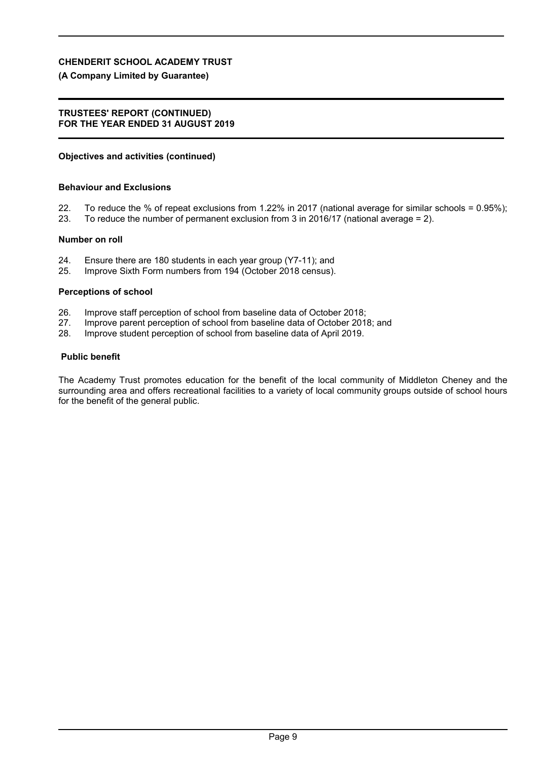## Objectives and activities (continued)

### Behaviour and Exclusions

22. To reduce the % of repeat exclusions from 1.22% in 2017 (national average for similar schools = 0.95%);
23. To reduce the number of permanent exclusion from 3 in 2016/17 (national average = 2).

### Number on roll

24. Ensure there are 180 students in each year group (Y7-11); and
25. Improve Sixth Form numbers from 194 (October 2018 census).

### Perceptions of school

26. Improve staff perception of school from baseline data of October 2018;
27. Improve parent perception of school from baseline data of October 2018; and
28. Improve student perception of school from baseline data of April 2019.

## Public benefit

The Academy Trust promotes education for the benefit of the local community of Middleton Cheney and the surrounding area and offers recreational facilities to a variety of local community groups outside of school hours for the benefit of the general public.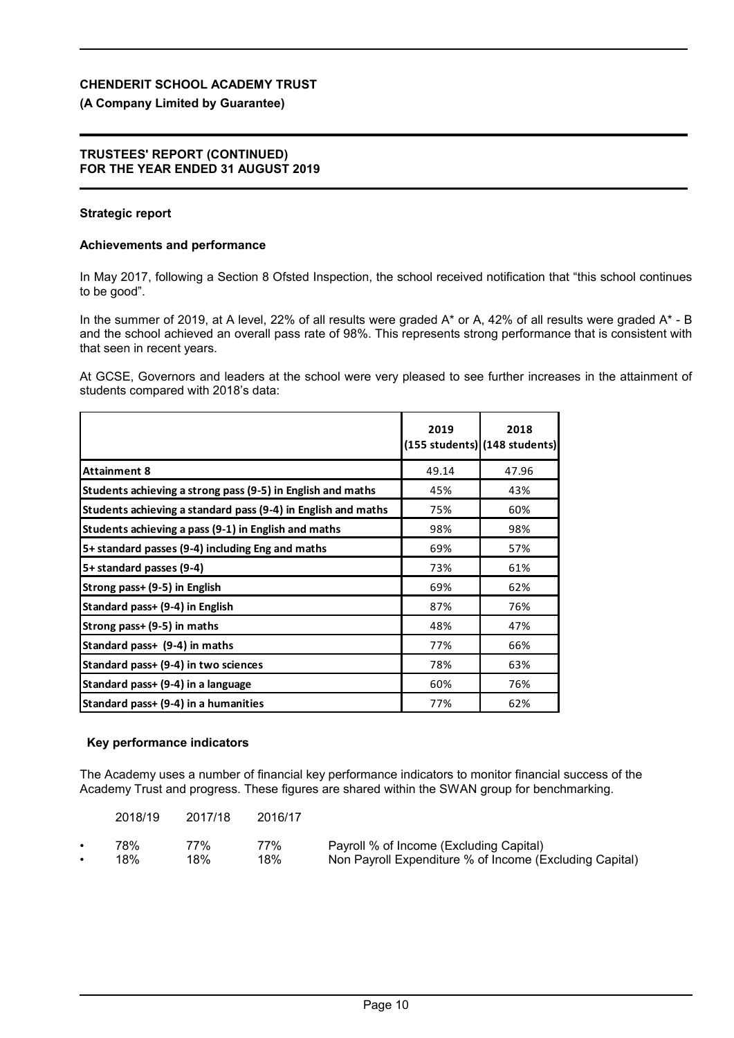## Strategic report

### Achievements and performance

In May 2017, following a Section 8 Ofsted Inspection, the school received notification that "this school continues to be good".

In the summer of 2019, at A level, 22% of all results were graded A* or A, 42% of all results were graded A* - B and the school achieved an overall pass rate of 98%. This represents strong performance that is consistent with that seen in recent years.

At GCSE, Governors and leaders at the school were very pleased to see further increases in the attainment of students compared with 2018's data:

| | 2019 (155 students) | 2018 (148 students) |
|---|---|---|
| **Attainment 8** | 49.14 | 47.96 |
| **Students achieving a strong pass (9-5) in English and maths** | 45% | 43% |
| **Students achieving a standard pass (9-4) in English and maths** | 75% | 60% |
| **Students achieving a pass (9-1) in English and maths** | 98% | 98% |
| **5+ standard passes (9-4) including Eng and maths** | 69% | 57% |
| **5+ standard passes (9-4)** | 73% | 61% |
| **Strong pass+ (9-5) in English** | 69% | 62% |
| **Standard pass+ (9-4) in English** | 87% | 76% |
| **Strong pass+ (9-5) in maths** | 48% | 47% |
| **Standard pass+ (9-4) in maths** | 77% | 66% |
| **Standard pass+ (9-4) in two sciences** | 78% | 63% |
| **Standard pass+ (9-4) in a language** | 60% | 76% |
| **Standard pass+ (9-4) in a humanities** | 77% | 62% |

### Key performance indicators

The Academy uses a number of financial key performance indicators to monitor financial success of the Academy Trust and progress. These figures are shared within the SWAN group for benchmarking.

| 2018/19 | 2017/18 | 2016/17 | |
|---|---|---|---|
| 78% | 77% | 77% | Payroll % of Income (Excluding Capital) |
| 18% | 18% | 18% | Non Payroll Expenditure % of Income (Excluding Capital) |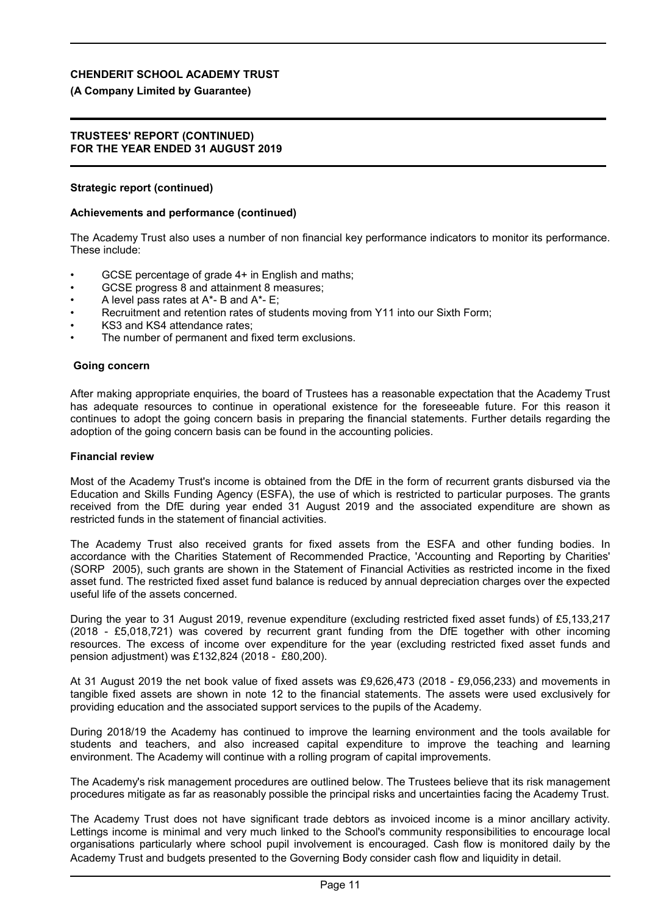### Strategic report (continued)

### Achievements and performance (continued)

The Academy Trust also uses a number of non financial key performance indicators to monitor its performance. These include:

- GCSE percentage of grade 4+ in English and maths;
- GCSE progress 8 and attainment 8 measures;
- A level pass rates at A*- B and A*- E;
- Recruitment and retention rates of students moving from Y11 into our Sixth Form;
- KS3 and KS4 attendance rates;
- The number of permanent and fixed term exclusions.

### Going concern

After making appropriate enquiries, the board of Trustees has a reasonable expectation that the Academy Trust has adequate resources to continue in operational existence for the foreseeable future. For this reason it continues to adopt the going concern basis in preparing the financial statements. Further details regarding the adoption of the going concern basis can be found in the accounting policies.

### Financial review

Most of the Academy Trust's income is obtained from the DfE in the form of recurrent grants disbursed via the Education and Skills Funding Agency (ESFA), the use of which is restricted to particular purposes. The grants received from the DfE during year ended 31 August 2019 and the associated expenditure are shown as restricted funds in the statement of financial activities.

The Academy Trust also received grants for fixed assets from the ESFA and other funding bodies. In accordance with the Charities Statement of Recommended Practice, 'Accounting and Reporting by Charities' (SORP 2005), such grants are shown in the Statement of Financial Activities as restricted income in the fixed asset fund. The restricted fixed asset fund balance is reduced by annual depreciation charges over the expected useful life of the assets concerned.

During the year to 31 August 2019, revenue expenditure (excluding restricted fixed asset funds) of £5,133,217 (2018 - £5,018,721) was covered by recurrent grant funding from the DfE together with other incoming resources. The excess of income over expenditure for the year (excluding restricted fixed asset funds and pension adjustment) was £132,824 (2018 - £80,200).

At 31 August 2019 the net book value of fixed assets was £9,626,473 (2018 - £9,056,233) and movements in tangible fixed assets are shown in note 12 to the financial statements. The assets were used exclusively for providing education and the associated support services to the pupils of the Academy.

During 2018/19 the Academy has continued to improve the learning environment and the tools available for students and teachers, and also increased capital expenditure to improve the teaching and learning environment. The Academy will continue with a rolling program of capital improvements.

The Academy's risk management procedures are outlined below. The Trustees believe that its risk management procedures mitigate as far as reasonably possible the principal risks and uncertainties facing the Academy Trust.

The Academy Trust does not have significant trade debtors as invoiced income is a minor ancillary activity. Lettings income is minimal and very much linked to the School's community responsibilities to encourage local organisations particularly where school pupil involvement is encouraged. Cash flow is monitored daily by the Academy Trust and budgets presented to the Governing Body consider cash flow and liquidity in detail.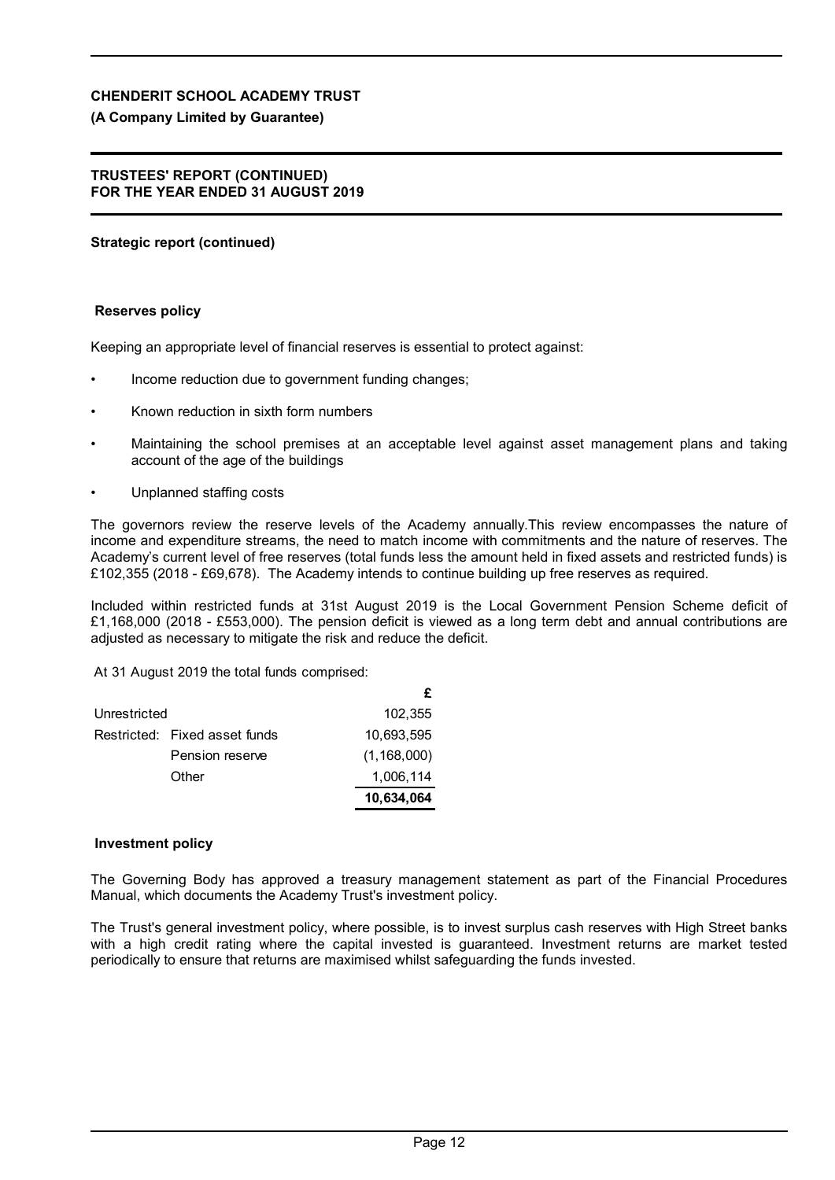**CHENDERIT SCHOOL ACADEMY TRUST**

**(A Company Limited by Guarantee)**

**TRUSTEES' REPORT (CONTINUED)**
**FOR THE YEAR ENDED 31 AUGUST 2019**

**Strategic report (continued)**

**Reserves policy**

Keeping an appropriate level of financial reserves is essential to protect against:

- Income reduction due to government funding changes;
- Known reduction in sixth form numbers
- Maintaining the school premises at an acceptable level against asset management plans and taking account of the age of the buildings
- Unplanned staffing costs

The governors review the reserve levels of the Academy annually.This review encompasses the nature of income and expenditure streams, the need to match income with commitments and the nature of reserves. The Academy's current level of free reserves (total funds less the amount held in fixed assets and restricted funds) is £102,355 (2018 - £69,678). The Academy intends to continue building up free reserves as required.

Included within restricted funds at 31st August 2019 is the Local Government Pension Scheme deficit of £1,168,000 (2018 - £553,000). The pension deficit is viewed as a long term debt and annual contributions are adjusted as necessary to mitigate the risk and reduce the deficit.

At 31 August 2019 the total funds comprised:

| | | £ |
|---|---|---|
| Unrestricted | | 102,355 |
| Restricted: | Fixed asset funds | 10,693,595 |
| | Pension reserve | (1,168,000) |
| | Other | 1,006,114 |
| | | **10,634,064** |

**Investment policy**

The Governing Body has approved a treasury management statement as part of the Financial Procedures Manual, which documents the Academy Trust's investment policy.

The Trust's general investment policy, where possible, is to invest surplus cash reserves with High Street banks with a high credit rating where the capital invested is guaranteed. Investment returns are market tested periodically to ensure that returns are maximised whilst safeguarding the funds invested.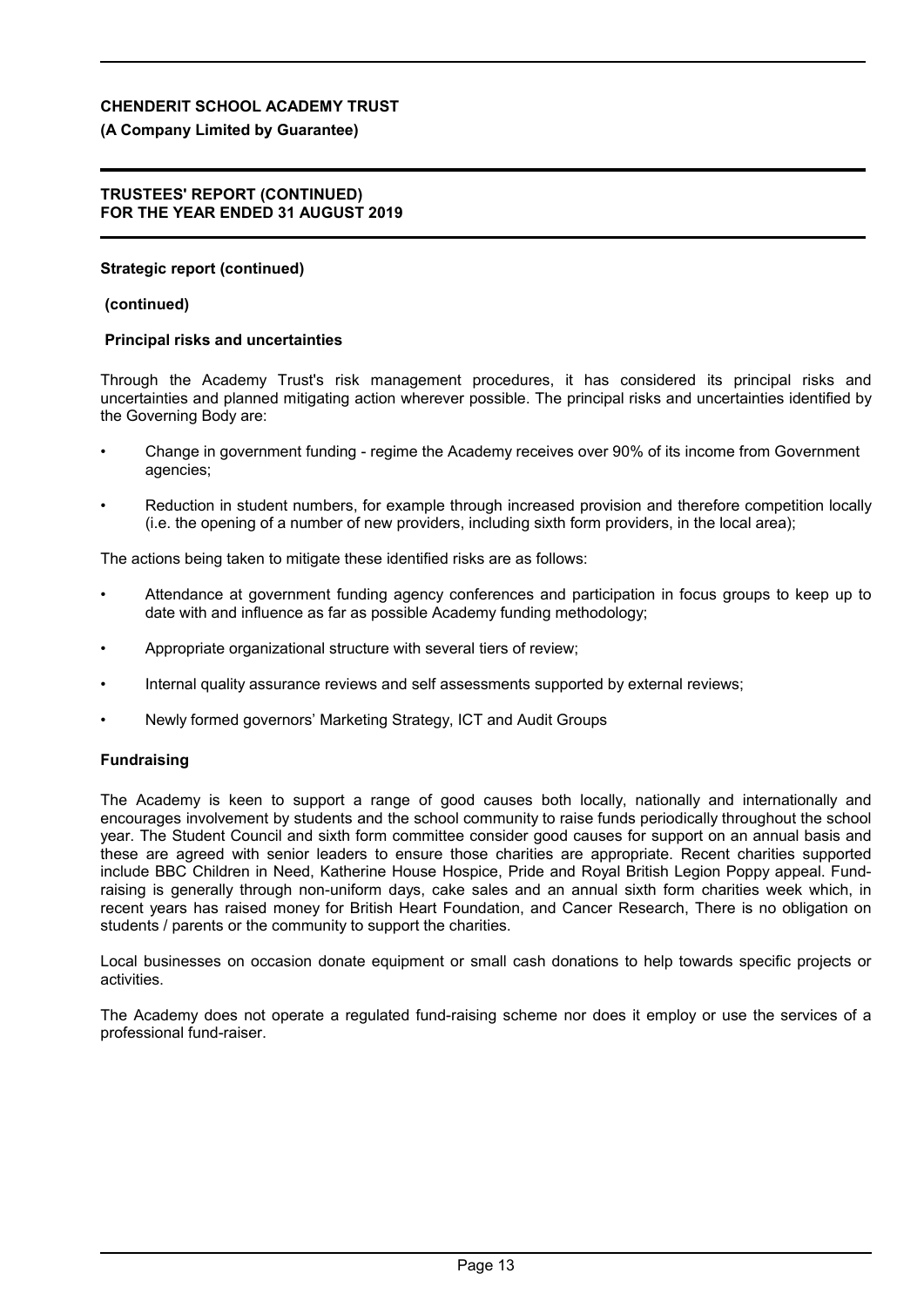**Strategic report (continued)**

**(continued)**

**Principal risks and uncertainties**

Through the Academy Trust's risk management procedures, it has considered its principal risks and uncertainties and planned mitigating action wherever possible. The principal risks and uncertainties identified by the Governing Body are:

- Change in government funding - regime the Academy receives over 90% of its income from Government agencies;
- Reduction in student numbers, for example through increased provision and therefore competition locally (i.e. the opening of a number of new providers, including sixth form providers, in the local area);

The actions being taken to mitigate these identified risks are as follows:

- Attendance at government funding agency conferences and participation in focus groups to keep up to date with and influence as far as possible Academy funding methodology;
- Appropriate organizational structure with several tiers of review;
- Internal quality assurance reviews and self assessments supported by external reviews;
- Newly formed governors' Marketing Strategy, ICT and Audit Groups

**Fundraising**

The Academy is keen to support a range of good causes both locally, nationally and internationally and encourages involvement by students and the school community to raise funds periodically throughout the school year. The Student Council and sixth form committee consider good causes for support on an annual basis and these are agreed with senior leaders to ensure those charities are appropriate. Recent charities supported include BBC Children in Need, Katherine House Hospice, Pride and Royal British Legion Poppy appeal. Fund-raising is generally through non-uniform days, cake sales and an annual sixth form charities week which, in recent years has raised money for British Heart Foundation, and Cancer Research, There is no obligation on students / parents or the community to support the charities.

Local businesses on occasion donate equipment or small cash donations to help towards specific projects or activities.

The Academy does not operate a regulated fund-raising scheme nor does it employ or use the services of a professional fund-raiser.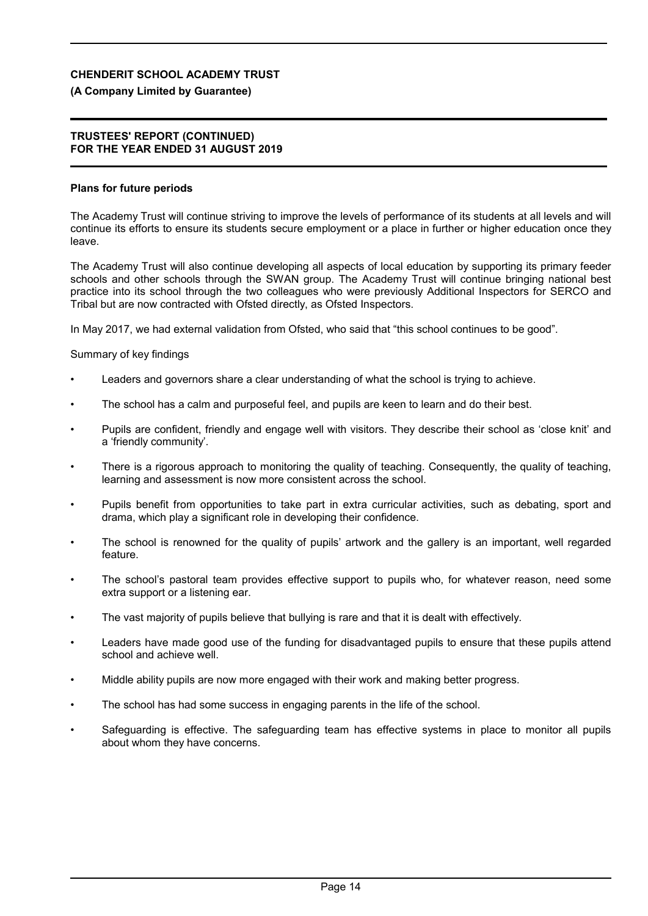### Plans for future periods

The Academy Trust will continue striving to improve the levels of performance of its students at all levels and will continue its efforts to ensure its students secure employment or a place in further or higher education once they leave.

The Academy Trust will also continue developing all aspects of local education by supporting its primary feeder schools and other schools through the SWAN group. The Academy Trust will continue bringing national best practice into its school through the two colleagues who were previously Additional Inspectors for SERCO and Tribal but are now contracted with Ofsted directly, as Ofsted Inspectors.

In May 2017, we had external validation from Ofsted, who said that “this school continues to be good”.

Summary of key findings

- Leaders and governors share a clear understanding of what the school is trying to achieve.
- The school has a calm and purposeful feel, and pupils are keen to learn and do their best.
- Pupils are confident, friendly and engage well with visitors. They describe their school as ‘close knit’ and a ‘friendly community’.
- There is a rigorous approach to monitoring the quality of teaching. Consequently, the quality of teaching, learning and assessment is now more consistent across the school.
- Pupils benefit from opportunities to take part in extra curricular activities, such as debating, sport and drama, which play a significant role in developing their confidence.
- The school is renowned for the quality of pupils’ artwork and the gallery is an important, well regarded feature.
- The school’s pastoral team provides effective support to pupils who, for whatever reason, need some extra support or a listening ear.
- The vast majority of pupils believe that bullying is rare and that it is dealt with effectively.
- Leaders have made good use of the funding for disadvantaged pupils to ensure that these pupils attend school and achieve well.
- Middle ability pupils are now more engaged with their work and making better progress.
- The school has had some success in engaging parents in the life of the school.
- Safeguarding is effective. The safeguarding team has effective systems in place to monitor all pupils about whom they have concerns.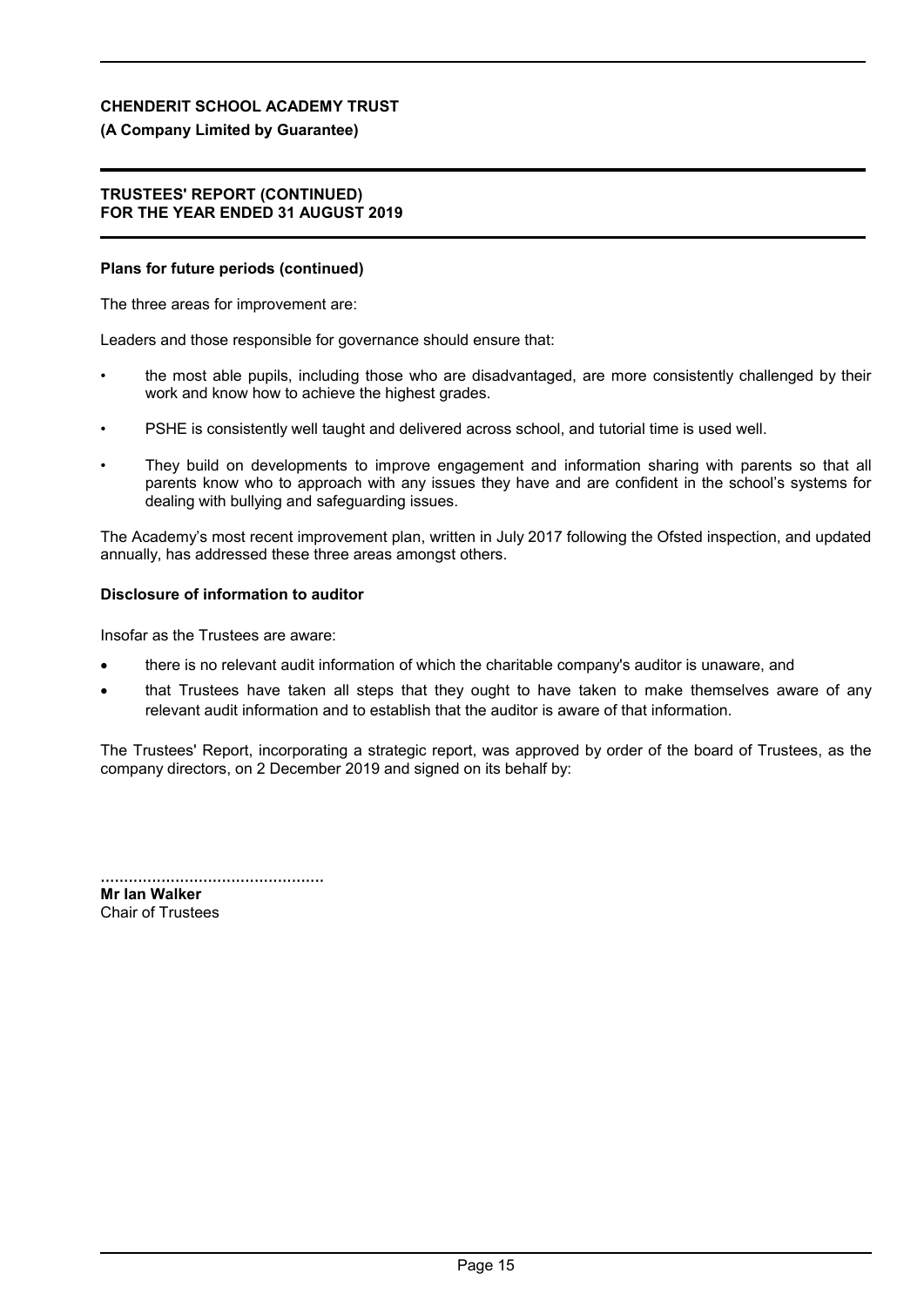### Plans for future periods (continued)

The three areas for improvement are:

Leaders and those responsible for governance should ensure that:

- the most able pupils, including those who are disadvantaged, are more consistently challenged by their work and know how to achieve the highest grades.
- PSHE is consistently well taught and delivered across school, and tutorial time is used well.
- They build on developments to improve engagement and information sharing with parents so that all parents know who to approach with any issues they have and are confident in the school's systems for dealing with bullying and safeguarding issues.

The Academy's most recent improvement plan, written in July 2017 following the Ofsted inspection, and updated annually, has addressed these three areas amongst others.

### Disclosure of information to auditor

Insofar as the Trustees are aware:

- there is no relevant audit information of which the charitable company's auditor is unaware, and
- that Trustees have taken all steps that they ought to have taken to make themselves aware of any relevant audit information and to establish that the auditor is aware of that information.

The Trustees' Report, incorporating a strategic report, was approved by order of the board of Trustees, as the company directors, on 2 December 2019 and signed on its behalf by:

................................................

**Mr Ian Walker**
Chair of Trustees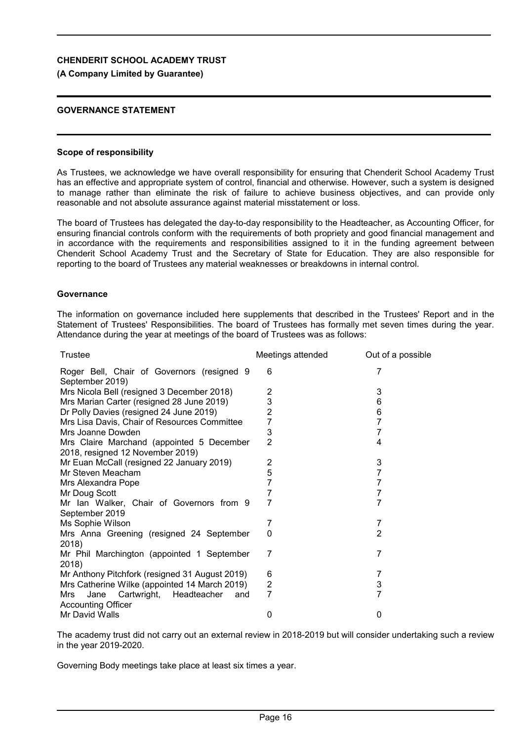**CHENDERIT SCHOOL ACADEMY TRUST**

**(A Company Limited by Guarantee)**

**GOVERNANCE STATEMENT**

**Scope of responsibility**

As Trustees, we acknowledge we have overall responsibility for ensuring that Chenderit School Academy Trust has an effective and appropriate system of control, financial and otherwise. However, such a system is designed to manage rather than eliminate the risk of failure to achieve business objectives, and can provide only reasonable and not absolute assurance against material misstatement or loss.

The board of Trustees has delegated the day-to-day responsibility to the Headteacher, as Accounting Officer, for ensuring financial controls conform with the requirements of both propriety and good financial management and in accordance with the requirements and responsibilities assigned to it in the funding agreement between Chenderit School Academy Trust and the Secretary of State for Education. They are also responsible for reporting to the board of Trustees any material weaknesses or breakdowns in internal control.

**Governance**

The information on governance included here supplements that described in the Trustees' Report and in the Statement of Trustees' Responsibilities. The board of Trustees has formally met seven times during the year. Attendance during the year at meetings of the board of Trustees was as follows:

| Trustee | Meetings attended | Out of a possible |
|---|---|---|
| Roger Bell, Chair of Governors (resigned 9 September 2019) | 6 | 7 |
| Mrs Nicola Bell (resigned 3 December 2018) | 2 | 3 |
| Mrs Marian Carter (resigned 28 June 2019) | 3 | 6 |
| Dr Polly Davies (resigned 24 June 2019) | 2 | 6 |
| Mrs Lisa Davis, Chair of Resources Committee | 7 | 7 |
| Mrs Joanne Dowden | 3 | 7 |
| Mrs Claire Marchand (appointed 5 December 2018, resigned 12 November 2019) | 2 | 4 |
| Mr Euan McCall (resigned 22 January 2019) | 2 | 3 |
| Mr Steven Meacham | 5 | 7 |
| Mrs Alexandra Pope | 7 | 7 |
| Mr Doug Scott | 7 | 7 |
| Mr Ian Walker, Chair of Governors from 9 September 2019 | 7 | 7 |
| Ms Sophie Wilson | 7 | 7 |
| Mrs Anna Greening (resigned 24 September 2018) | 0 | 2 |
| Mr Phil Marchington (appointed 1 September 2018) | 7 | 7 |
| Mr Anthony Pitchfork (resigned 31 August 2019) | 6 | 7 |
| Mrs Catherine Wilke (appointed 14 March 2019) | 2 | 3 |
| Mrs Jane Cartwright, Headteacher and Accounting Officer | 7 | 7 |
| Mr David Walls | 0 | 0 |

The academy trust did not carry out an external review in 2018-2019 but will consider undertaking such a review in the year 2019-2020.

Governing Body meetings take place at least six times a year.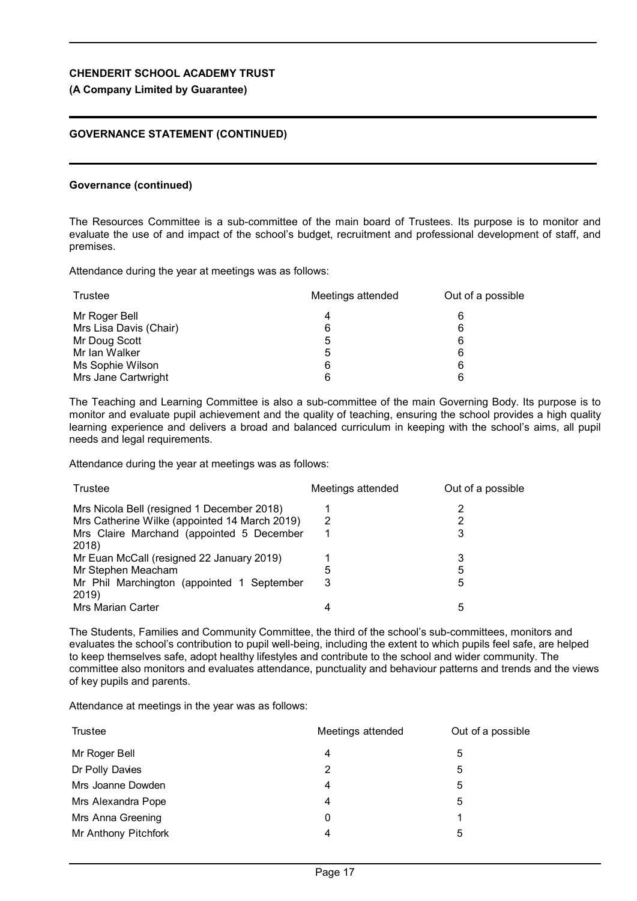**CHENDERIT SCHOOL ACADEMY TRUST**

**(A Company Limited by Guarantee)**

**GOVERNANCE STATEMENT (CONTINUED)**

**Governance (continued)**

The Resources Committee is a sub-committee of the main board of Trustees. Its purpose is to monitor and evaluate the use of and impact of the school's budget, recruitment and professional development of staff, and premises.

Attendance during the year at meetings was as follows:

| Trustee | Meetings attended | Out of a possible |
|---|---|---|
| Mr Roger Bell | 4 | 6 |
| Mrs Lisa Davis (Chair) | 6 | 6 |
| Mr Doug Scott | 5 | 6 |
| Mr Ian Walker | 5 | 6 |
| Ms Sophie Wilson | 6 | 6 |
| Mrs Jane Cartwright | 6 | 6 |

The Teaching and Learning Committee is also a sub-committee of the main Governing Body. Its purpose is to monitor and evaluate pupil achievement and the quality of teaching, ensuring the school provides a high quality learning experience and delivers a broad and balanced curriculum in keeping with the school's aims, all pupil needs and legal requirements.

Attendance during the year at meetings was as follows:

| Trustee | Meetings attended | Out of a possible |
|---|---|---|
| Mrs Nicola Bell (resigned 1 December 2018) | 1 | 2 |
| Mrs Catherine Wilke (appointed 14 March 2019) | 2 | 2 |
| Mrs Claire Marchand (appointed 5 December 2018) | 1 | 3 |
| Mr Euan McCall (resigned 22 January 2019) | 1 | 3 |
| Mr Stephen Meacham | 5 | 5 |
| Mr Phil Marchington (appointed 1 September 2019) | 3 | 5 |
| Mrs Marian Carter | 4 | 5 |

The Students, Families and Community Committee, the third of the school's sub-committees, monitors and evaluates the school's contribution to pupil well-being, including the extent to which pupils feel safe, are helped to keep themselves safe, adopt healthy lifestyles and contribute to the school and wider community. The committee also monitors and evaluates attendance, punctuality and behaviour patterns and trends and the views of key pupils and parents.

Attendance at meetings in the year was as follows:

| Trustee | Meetings attended | Out of a possible |
|---|---|---|
| Mr Roger Bell | 4 | 5 |
| Dr Polly Davies | 2 | 5 |
| Mrs Joanne Dowden | 4 | 5 |
| Mrs Alexandra Pope | 4 | 5 |
| Mrs Anna Greening | 0 | 1 |
| Mr Anthony Pitchfork | 4 | 5 |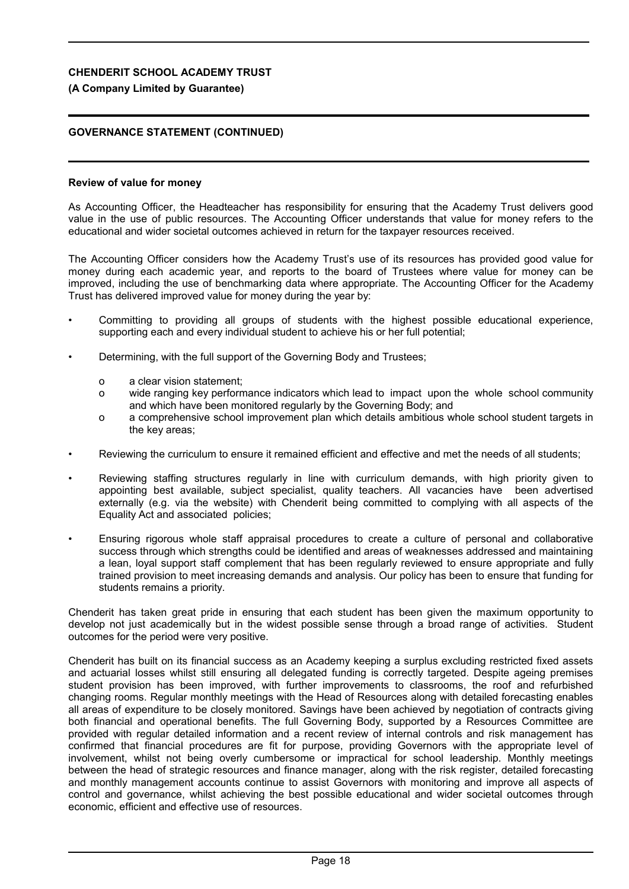## GOVERNANCE STATEMENT (CONTINUED)

### Review of value for money

As Accounting Officer, the Headteacher has responsibility for ensuring that the Academy Trust delivers good value in the use of public resources. The Accounting Officer understands that value for money refers to the educational and wider societal outcomes achieved in return for the taxpayer resources received.

The Accounting Officer considers how the Academy Trust's use of its resources has provided good value for money during each academic year, and reports to the board of Trustees where value for money can be improved, including the use of benchmarking data where appropriate. The Accounting Officer for the Academy Trust has delivered improved value for money during the year by:

- Committing to providing all groups of students with the highest possible educational experience, supporting each and every individual student to achieve his or her full potential;
- Determining, with the full support of the Governing Body and Trustees;
  - a clear vision statement;
  - wide ranging key performance indicators which lead to impact upon the whole school community and which have been monitored regularly by the Governing Body; and
  - a comprehensive school improvement plan which details ambitious whole school student targets in the key areas;
- Reviewing the curriculum to ensure it remained efficient and effective and met the needs of all students;
- Reviewing staffing structures regularly in line with curriculum demands, with high priority given to appointing best available, subject specialist, quality teachers. All vacancies have been advertised externally (e.g. via the website) with Chenderit being committed to complying with all aspects of the Equality Act and associated policies;
- Ensuring rigorous whole staff appraisal procedures to create a culture of personal and collaborative success through which strengths could be identified and areas of weaknesses addressed and maintaining a lean, loyal support staff complement that has been regularly reviewed to ensure appropriate and fully trained provision to meet increasing demands and analysis. Our policy has been to ensure that funding for students remains a priority.

Chenderit has taken great pride in ensuring that each student has been given the maximum opportunity to develop not just academically but in the widest possible sense through a broad range of activities. Student outcomes for the period were very positive.

Chenderit has built on its financial success as an Academy keeping a surplus excluding restricted fixed assets and actuarial losses whilst still ensuring all delegated funding is correctly targeted. Despite ageing premises student provision has been improved, with further improvements to classrooms, the roof and refurbished changing rooms. Regular monthly meetings with the Head of Resources along with detailed forecasting enables all areas of expenditure to be closely monitored. Savings have been achieved by negotiation of contracts giving both financial and operational benefits. The full Governing Body, supported by a Resources Committee are provided with regular detailed information and a recent review of internal controls and risk management has confirmed that financial procedures are fit for purpose, providing Governors with the appropriate level of involvement, whilst not being overly cumbersome or impractical for school leadership. Monthly meetings between the head of strategic resources and finance manager, along with the risk register, detailed forecasting and monthly management accounts continue to assist Governors with monitoring and improve all aspects of control and governance, whilst achieving the best possible educational and wider societal outcomes through economic, efficient and effective use of resources.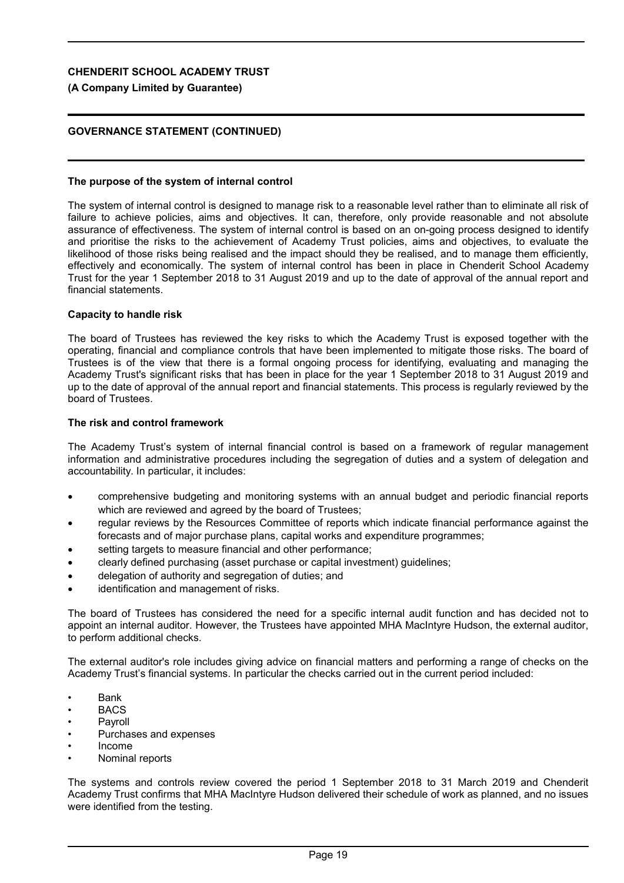**CHENDERIT SCHOOL ACADEMY TRUST**

**(A Company Limited by Guarantee)**

**GOVERNANCE STATEMENT (CONTINUED)**

**The purpose of the system of internal control**

The system of internal control is designed to manage risk to a reasonable level rather than to eliminate all risk of failure to achieve policies, aims and objectives. It can, therefore, only provide reasonable and not absolute assurance of effectiveness. The system of internal control is based on an on-going process designed to identify and prioritise the risks to the achievement of Academy Trust policies, aims and objectives, to evaluate the likelihood of those risks being realised and the impact should they be realised, and to manage them efficiently, effectively and economically. The system of internal control has been in place in Chenderit School Academy Trust for the year 1 September 2018 to 31 August 2019 and up to the date of approval of the annual report and financial statements.

**Capacity to handle risk**

The board of Trustees has reviewed the key risks to which the Academy Trust is exposed together with the operating, financial and compliance controls that have been implemented to mitigate those risks. The board of Trustees is of the view that there is a formal ongoing process for identifying, evaluating and managing the Academy Trust's significant risks that has been in place for the year 1 September 2018 to 31 August 2019 and up to the date of approval of the annual report and financial statements. This process is regularly reviewed by the board of Trustees.

**The risk and control framework**

The Academy Trust's system of internal financial control is based on a framework of regular management information and administrative procedures including the segregation of duties and a system of delegation and accountability. In particular, it includes:

- comprehensive budgeting and monitoring systems with an annual budget and periodic financial reports which are reviewed and agreed by the board of Trustees;
- regular reviews by the Resources Committee of reports which indicate financial performance against the forecasts and of major purchase plans, capital works and expenditure programmes;
- setting targets to measure financial and other performance;
- clearly defined purchasing (asset purchase or capital investment) guidelines;
- delegation of authority and segregation of duties; and
- identification and management of risks.

The board of Trustees has considered the need for a specific internal audit function and has decided not to appoint an internal auditor. However, the Trustees have appointed MHA MacIntyre Hudson, the external auditor, to perform additional checks.

The external auditor's role includes giving advice on financial matters and performing a range of checks on the Academy Trust's financial systems. In particular the checks carried out in the current period included:

- Bank
- BACS
- Payroll
- Purchases and expenses
- Income
- Nominal reports

The systems and controls review covered the period 1 September 2018 to 31 March 2019 and Chenderit Academy Trust confirms that MHA MacIntyre Hudson delivered their schedule of work as planned, and no issues were identified from the testing.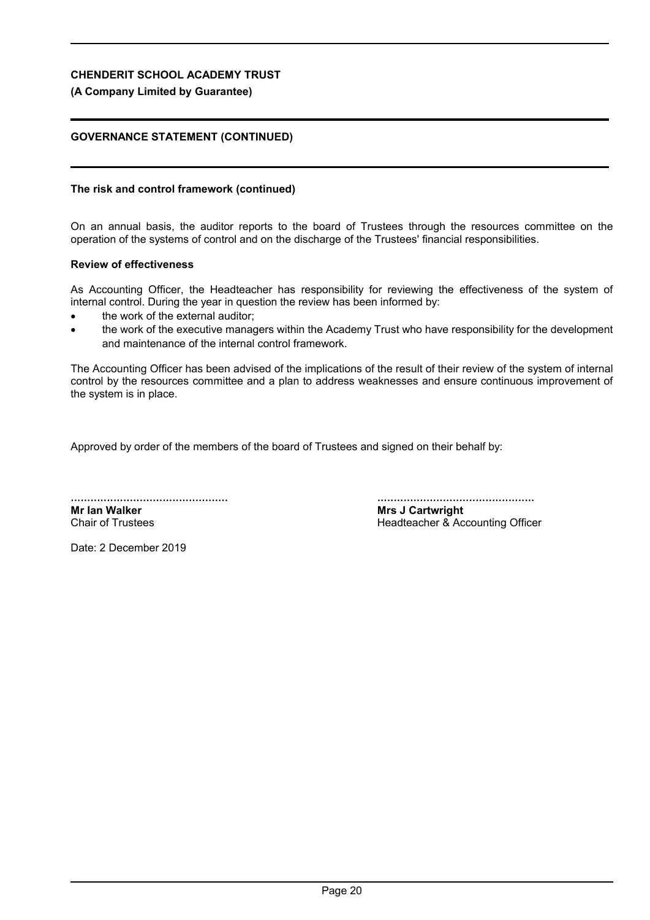# CHENDERIT SCHOOL ACADEMY TRUST

**(A Company Limited by Guarantee)**

## GOVERNANCE STATEMENT (CONTINUED)

### The risk and control framework (continued)

On an annual basis, the auditor reports to the board of Trustees through the resources committee on the operation of the systems of control and on the discharge of the Trustees' financial responsibilities.

### Review of effectiveness

As Accounting Officer, the Headteacher has responsibility for reviewing the effectiveness of the system of internal control. During the year in question the review has been informed by:

- the work of the external auditor;
- the work of the executive managers within the Academy Trust who have responsibility for the development and maintenance of the internal control framework.

The Accounting Officer has been advised of the implications of the result of their review of the system of internal control by the resources committee and a plan to address weaknesses and ensure continuous improvement of the system is in place.

Approved by order of the members of the board of Trustees and signed on their behalf by:

................................................
**Mr Ian Walker**
Chair of Trustees

................................................
**Mrs J Cartwright**
Headteacher & Accounting Officer

Date: 2 December 2019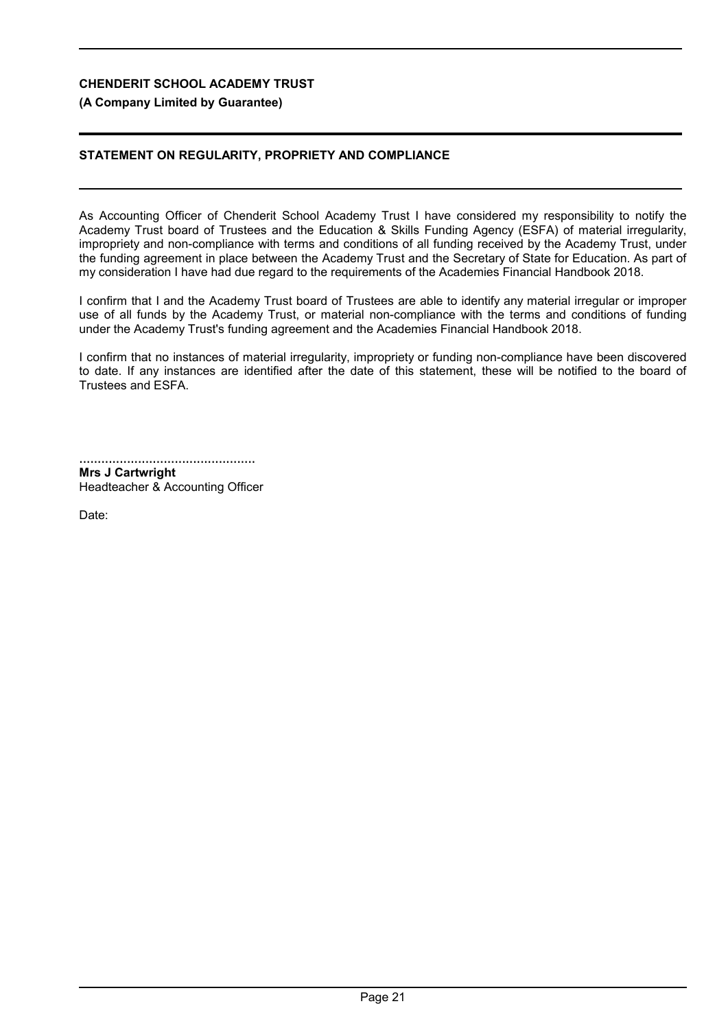**CHENDERIT SCHOOL ACADEMY TRUST**

**(A Company Limited by Guarantee)**

## STATEMENT ON REGULARITY, PROPRIETY AND COMPLIANCE

As Accounting Officer of Chenderit School Academy Trust I have considered my responsibility to notify the Academy Trust board of Trustees and the Education & Skills Funding Agency (ESFA) of material irregularity, impropriety and non-compliance with terms and conditions of all funding received by the Academy Trust, under the funding agreement in place between the Academy Trust and the Secretary of State for Education. As part of my consideration I have had due regard to the requirements of the Academies Financial Handbook 2018.

I confirm that I and the Academy Trust board of Trustees are able to identify any material irregular or improper use of all funds by the Academy Trust, or material non-compliance with the terms and conditions of funding under the Academy Trust's funding agreement and the Academies Financial Handbook 2018.

I confirm that no instances of material irregularity, impropriety or funding non-compliance have been discovered to date. If any instances are identified after the date of this statement, these will be notified to the board of Trustees and ESFA.

................................................

**Mrs J Cartwright**
Headteacher & Accounting Officer

Date: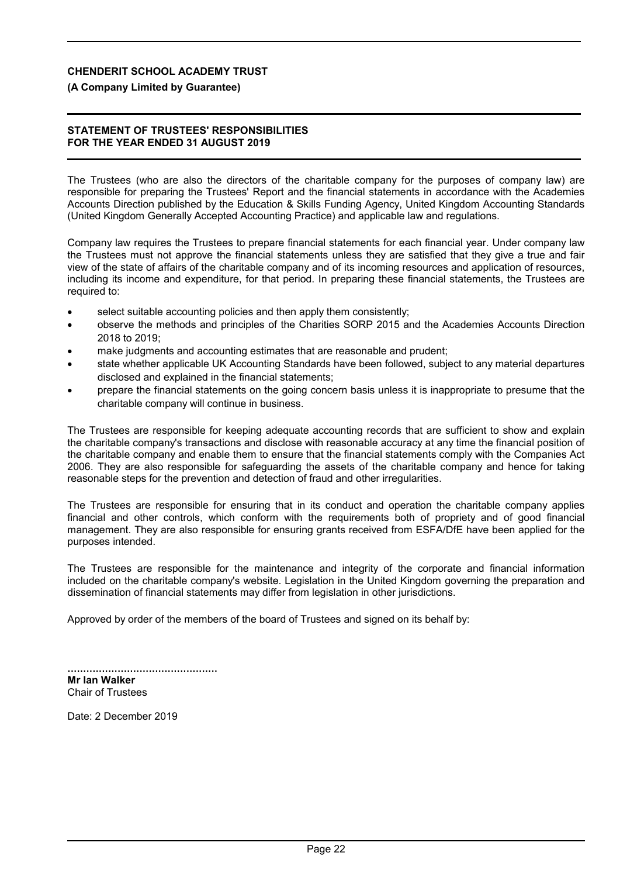**CHENDERIT SCHOOL ACADEMY TRUST**

**(A Company Limited by Guarantee)**

## STATEMENT OF TRUSTEES' RESPONSIBILITIES
## FOR THE YEAR ENDED 31 AUGUST 2019

The Trustees (who are also the directors of the charitable company for the purposes of company law) are responsible for preparing the Trustees' Report and the financial statements in accordance with the Academies Accounts Direction published by the Education & Skills Funding Agency, United Kingdom Accounting Standards (United Kingdom Generally Accepted Accounting Practice) and applicable law and regulations.

Company law requires the Trustees to prepare financial statements for each financial year. Under company law the Trustees must not approve the financial statements unless they are satisfied that they give a true and fair view of the state of affairs of the charitable company and of its incoming resources and application of resources, including its income and expenditure, for that period. In preparing these financial statements, the Trustees are required to:

- select suitable accounting policies and then apply them consistently;
- observe the methods and principles of the Charities SORP 2015 and the Academies Accounts Direction 2018 to 2019;
- make judgments and accounting estimates that are reasonable and prudent;
- state whether applicable UK Accounting Standards have been followed, subject to any material departures disclosed and explained in the financial statements;
- prepare the financial statements on the going concern basis unless it is inappropriate to presume that the charitable company will continue in business.

The Trustees are responsible for keeping adequate accounting records that are sufficient to show and explain the charitable company's transactions and disclose with reasonable accuracy at any time the financial position of the charitable company and enable them to ensure that the financial statements comply with the Companies Act 2006. They are also responsible for safeguarding the assets of the charitable company and hence for taking reasonable steps for the prevention and detection of fraud and other irregularities.

The Trustees are responsible for ensuring that in its conduct and operation the charitable company applies financial and other controls, which conform with the requirements both of propriety and of good financial management. They are also responsible for ensuring grants received from ESFA/DfE have been applied for the purposes intended.

The Trustees are responsible for the maintenance and integrity of the corporate and financial information included on the charitable company's website. Legislation in the United Kingdom governing the preparation and dissemination of financial statements may differ from legislation in other jurisdictions.

Approved by order of the members of the board of Trustees and signed on its behalf by:

................................................

**Mr Ian Walker**
Chair of Trustees

Date: 2 December 2019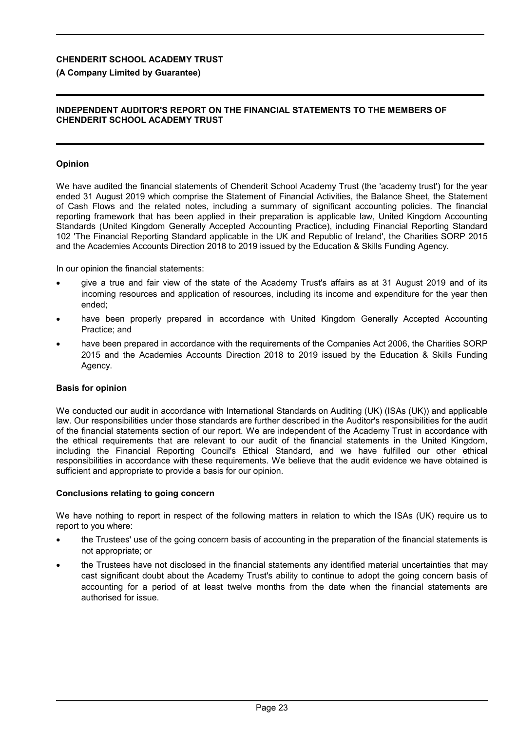# INDEPENDENT AUDITOR'S REPORT ON THE FINANCIAL STATEMENTS TO THE MEMBERS OF CHENDERIT SCHOOL ACADEMY TRUST

### Opinion

We have audited the financial statements of Chenderit School Academy Trust (the 'academy trust') for the year ended 31 August 2019 which comprise the Statement of Financial Activities, the Balance Sheet, the Statement of Cash Flows and the related notes, including a summary of significant accounting policies. The financial reporting framework that has been applied in their preparation is applicable law, United Kingdom Accounting Standards (United Kingdom Generally Accepted Accounting Practice), including Financial Reporting Standard 102 'The Financial Reporting Standard applicable in the UK and Republic of Ireland', the Charities SORP 2015 and the Academies Accounts Direction 2018 to 2019 issued by the Education & Skills Funding Agency.

In our opinion the financial statements:

- give a true and fair view of the state of the Academy Trust's affairs as at 31 August 2019 and of its incoming resources and application of resources, including its income and expenditure for the year then ended;
- have been properly prepared in accordance with United Kingdom Generally Accepted Accounting Practice; and
- have been prepared in accordance with the requirements of the Companies Act 2006, the Charities SORP 2015 and the Academies Accounts Direction 2018 to 2019 issued by the Education & Skills Funding Agency.

### Basis for opinion

We conducted our audit in accordance with International Standards on Auditing (UK) (ISAs (UK)) and applicable law. Our responsibilities under those standards are further described in the Auditor's responsibilities for the audit of the financial statements section of our report. We are independent of the Academy Trust in accordance with the ethical requirements that are relevant to our audit of the financial statements in the United Kingdom, including the Financial Reporting Council's Ethical Standard, and we have fulfilled our other ethical responsibilities in accordance with these requirements. We believe that the audit evidence we have obtained is sufficient and appropriate to provide a basis for our opinion.

### Conclusions relating to going concern

We have nothing to report in respect of the following matters in relation to which the ISAs (UK) require us to report to you where:

- the Trustees' use of the going concern basis of accounting in the preparation of the financial statements is not appropriate; or
- the Trustees have not disclosed in the financial statements any identified material uncertainties that may cast significant doubt about the Academy Trust's ability to continue to adopt the going concern basis of accounting for a period of at least twelve months from the date when the financial statements are authorised for issue.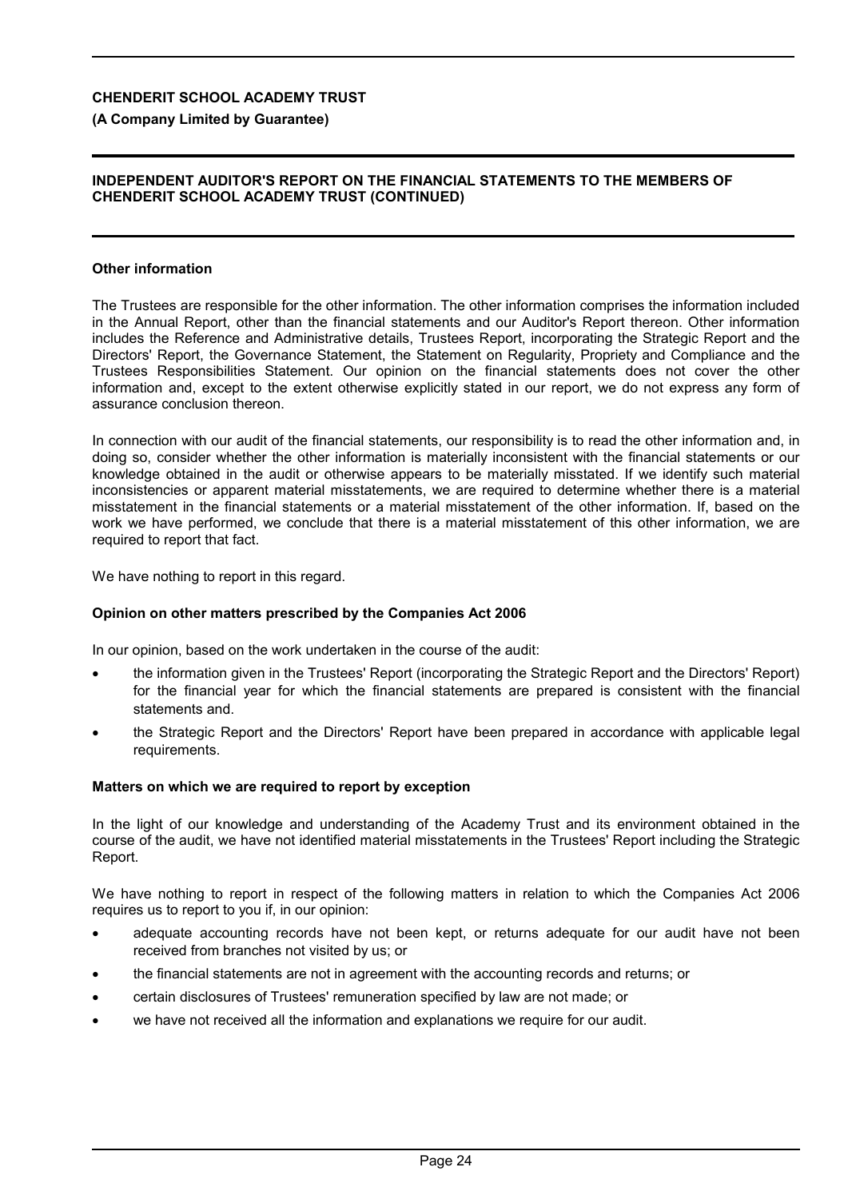**Other information**

The Trustees are responsible for the other information. The other information comprises the information included in the Annual Report, other than the financial statements and our Auditor's Report thereon. Other information includes the Reference and Administrative details, Trustees Report, incorporating the Strategic Report and the Directors' Report, the Governance Statement, the Statement on Regularity, Propriety and Compliance and the Trustees Responsibilities Statement. Our opinion on the financial statements does not cover the other information and, except to the extent otherwise explicitly stated in our report, we do not express any form of assurance conclusion thereon.

In connection with our audit of the financial statements, our responsibility is to read the other information and, in doing so, consider whether the other information is materially inconsistent with the financial statements or our knowledge obtained in the audit or otherwise appears to be materially misstated. If we identify such material inconsistencies or apparent material misstatements, we are required to determine whether there is a material misstatement in the financial statements or a material misstatement of the other information. If, based on the work we have performed, we conclude that there is a material misstatement of this other information, we are required to report that fact.

We have nothing to report in this regard.

**Opinion on other matters prescribed by the Companies Act 2006**

In our opinion, based on the work undertaken in the course of the audit:

- the information given in the Trustees' Report (incorporating the Strategic Report and the Directors' Report) for the financial year for which the financial statements are prepared is consistent with the financial statements and.
- the Strategic Report and the Directors' Report have been prepared in accordance with applicable legal requirements.

**Matters on which we are required to report by exception**

In the light of our knowledge and understanding of the Academy Trust and its environment obtained in the course of the audit, we have not identified material misstatements in the Trustees' Report including the Strategic Report.

We have nothing to report in respect of the following matters in relation to which the Companies Act 2006 requires us to report to you if, in our opinion:

- adequate accounting records have not been kept, or returns adequate for our audit have not been received from branches not visited by us; or
- the financial statements are not in agreement with the accounting records and returns; or
- certain disclosures of Trustees' remuneration specified by law are not made; or
- we have not received all the information and explanations we require for our audit.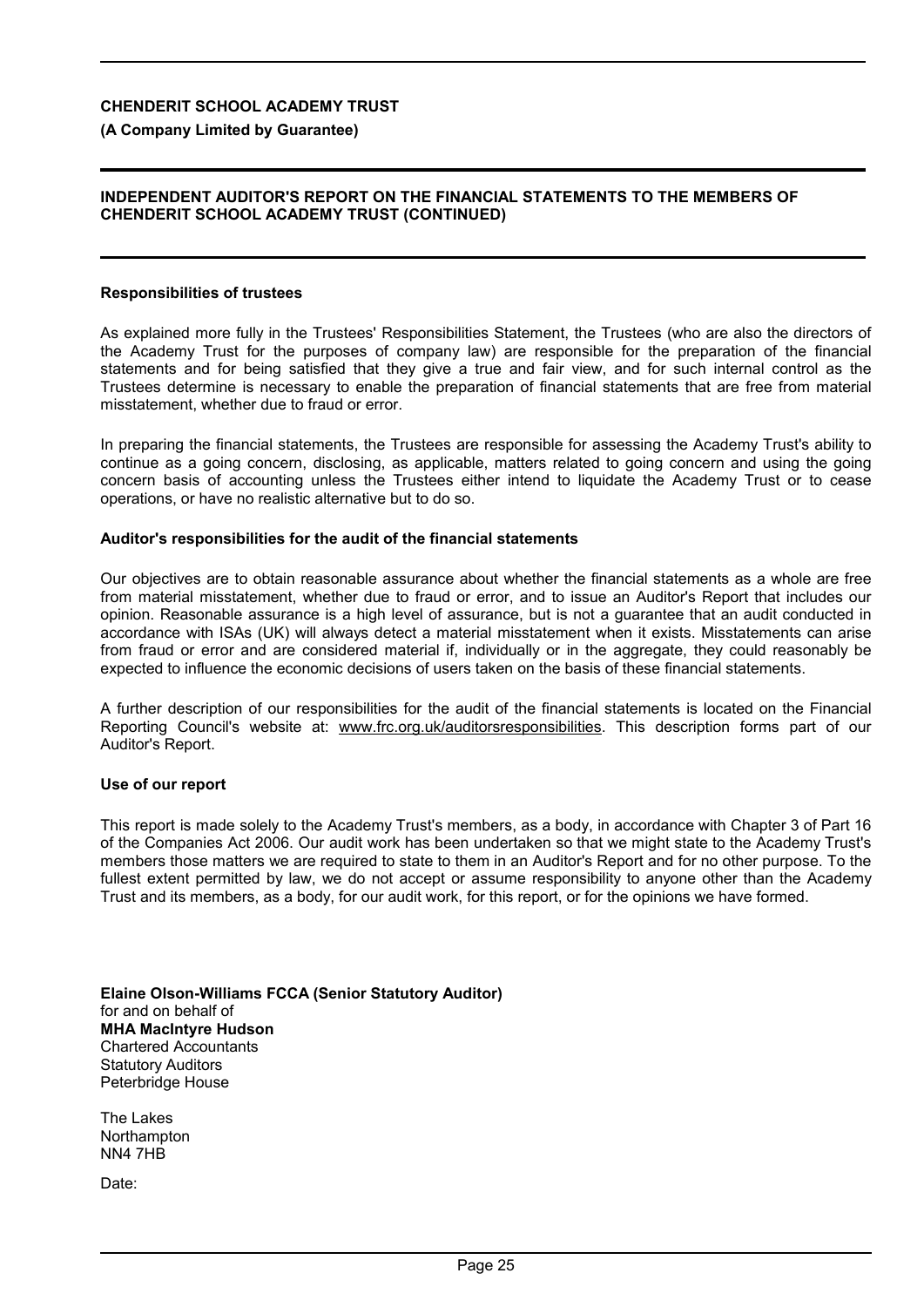**CHENDERIT SCHOOL ACADEMY TRUST**

**(A Company Limited by Guarantee)**

**INDEPENDENT AUDITOR'S REPORT ON THE FINANCIAL STATEMENTS TO THE MEMBERS OF CHENDERIT SCHOOL ACADEMY TRUST (CONTINUED)**

**Responsibilities of trustees**

As explained more fully in the Trustees' Responsibilities Statement, the Trustees (who are also the directors of the Academy Trust for the purposes of company law) are responsible for the preparation of the financial statements and for being satisfied that they give a true and fair view, and for such internal control as the Trustees determine is necessary to enable the preparation of financial statements that are free from material misstatement, whether due to fraud or error.

In preparing the financial statements, the Trustees are responsible for assessing the Academy Trust's ability to continue as a going concern, disclosing, as applicable, matters related to going concern and using the going concern basis of accounting unless the Trustees either intend to liquidate the Academy Trust or to cease operations, or have no realistic alternative but to do so.

**Auditor's responsibilities for the audit of the financial statements**

Our objectives are to obtain reasonable assurance about whether the financial statements as a whole are free from material misstatement, whether due to fraud or error, and to issue an Auditor's Report that includes our opinion. Reasonable assurance is a high level of assurance, but is not a guarantee that an audit conducted in accordance with ISAs (UK) will always detect a material misstatement when it exists. Misstatements can arise from fraud or error and are considered material if, individually or in the aggregate, they could reasonably be expected to influence the economic decisions of users taken on the basis of these financial statements.

A further description of our responsibilities for the audit of the financial statements is located on the Financial Reporting Council's website at: www.frc.org.uk/auditorsresponsibilities. This description forms part of our Auditor's Report.

**Use of our report**

This report is made solely to the Academy Trust's members, as a body, in accordance with Chapter 3 of Part 16 of the Companies Act 2006. Our audit work has been undertaken so that we might state to the Academy Trust's members those matters we are required to state to them in an Auditor's Report and for no other purpose. To the fullest extent permitted by law, we do not accept or assume responsibility to anyone other than the Academy Trust and its members, as a body, for our audit work, for this report, or for the opinions we have formed.

**Elaine Olson-Williams FCCA (Senior Statutory Auditor)**
for and on behalf of
**MHA MacIntyre Hudson**
Chartered Accountants
Statutory Auditors
Peterbridge House

The Lakes
Northampton
NN4 7HB

Date: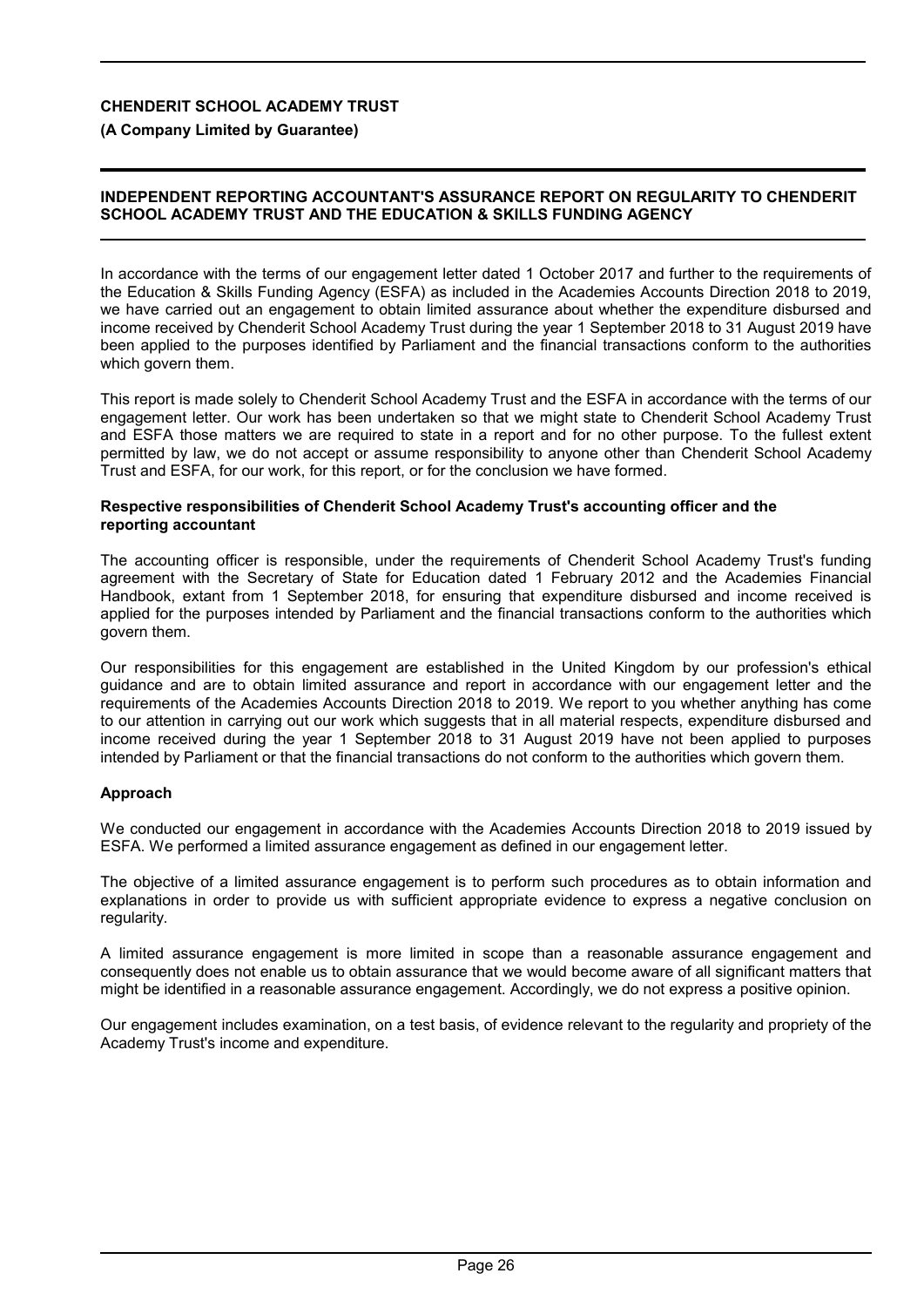**CHENDERIT SCHOOL ACADEMY TRUST**

**(A Company Limited by Guarantee)**

## INDEPENDENT REPORTING ACCOUNTANT'S ASSURANCE REPORT ON REGULARITY TO CHENDERIT SCHOOL ACADEMY TRUST AND THE EDUCATION & SKILLS FUNDING AGENCY

In accordance with the terms of our engagement letter dated 1 October 2017 and further to the requirements of the Education & Skills Funding Agency (ESFA) as included in the Academies Accounts Direction 2018 to 2019, we have carried out an engagement to obtain limited assurance about whether the expenditure disbursed and income received by Chenderit School Academy Trust during the year 1 September 2018 to 31 August 2019 have been applied to the purposes identified by Parliament and the financial transactions conform to the authorities which govern them.

This report is made solely to Chenderit School Academy Trust and the ESFA in accordance with the terms of our engagement letter. Our work has been undertaken so that we might state to Chenderit School Academy Trust and ESFA those matters we are required to state in a report and for no other purpose. To the fullest extent permitted by law, we do not accept or assume responsibility to anyone other than Chenderit School Academy Trust and ESFA, for our work, for this report, or for the conclusion we have formed.

### Respective responsibilities of Chenderit School Academy Trust's accounting officer and the reporting accountant

The accounting officer is responsible, under the requirements of Chenderit School Academy Trust's funding agreement with the Secretary of State for Education dated 1 February 2012 and the Academies Financial Handbook, extant from 1 September 2018, for ensuring that expenditure disbursed and income received is applied for the purposes intended by Parliament and the financial transactions conform to the authorities which govern them.

Our responsibilities for this engagement are established in the United Kingdom by our profession's ethical guidance and are to obtain limited assurance and report in accordance with our engagement letter and the requirements of the Academies Accounts Direction 2018 to 2019. We report to you whether anything has come to our attention in carrying out our work which suggests that in all material respects, expenditure disbursed and income received during the year 1 September 2018 to 31 August 2019 have not been applied to purposes intended by Parliament or that the financial transactions do not conform to the authorities which govern them.

### Approach

We conducted our engagement in accordance with the Academies Accounts Direction 2018 to 2019 issued by ESFA. We performed a limited assurance engagement as defined in our engagement letter.

The objective of a limited assurance engagement is to perform such procedures as to obtain information and explanations in order to provide us with sufficient appropriate evidence to express a negative conclusion on regularity.

A limited assurance engagement is more limited in scope than a reasonable assurance engagement and consequently does not enable us to obtain assurance that we would become aware of all significant matters that might be identified in a reasonable assurance engagement. Accordingly, we do not express a positive opinion.

Our engagement includes examination, on a test basis, of evidence relevant to the regularity and propriety of the Academy Trust's income and expenditure.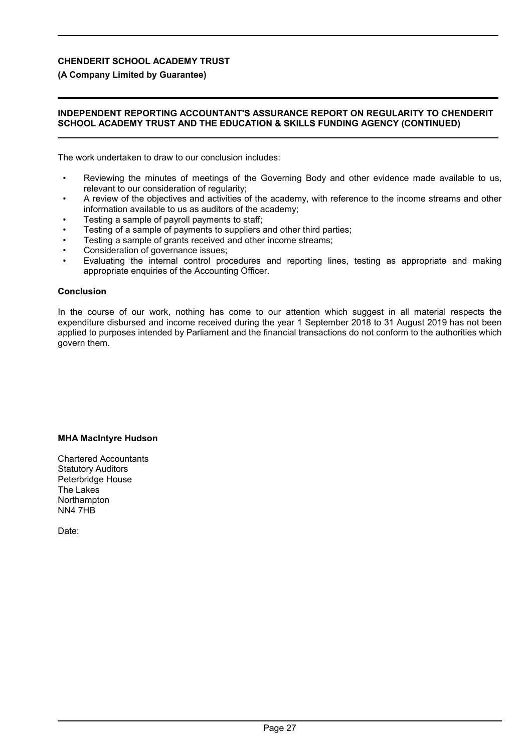**CHENDERIT SCHOOL ACADEMY TRUST**

**(A Company Limited by Guarantee)**

**INDEPENDENT REPORTING ACCOUNTANT'S ASSURANCE REPORT ON REGULARITY TO CHENDERIT SCHOOL ACADEMY TRUST AND THE EDUCATION & SKILLS FUNDING AGENCY (CONTINUED)**

The work undertaken to draw to our conclusion includes:

- Reviewing the minutes of meetings of the Governing Body and other evidence made available to us, relevant to our consideration of regularity;
- A review of the objectives and activities of the academy, with reference to the income streams and other information available to us as auditors of the academy;
- Testing a sample of payroll payments to staff;
- Testing of a sample of payments to suppliers and other third parties;
- Testing a sample of grants received and other income streams;
- Consideration of governance issues;
- Evaluating the internal control procedures and reporting lines, testing as appropriate and making appropriate enquiries of the Accounting Officer.

**Conclusion**

In the course of our work, nothing has come to our attention which suggest in all material respects the expenditure disbursed and income received during the year 1 September 2018 to 31 August 2019 has not been applied to purposes intended by Parliament and the financial transactions do not conform to the authorities which govern them.

**MHA MacIntyre Hudson**

Chartered Accountants
Statutory Auditors
Peterbridge House
The Lakes
Northampton
NN4 7HB

Date: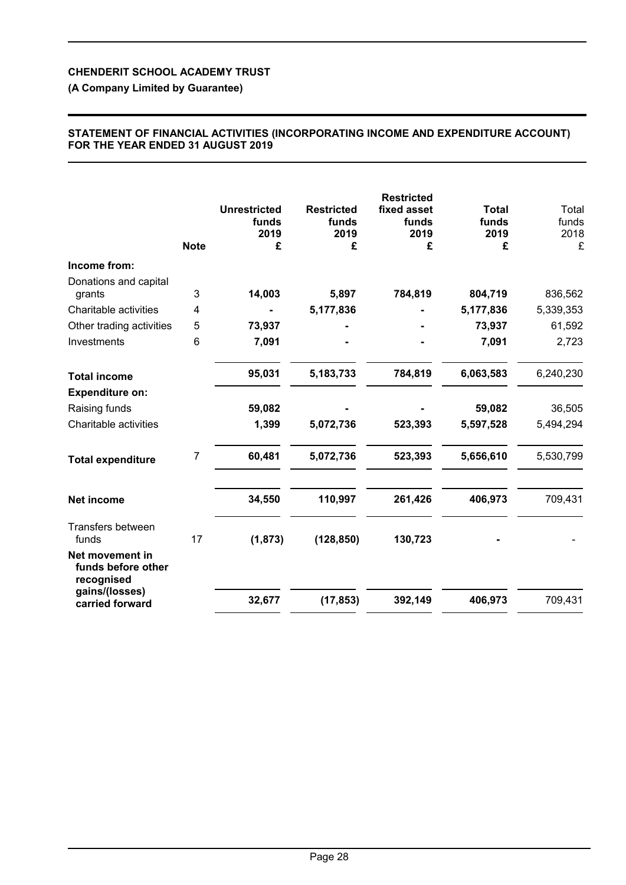**CHENDERIT SCHOOL ACADEMY TRUST**

**(A Company Limited by Guarantee)**

**STATEMENT OF FINANCIAL ACTIVITIES (INCORPORATING INCOME AND EXPENDITURE ACCOUNT) FOR THE YEAR ENDED 31 AUGUST 2019**

| | Note | Unrestricted funds 2019 £ | Restricted funds 2019 £ | Restricted fixed asset funds 2019 £ | Total funds 2019 £ | Total funds 2018 £ |
|---|---|---|---|---|---|---|
| **Income from:** | | | | | | |
| Donations and capital grants | 3 | **14,003** | **5,897** | **784,819** | **804,719** | 836,562 |
| Charitable activities | 4 | **-** | **5,177,836** | **-** | **5,177,836** | 5,339,353 |
| Other trading activities | 5 | **73,937** | **-** | **-** | **73,937** | 61,592 |
| Investments | 6 | **7,091** | **-** | **-** | **7,091** | 2,723 |
| **Total income** | | **95,031** | **5,183,733** | **784,819** | **6,063,583** | 6,240,230 |
| **Expenditure on:** | | | | | | |
| Raising funds | | **59,082** | **-** | **-** | **59,082** | 36,505 |
| Charitable activities | | **1,399** | **5,072,736** | **523,393** | **5,597,528** | 5,494,294 |
| **Total expenditure** | 7 | **60,481** | **5,072,736** | **523,393** | **5,656,610** | 5,530,799 |
| **Net income** | | **34,550** | **110,997** | **261,426** | **406,973** | 709,431 |
| Transfers between funds | 17 | **(1,873)** | **(128,850)** | **130,723** | **-** | - |
| **Net movement in funds before other recognised gains/(losses) carried forward** | | **32,677** | **(17,853)** | **392,149** | **406,973** | 709,431 |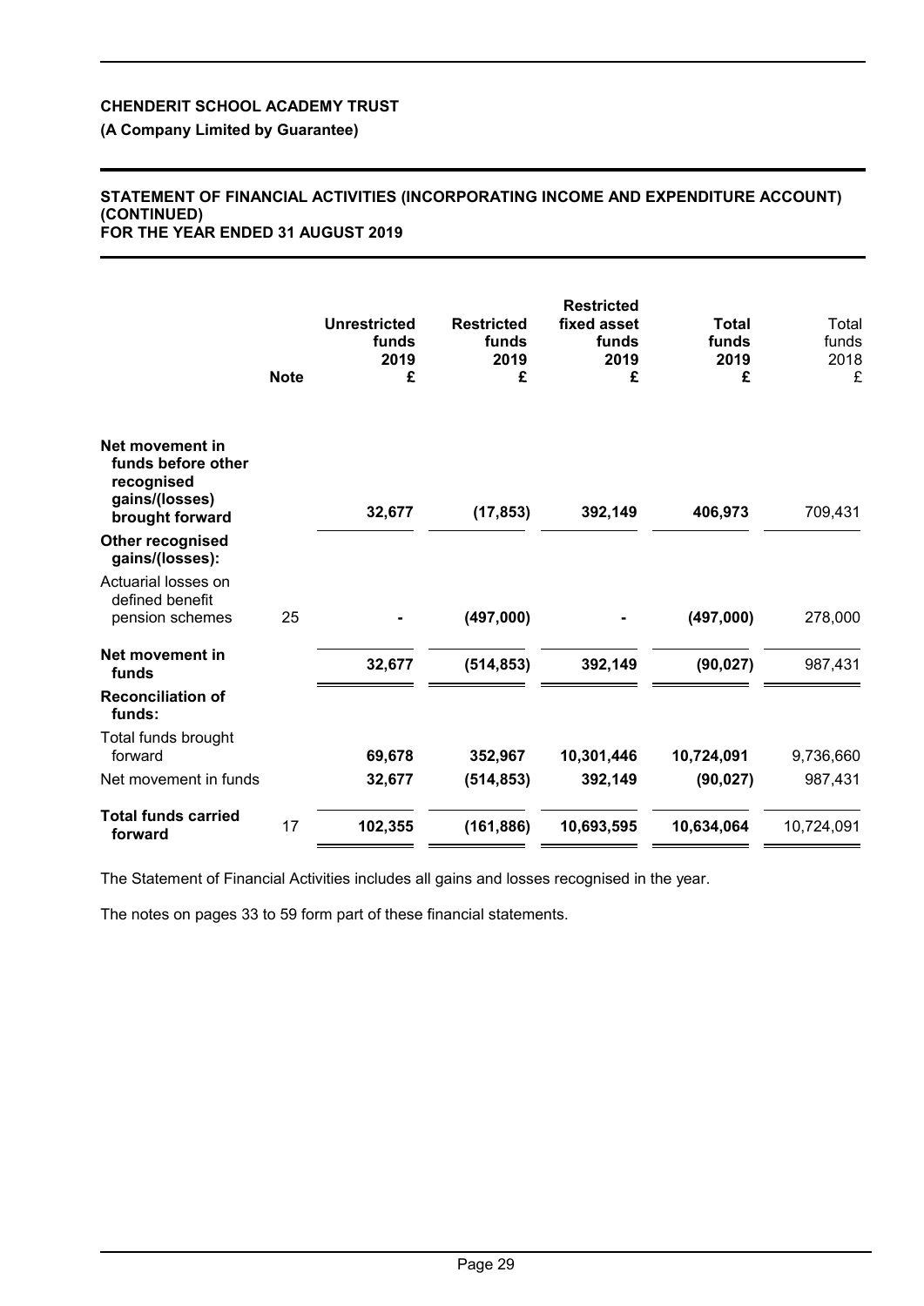**CHENDERIT SCHOOL ACADEMY TRUST**

**(A Company Limited by Guarantee)**

**STATEMENT OF FINANCIAL ACTIVITIES (INCORPORATING INCOME AND EXPENDITURE ACCOUNT) (CONTINUED)**
**FOR THE YEAR ENDED 31 AUGUST 2019**

| | Note | Unrestricted funds 2019 £ | Restricted funds 2019 £ | Restricted fixed asset funds 2019 £ | Total funds 2019 £ | Total funds 2018 £ |
|---|---|---|---|---|---|---|
| **Net movement in funds before other recognised gains/(losses) brought forward** | | **32,677** | **(17,853)** | **392,149** | **406,973** | 709,431 |
| **Other recognised gains/(losses):** | | | | | | |
| Actuarial losses on defined benefit pension schemes | 25 | **-** | **(497,000)** | **-** | **(497,000)** | 278,000 |
| **Net movement in funds** | | **32,677** | **(514,853)** | **392,149** | **(90,027)** | 987,431 |
| **Reconciliation of funds:** | | | | | | |
| Total funds brought forward | | **69,678** | **352,967** | **10,301,446** | **10,724,091** | 9,736,660 |
| Net movement in funds | | **32,677** | **(514,853)** | **392,149** | **(90,027)** | 987,431 |
| **Total funds carried forward** | 17 | **102,355** | **(161,886)** | **10,693,595** | **10,634,064** | 10,724,091 |

The Statement of Financial Activities includes all gains and losses recognised in the year.

The notes on pages 33 to 59 form part of these financial statements.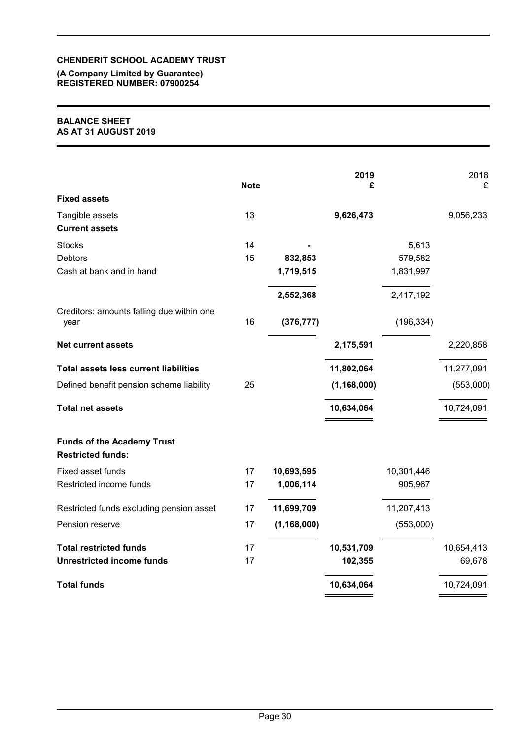**CHENDERIT SCHOOL ACADEMY TRUST**
**(A Company Limited by Guarantee)**
**REGISTERED NUMBER: 07900254**

**BALANCE SHEET**
**AS AT 31 AUGUST 2019**

| | Note | | 2019 £ | | 2018 £ |
|---|---|---|---|---|---|
| **Fixed assets** | | | | | |
| Tangible assets | 13 | | **9,626,473** | | 9,056,233 |
| **Current assets** | | | | | |
| Stocks | 14 | **-** | | 5,613 | |
| Debtors | 15 | **832,853** | | 579,582 | |
| Cash at bank and in hand | | **1,719,515** | | 1,831,997 | |
| | | **2,552,368** | | 2,417,192 | |
| Creditors: amounts falling due within one year | 16 | **(376,777)** | | (196,334) | |
| **Net current assets** | | | **2,175,591** | | 2,220,858 |
| **Total assets less current liabilities** | | | **11,802,064** | | 11,277,091 |
| Defined benefit pension scheme liability | 25 | | **(1,168,000)** | | (553,000) |
| **Total net assets** | | | **10,634,064** | | 10,724,091 |
| **Funds of the Academy Trust** | | | | | |
| **Restricted funds:** | | | | | |
| Fixed asset funds | 17 | **10,693,595** | | 10,301,446 | |
| Restricted income funds | 17 | **1,006,114** | | 905,967 | |
| Restricted funds excluding pension asset | 17 | **11,699,709** | | 11,207,413 | |
| Pension reserve | 17 | **(1,168,000)** | | (553,000) | |
| **Total restricted funds** | 17 | | **10,531,709** | | 10,654,413 |
| **Unrestricted income funds** | 17 | | **102,355** | | 69,678 |
| **Total funds** | | | **10,634,064** | | 10,724,091 |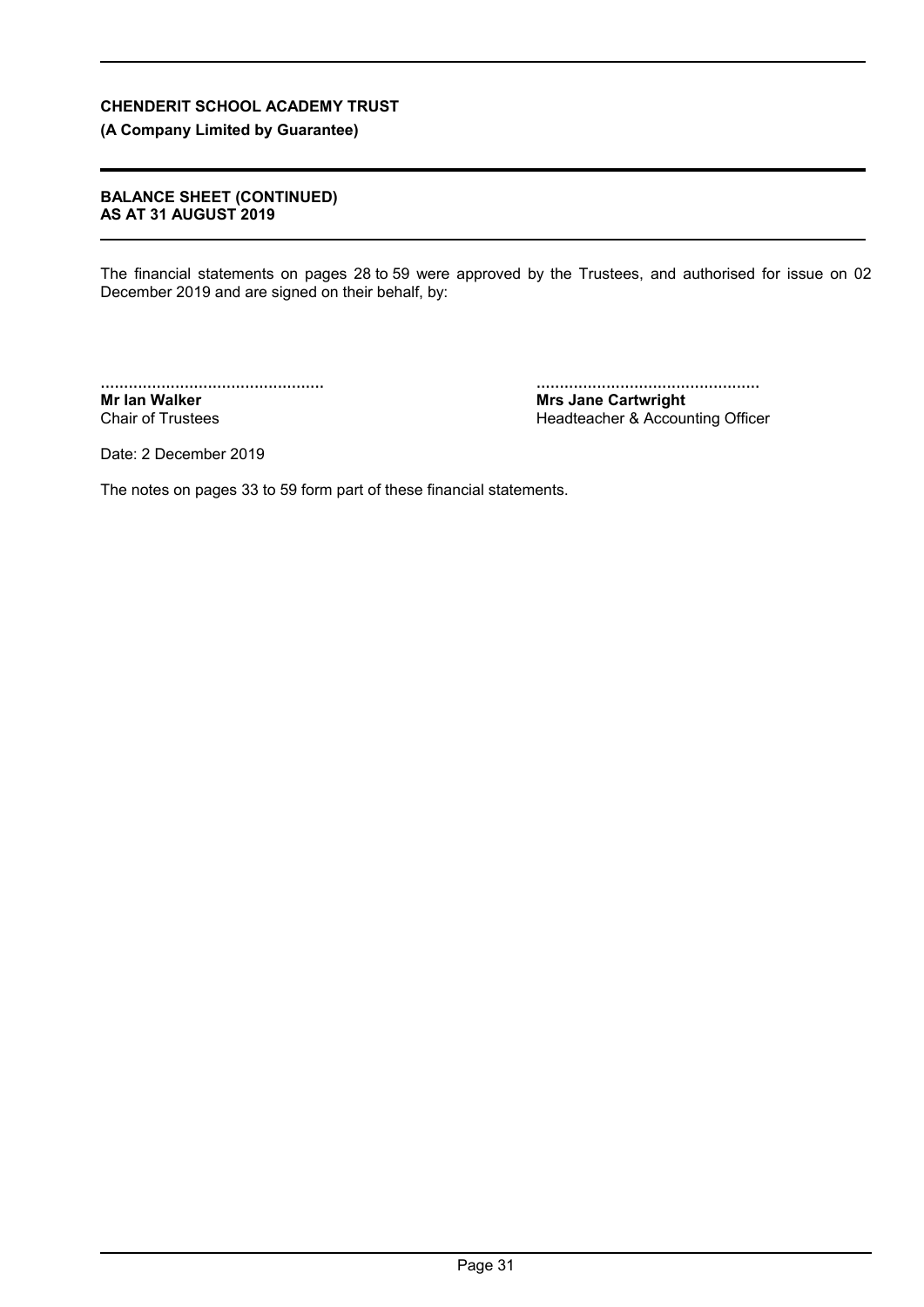**CHENDERIT SCHOOL ACADEMY TRUST**

**(A Company Limited by Guarantee)**

**BALANCE SHEET (CONTINUED)**
**AS AT 31 AUGUST 2019**

The financial statements on pages 28 to 59 were approved by the Trustees, and authorised for issue on 02 December 2019 and are signed on their behalf, by:

................................................
**Mr Ian Walker**
Chair of Trustees

................................................
**Mrs Jane Cartwright**
Headteacher & Accounting Officer

Date: 2 December 2019

The notes on pages 33 to 59 form part of these financial statements.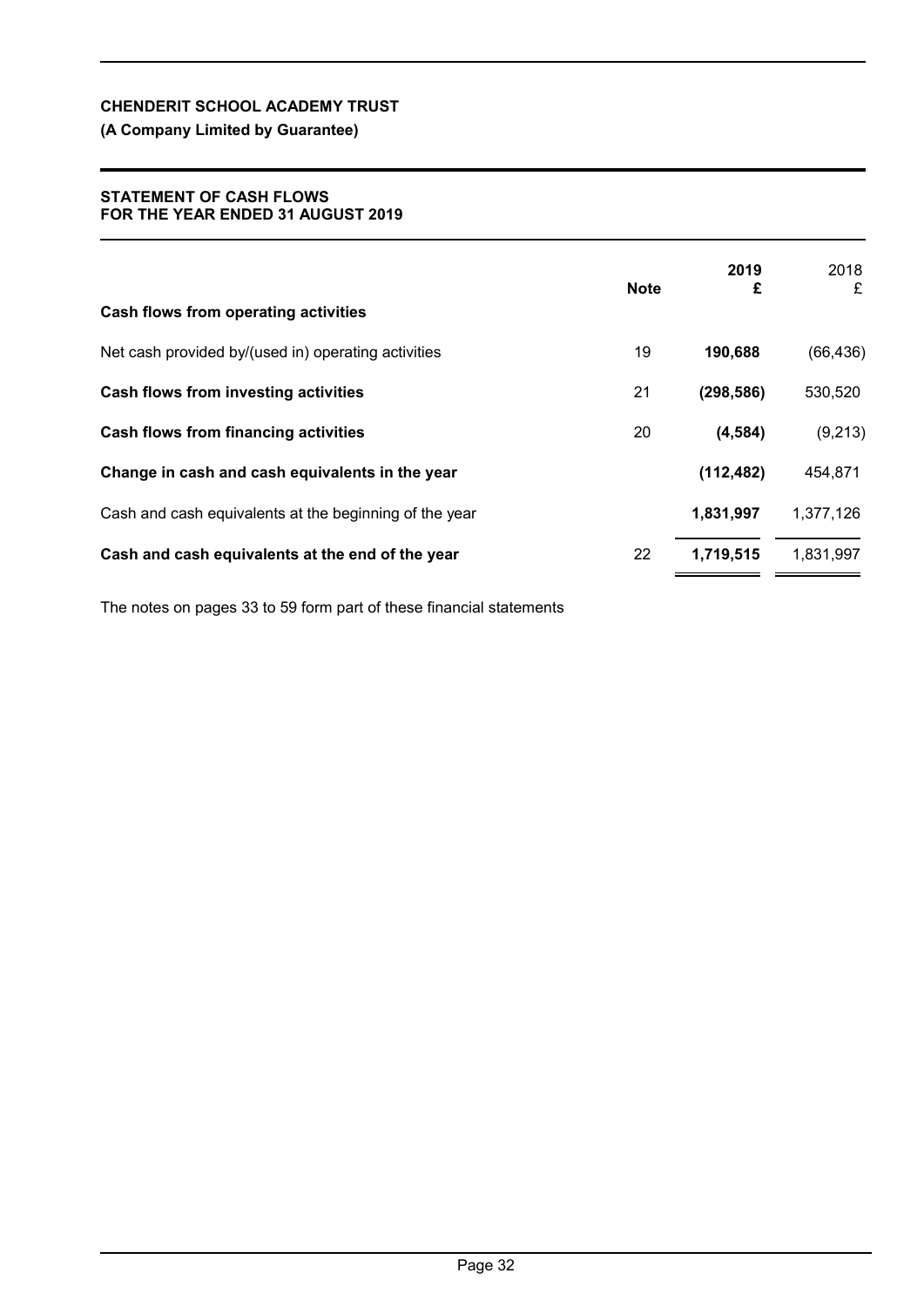**CHENDERIT SCHOOL ACADEMY TRUST**

**(A Company Limited by Guarantee)**

**STATEMENT OF CASH FLOWS**
**FOR THE YEAR ENDED 31 AUGUST 2019**

| | Note | 2019 £ | 2018 £ |
|---|---|---|---|
| **Cash flows from operating activities** | | | |
| Net cash provided by/(used in) operating activities | 19 | **190,688** | (66,436) |
| **Cash flows from investing activities** | 21 | **(298,586)** | 530,520 |
| **Cash flows from financing activities** | 20 | **(4,584)** | (9,213) |
| **Change in cash and cash equivalents in the year** | | **(112,482)** | 454,871 |
| Cash and cash equivalents at the beginning of the year | | **1,831,997** | 1,377,126 |
| **Cash and cash equivalents at the end of the year** | 22 | **1,719,515** | 1,831,997 |

The notes on pages 33 to 59 form part of these financial statements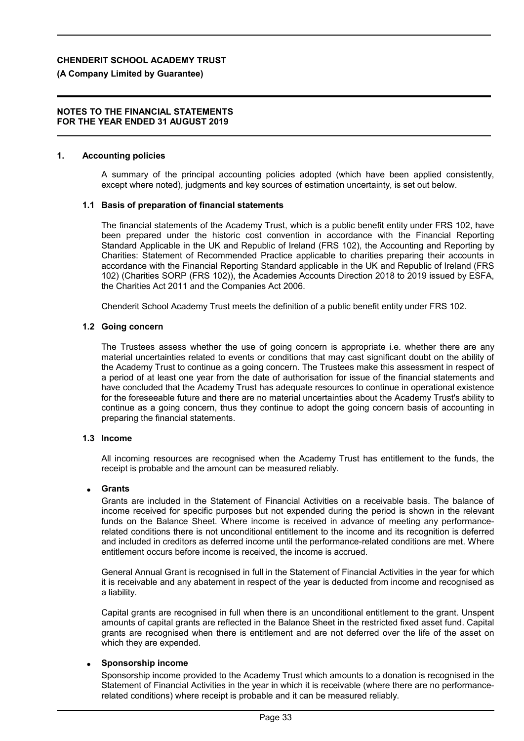## NOTES TO THE FINANCIAL STATEMENTS FOR THE YEAR ENDED 31 AUGUST 2019

### 1. Accounting policies

A summary of the principal accounting policies adopted (which have been applied consistently, except where noted), judgments and key sources of estimation uncertainty, is set out below.

#### 1.1 Basis of preparation of financial statements

The financial statements of the Academy Trust, which is a public benefit entity under FRS 102, have been prepared under the historic cost convention in accordance with the Financial Reporting Standard Applicable in the UK and Republic of Ireland (FRS 102), the Accounting and Reporting by Charities: Statement of Recommended Practice applicable to charities preparing their accounts in accordance with the Financial Reporting Standard applicable in the UK and Republic of Ireland (FRS 102) (Charities SORP (FRS 102)), the Academies Accounts Direction 2018 to 2019 issued by ESFA, the Charities Act 2011 and the Companies Act 2006.

Chenderit School Academy Trust meets the definition of a public benefit entity under FRS 102.

#### 1.2 Going concern

The Trustees assess whether the use of going concern is appropriate i.e. whether there are any material uncertainties related to events or conditions that may cast significant doubt on the ability of the Academy Trust to continue as a going concern. The Trustees make this assessment in respect of a period of at least one year from the date of authorisation for issue of the financial statements and have concluded that the Academy Trust has adequate resources to continue in operational existence for the foreseeable future and there are no material uncertainties about the Academy Trust's ability to continue as a going concern, thus they continue to adopt the going concern basis of accounting in preparing the financial statements.

#### 1.3 Income

All incoming resources are recognised when the Academy Trust has entitlement to the funds, the receipt is probable and the amount can be measured reliably.

- **Grants**

  Grants are included in the Statement of Financial Activities on a receivable basis. The balance of income received for specific purposes but not expended during the period is shown in the relevant funds on the Balance Sheet. Where income is received in advance of meeting any performance-related conditions there is not unconditional entitlement to the income and its recognition is deferred and included in creditors as deferred income until the performance-related conditions are met. Where entitlement occurs before income is received, the income is accrued.

  General Annual Grant is recognised in full in the Statement of Financial Activities in the year for which it is receivable and any abatement in respect of the year is deducted from income and recognised as a liability.

  Capital grants are recognised in full when there is an unconditional entitlement to the grant. Unspent amounts of capital grants are reflected in the Balance Sheet in the restricted fixed asset fund. Capital grants are recognised when there is entitlement and are not deferred over the life of the asset on which they are expended.

- **Sponsorship income**

  Sponsorship income provided to the Academy Trust which amounts to a donation is recognised in the Statement of Financial Activities in the year in which it is receivable (where there are no performance-related conditions) where receipt is probable and it can be measured reliably.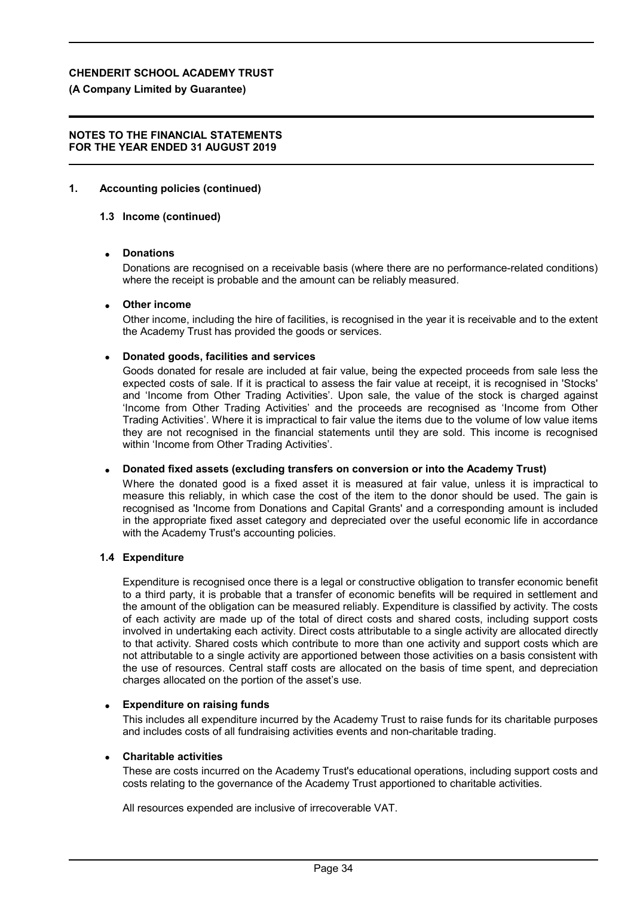## 1. Accounting policies (continued)

### 1.3 Income (continued)

- **Donations**

  Donations are recognised on a receivable basis (where there are no performance-related conditions) where the receipt is probable and the amount can be reliably measured.

- **Other income**

  Other income, including the hire of facilities, is recognised in the year it is receivable and to the extent the Academy Trust has provided the goods or services.

- **Donated goods, facilities and services**

  Goods donated for resale are included at fair value, being the expected proceeds from sale less the expected costs of sale. If it is practical to assess the fair value at receipt, it is recognised in 'Stocks' and 'Income from Other Trading Activities'. Upon sale, the value of the stock is charged against 'Income from Other Trading Activities' and the proceeds are recognised as 'Income from Other Trading Activities'. Where it is impractical to fair value the items due to the volume of low value items they are not recognised in the financial statements until they are sold. This income is recognised within 'Income from Other Trading Activities'.

- **Donated fixed assets (excluding transfers on conversion or into the Academy Trust)**

  Where the donated good is a fixed asset it is measured at fair value, unless it is impractical to measure this reliably, in which case the cost of the item to the donor should be used. The gain is recognised as 'Income from Donations and Capital Grants' and a corresponding amount is included in the appropriate fixed asset category and depreciated over the useful economic life in accordance with the Academy Trust's accounting policies.

### 1.4 Expenditure

Expenditure is recognised once there is a legal or constructive obligation to transfer economic benefit to a third party, it is probable that a transfer of economic benefits will be required in settlement and the amount of the obligation can be measured reliably. Expenditure is classified by activity. The costs of each activity are made up of the total of direct costs and shared costs, including support costs involved in undertaking each activity. Direct costs attributable to a single activity are allocated directly to that activity. Shared costs which contribute to more than one activity and support costs which are not attributable to a single activity are apportioned between those activities on a basis consistent with the use of resources. Central staff costs are allocated on the basis of time spent, and depreciation charges allocated on the portion of the asset's use.

- **Expenditure on raising funds**

  This includes all expenditure incurred by the Academy Trust to raise funds for its charitable purposes and includes costs of all fundraising activities events and non-charitable trading.

- **Charitable activities**

  These are costs incurred on the Academy Trust's educational operations, including support costs and costs relating to the governance of the Academy Trust apportioned to charitable activities.

All resources expended are inclusive of irrecoverable VAT.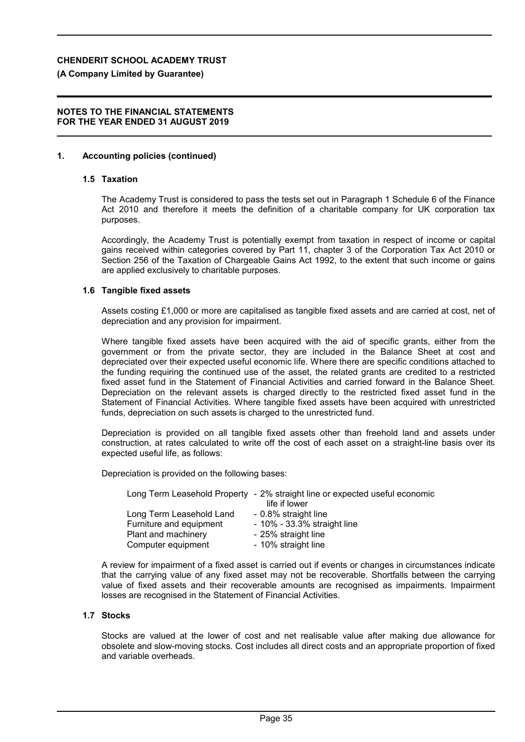**CHENDERIT SCHOOL ACADEMY TRUST**

**(A Company Limited by Guarantee)**

**NOTES TO THE FINANCIAL STATEMENTS FOR THE YEAR ENDED 31 AUGUST 2019**

## 1. Accounting policies (continued)

### 1.5 Taxation

The Academy Trust is considered to pass the tests set out in Paragraph 1 Schedule 6 of the Finance Act 2010 and therefore it meets the definition of a charitable company for UK corporation tax purposes.

Accordingly, the Academy Trust is potentially exempt from taxation in respect of income or capital gains received within categories covered by Part 11, chapter 3 of the Corporation Tax Act 2010 or Section 256 of the Taxation of Chargeable Gains Act 1992, to the extent that such income or gains are applied exclusively to charitable purposes.

### 1.6 Tangible fixed assets

Assets costing £1,000 or more are capitalised as tangible fixed assets and are carried at cost, net of depreciation and any provision for impairment.

Where tangible fixed assets have been acquired with the aid of specific grants, either from the government or from the private sector, they are included in the Balance Sheet at cost and depreciated over their expected useful economic life. Where there are specific conditions attached to the funding requiring the continued use of the asset, the related grants are credited to a restricted fixed asset fund in the Statement of Financial Activities and carried forward in the Balance Sheet. Depreciation on the relevant assets is charged directly to the restricted fixed asset fund in the Statement of Financial Activities. Where tangible fixed assets have been acquired with unrestricted funds, depreciation on such assets is charged to the unrestricted fund.

Depreciation is provided on all tangible fixed assets other than freehold land and assets under construction, at rates calculated to write off the cost of each asset on a straight-line basis over its expected useful life, as follows:

Depreciation is provided on the following bases:

| | |
|---|---|
| Long Term Leasehold Property | - 2% straight line or expected useful economic life if lower |
| Long Term Leasehold Land | - 0.8% straight line |
| Furniture and equipment | - 10% - 33.3% straight line |
| Plant and machinery | - 25% straight line |
| Computer equipment | - 10% straight line |

A review for impairment of a fixed asset is carried out if events or changes in circumstances indicate that the carrying value of any fixed asset may not be recoverable. Shortfalls between the carrying value of fixed assets and their recoverable amounts are recognised as impairments. Impairment losses are recognised in the Statement of Financial Activities.

### 1.7 Stocks

Stocks are valued at the lower of cost and net realisable value after making due allowance for obsolete and slow-moving stocks. Cost includes all direct costs and an appropriate proportion of fixed and variable overheads.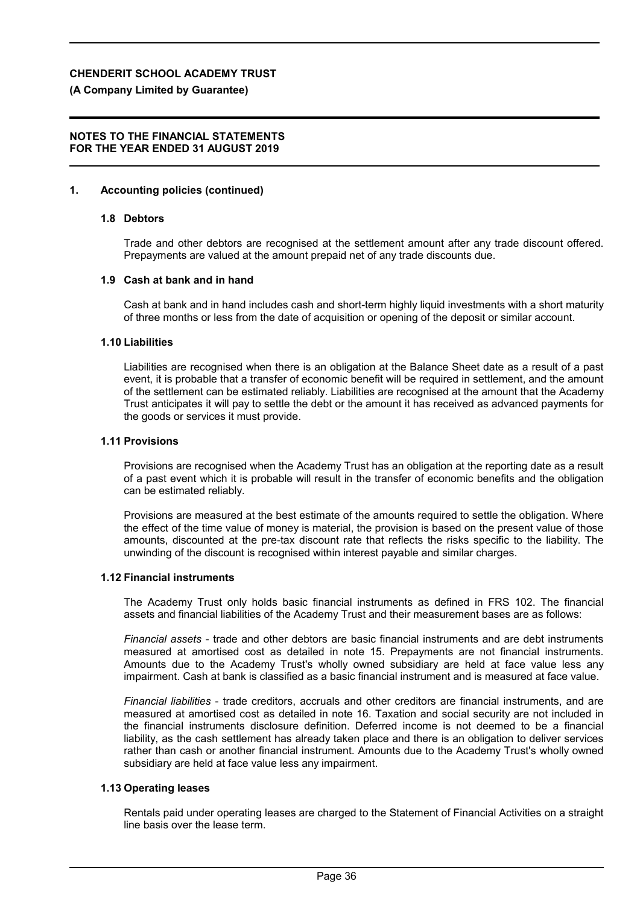## 1. Accounting policies (continued)

### 1.8 Debtors

Trade and other debtors are recognised at the settlement amount after any trade discount offered. Prepayments are valued at the amount prepaid net of any trade discounts due.

### 1.9 Cash at bank and in hand

Cash at bank and in hand includes cash and short-term highly liquid investments with a short maturity of three months or less from the date of acquisition or opening of the deposit or similar account.

### 1.10 Liabilities

Liabilities are recognised when there is an obligation at the Balance Sheet date as a result of a past event, it is probable that a transfer of economic benefit will be required in settlement, and the amount of the settlement can be estimated reliably. Liabilities are recognised at the amount that the Academy Trust anticipates it will pay to settle the debt or the amount it has received as advanced payments for the goods or services it must provide.

### 1.11 Provisions

Provisions are recognised when the Academy Trust has an obligation at the reporting date as a result of a past event which it is probable will result in the transfer of economic benefits and the obligation can be estimated reliably.

Provisions are measured at the best estimate of the amounts required to settle the obligation. Where the effect of the time value of money is material, the provision is based on the present value of those amounts, discounted at the pre-tax discount rate that reflects the risks specific to the liability. The unwinding of the discount is recognised within interest payable and similar charges.

### 1.12 Financial instruments

The Academy Trust only holds basic financial instruments as defined in FRS 102. The financial assets and financial liabilities of the Academy Trust and their measurement bases are as follows:

*Financial assets* - trade and other debtors are basic financial instruments and are debt instruments measured at amortised cost as detailed in note 15. Prepayments are not financial instruments. Amounts due to the Academy Trust's wholly owned subsidiary are held at face value less any impairment. Cash at bank is classified as a basic financial instrument and is measured at face value.

*Financial liabilities* - trade creditors, accruals and other creditors are financial instruments, and are measured at amortised cost as detailed in note 16. Taxation and social security are not included in the financial instruments disclosure definition. Deferred income is not deemed to be a financial liability, as the cash settlement has already taken place and there is an obligation to deliver services rather than cash or another financial instrument. Amounts due to the Academy Trust's wholly owned subsidiary are held at face value less any impairment.

### 1.13 Operating leases

Rentals paid under operating leases are charged to the Statement of Financial Activities on a straight line basis over the lease term.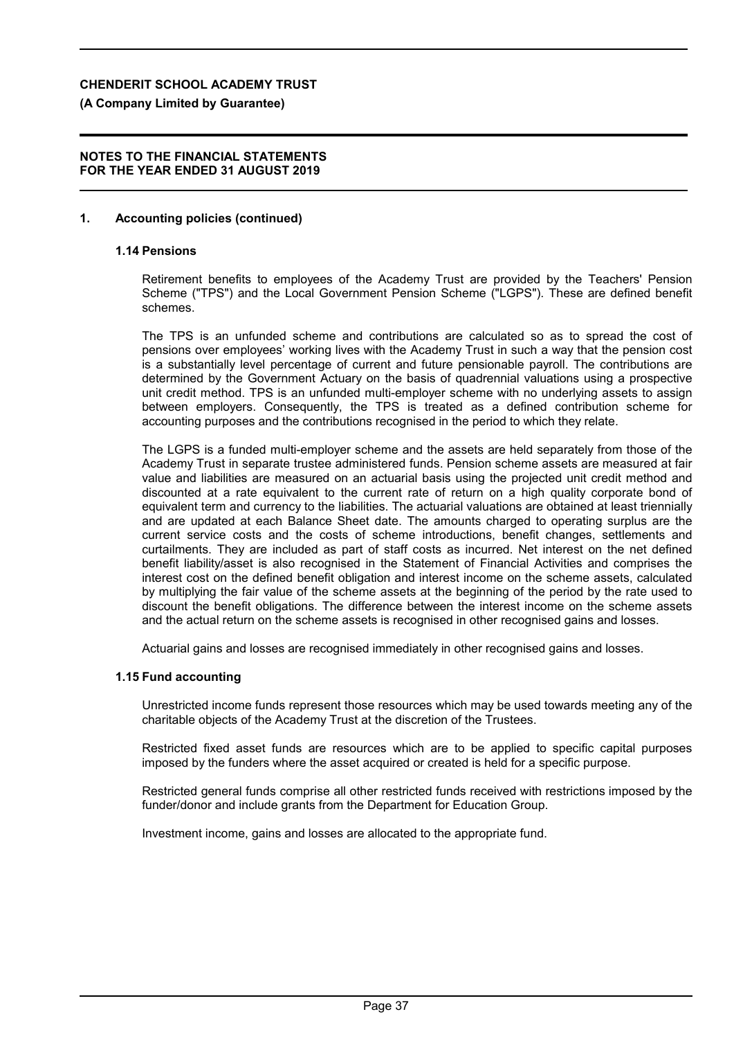## 1. Accounting policies (continued)

### 1.14 Pensions

Retirement benefits to employees of the Academy Trust are provided by the Teachers' Pension Scheme ("TPS") and the Local Government Pension Scheme ("LGPS"). These are defined benefit schemes.

The TPS is an unfunded scheme and contributions are calculated so as to spread the cost of pensions over employees' working lives with the Academy Trust in such a way that the pension cost is a substantially level percentage of current and future pensionable payroll. The contributions are determined by the Government Actuary on the basis of quadrennial valuations using a prospective unit credit method. TPS is an unfunded multi-employer scheme with no underlying assets to assign between employers. Consequently, the TPS is treated as a defined contribution scheme for accounting purposes and the contributions recognised in the period to which they relate.

The LGPS is a funded multi-employer scheme and the assets are held separately from those of the Academy Trust in separate trustee administered funds. Pension scheme assets are measured at fair value and liabilities are measured on an actuarial basis using the projected unit credit method and discounted at a rate equivalent to the current rate of return on a high quality corporate bond of equivalent term and currency to the liabilities. The actuarial valuations are obtained at least triennially and are updated at each Balance Sheet date. The amounts charged to operating surplus are the current service costs and the costs of scheme introductions, benefit changes, settlements and curtailments. They are included as part of staff costs as incurred. Net interest on the net defined benefit liability/asset is also recognised in the Statement of Financial Activities and comprises the interest cost on the defined benefit obligation and interest income on the scheme assets, calculated by multiplying the fair value of the scheme assets at the beginning of the period by the rate used to discount the benefit obligations. The difference between the interest income on the scheme assets and the actual return on the scheme assets is recognised in other recognised gains and losses.

Actuarial gains and losses are recognised immediately in other recognised gains and losses.

### 1.15 Fund accounting

Unrestricted income funds represent those resources which may be used towards meeting any of the charitable objects of the Academy Trust at the discretion of the Trustees.

Restricted fixed asset funds are resources which are to be applied to specific capital purposes imposed by the funders where the asset acquired or created is held for a specific purpose.

Restricted general funds comprise all other restricted funds received with restrictions imposed by the funder/donor and include grants from the Department for Education Group.

Investment income, gains and losses are allocated to the appropriate fund.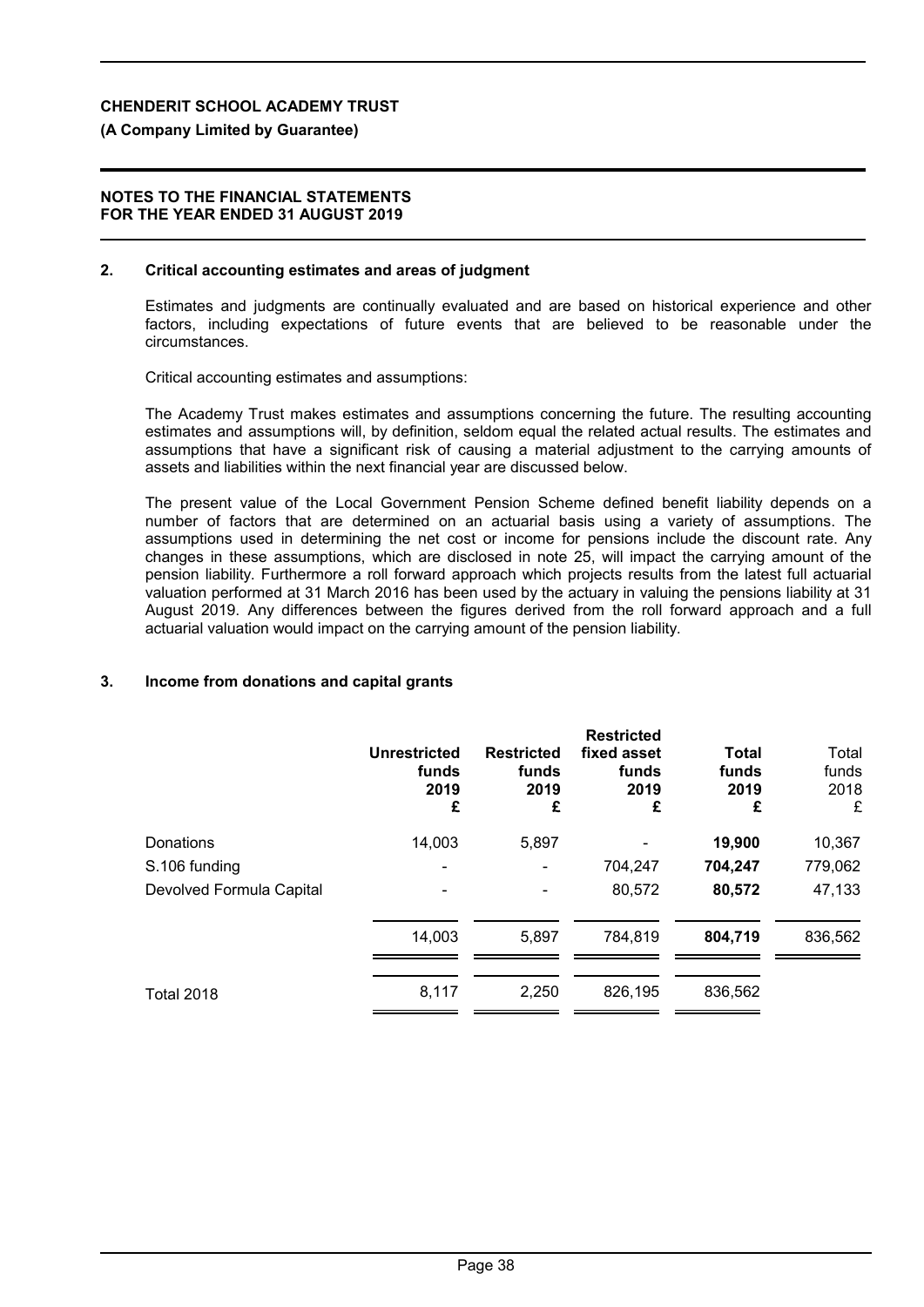**CHENDERIT SCHOOL ACADEMY TRUST**

**(A Company Limited by Guarantee)**

**NOTES TO THE FINANCIAL STATEMENTS FOR THE YEAR ENDED 31 AUGUST 2019**

## 2. Critical accounting estimates and areas of judgment

Estimates and judgments are continually evaluated and are based on historical experience and other factors, including expectations of future events that are believed to be reasonable under the circumstances.

Critical accounting estimates and assumptions:

The Academy Trust makes estimates and assumptions concerning the future. The resulting accounting estimates and assumptions will, by definition, seldom equal the related actual results. The estimates and assumptions that have a significant risk of causing a material adjustment to the carrying amounts of assets and liabilities within the next financial year are discussed below.

The present value of the Local Government Pension Scheme defined benefit liability depends on a number of factors that are determined on an actuarial basis using a variety of assumptions. The assumptions used in determining the net cost or income for pensions include the discount rate. Any changes in these assumptions, which are disclosed in note 25, will impact the carrying amount of the pension liability. Furthermore a roll forward approach which projects results from the latest full actuarial valuation performed at 31 March 2016 has been used by the actuary in valuing the pensions liability at 31 August 2019. Any differences between the figures derived from the roll forward approach and a full actuarial valuation would impact on the carrying amount of the pension liability.

## 3. Income from donations and capital grants

| | **Unrestricted funds 2019 £** | **Restricted funds 2019 £** | **Restricted fixed asset funds 2019 £** | **Total funds 2019 £** | Total funds 2018 £ |
|---|---|---|---|---|---|
| Donations | 14,003 | 5,897 | - | **19,900** | 10,367 |
| S.106 funding | - | - | 704,247 | **704,247** | 779,062 |
| Devolved Formula Capital | - | - | 80,572 | **80,572** | 47,133 |
| | 14,003 | 5,897 | 784,819 | **804,719** | 836,562 |
| Total 2018 | 8,117 | 2,250 | 826,195 | 836,562 | |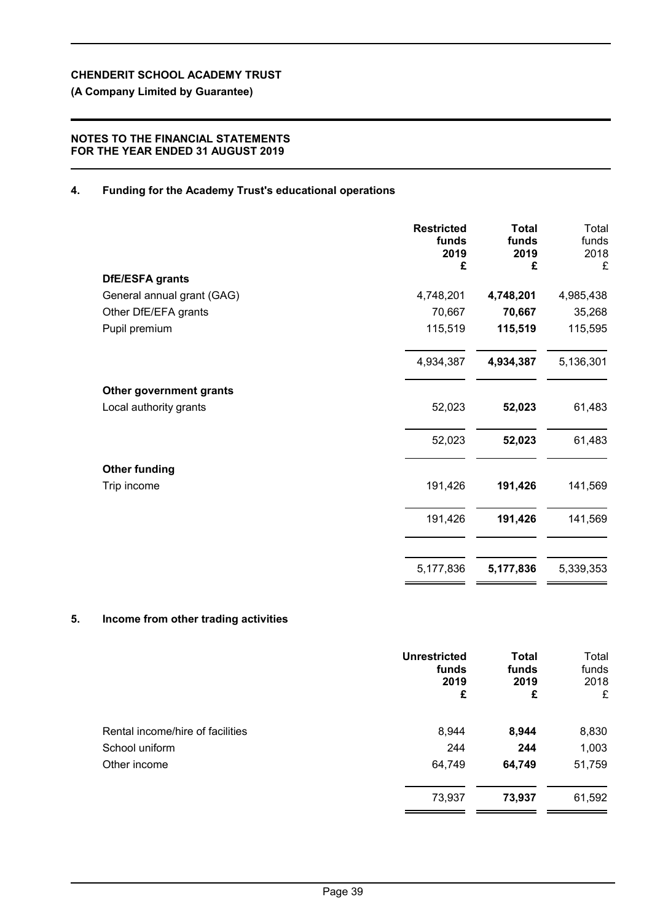**CHENDERIT SCHOOL ACADEMY TRUST**

**(A Company Limited by Guarantee)**

**NOTES TO THE FINANCIAL STATEMENTS**
**FOR THE YEAR ENDED 31 AUGUST 2019**

## 4. Funding for the Academy Trust's educational operations

| | **Restricted funds 2019 £** | **Total funds 2019 £** | Total funds 2018 £ |
|---|---|---|---|
| **DfE/ESFA grants** | | | |
| General annual grant (GAG) | 4,748,201 | **4,748,201** | 4,985,438 |
| Other DfE/EFA grants | 70,667 | **70,667** | 35,268 |
| Pupil premium | 115,519 | **115,519** | 115,595 |
| | 4,934,387 | **4,934,387** | 5,136,301 |
| **Other government grants** | | | |
| Local authority grants | 52,023 | **52,023** | 61,483 |
| | 52,023 | **52,023** | 61,483 |
| **Other funding** | | | |
| Trip income | 191,426 | **191,426** | 141,569 |
| | 191,426 | **191,426** | 141,569 |
| | 5,177,836 | **5,177,836** | 5,339,353 |

## 5. Income from other trading activities

| | **Unrestricted funds 2019 £** | **Total funds 2019 £** | Total funds 2018 £ |
|---|---|---|---|
| Rental income/hire of facilities | 8,944 | **8,944** | 8,830 |
| School uniform | 244 | **244** | 1,003 |
| Other income | 64,749 | **64,749** | 51,759 |
| | 73,937 | **73,937** | 61,592 |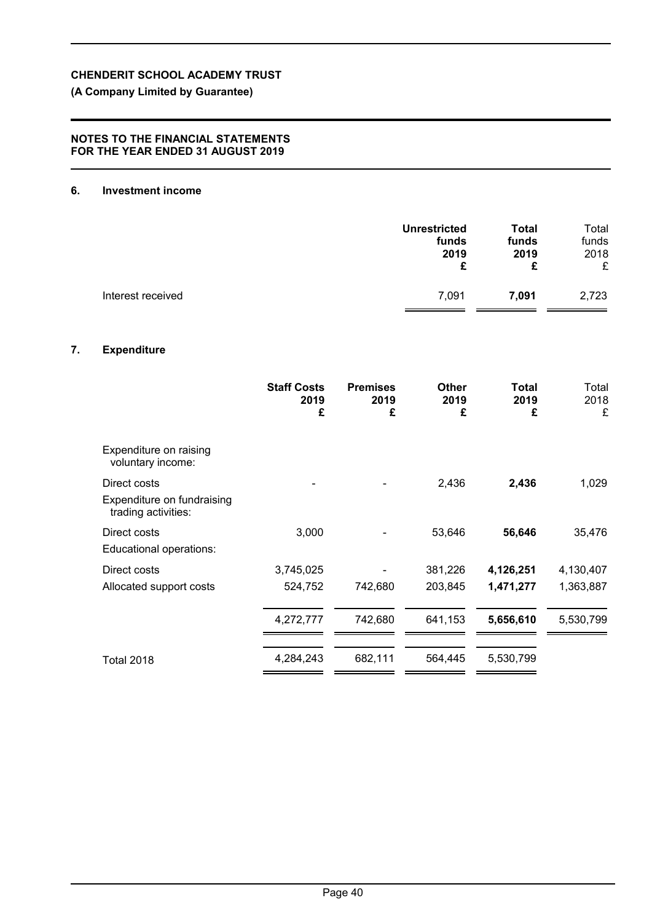**CHENDERIT SCHOOL ACADEMY TRUST**

**(A Company Limited by Guarantee)**

**NOTES TO THE FINANCIAL STATEMENTS FOR THE YEAR ENDED 31 AUGUST 2019**

## 6. Investment income

| | Unrestricted funds 2019 £ | Total funds 2019 £ | Total funds 2018 £ |
|---|---|---|---|
| Interest received | 7,091 | **7,091** | 2,723 |

## 7. Expenditure

| | Staff Costs 2019 £ | Premises 2019 £ | Other 2019 £ | Total 2019 £ | Total 2018 £ |
|---|---|---|---|---|---|
| Expenditure on raising voluntary income: | | | | | |
| Direct costs | - | - | 2,436 | **2,436** | 1,029 |
| Expenditure on fundraising trading activities: | | | | | |
| Direct costs | 3,000 | - | 53,646 | **56,646** | 35,476 |
| Educational operations: | | | | | |
| Direct costs | 3,745,025 | - | 381,226 | **4,126,251** | 4,130,407 |
| Allocated support costs | 524,752 | 742,680 | 203,845 | **1,471,277** | 1,363,887 |
| | 4,272,777 | 742,680 | 641,153 | **5,656,610** | 5,530,799 |
| Total 2018 | 4,284,243 | 682,111 | 564,445 | 5,530,799 | |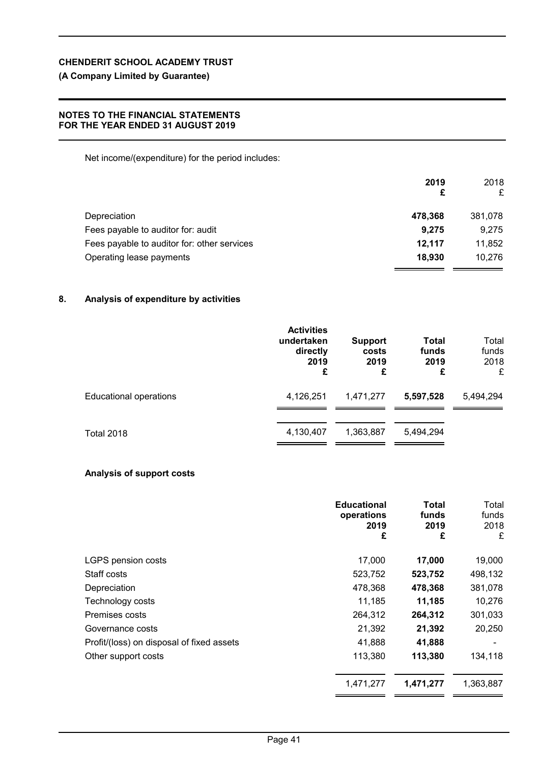Net income/(expenditure) for the period includes:

| | 2019 £ | 2018 £ |
|---|---|---|
| Depreciation | **478,368** | 381,078 |
| Fees payable to auditor for: audit | **9,275** | 9,275 |
| Fees payable to auditor for: other services | **12,117** | 11,852 |
| Operating lease payments | **18,930** | 10,276 |

## 8. Analysis of expenditure by activities

| | Activities undertaken directly 2019 £ | Support costs 2019 £ | Total funds 2019 £ | Total funds 2018 £ |
|---|---|---|---|---|
| Educational operations | 4,126,251 | 1,471,277 | **5,597,528** | 5,494,294 |
| Total 2018 | 4,130,407 | 1,363,887 | 5,494,294 | |

### Analysis of support costs

| | Educational operations 2019 £ | Total funds 2019 £ | Total funds 2018 £ |
|---|---|---|---|
| LGPS pension costs | 17,000 | **17,000** | 19,000 |
| Staff costs | 523,752 | **523,752** | 498,132 |
| Depreciation | 478,368 | **478,368** | 381,078 |
| Technology costs | 11,185 | **11,185** | 10,276 |
| Premises costs | 264,312 | **264,312** | 301,033 |
| Governance costs | 21,392 | **21,392** | 20,250 |
| Profit/(loss) on disposal of fixed assets | 41,888 | **41,888** | - |
| Other support costs | 113,380 | **113,380** | 134,118 |
| | 1,471,277 | **1,471,277** | 1,363,887 |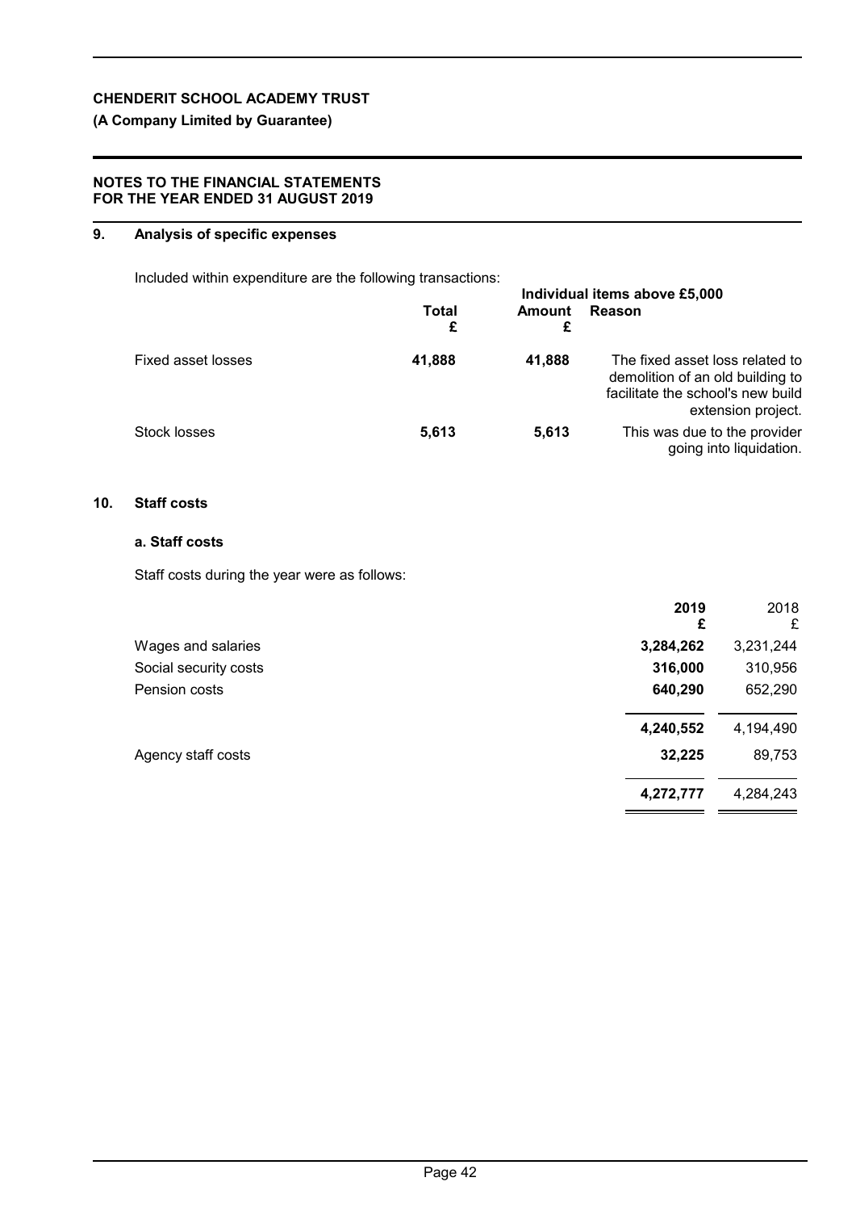**CHENDERIT SCHOOL ACADEMY TRUST**

**(A Company Limited by Guarantee)**

**NOTES TO THE FINANCIAL STATEMENTS FOR THE YEAR ENDED 31 AUGUST 2019**

## 9. Analysis of specific expenses

Included within expenditure are the following transactions:

| | **Total** £ | **Individual items above £5,000** **Amount** £ | **Reason** |
|---|---|---|---|
| Fixed asset losses | **41,888** | **41,888** | The fixed asset loss related to demolition of an old building to facilitate the school's new build extension project. |
| Stock losses | **5,613** | **5,613** | This was due to the provider going into liquidation. |

## 10. Staff costs

### a. Staff costs

Staff costs during the year were as follows:

| | **2019** £ | 2018 £ |
|---|---|---|
| Wages and salaries | **3,284,262** | 3,231,244 |
| Social security costs | **316,000** | 310,956 |
| Pension costs | **640,290** | 652,290 |
| | **4,240,552** | 4,194,490 |
| Agency staff costs | **32,225** | 89,753 |
| | **4,272,777** | 4,284,243 |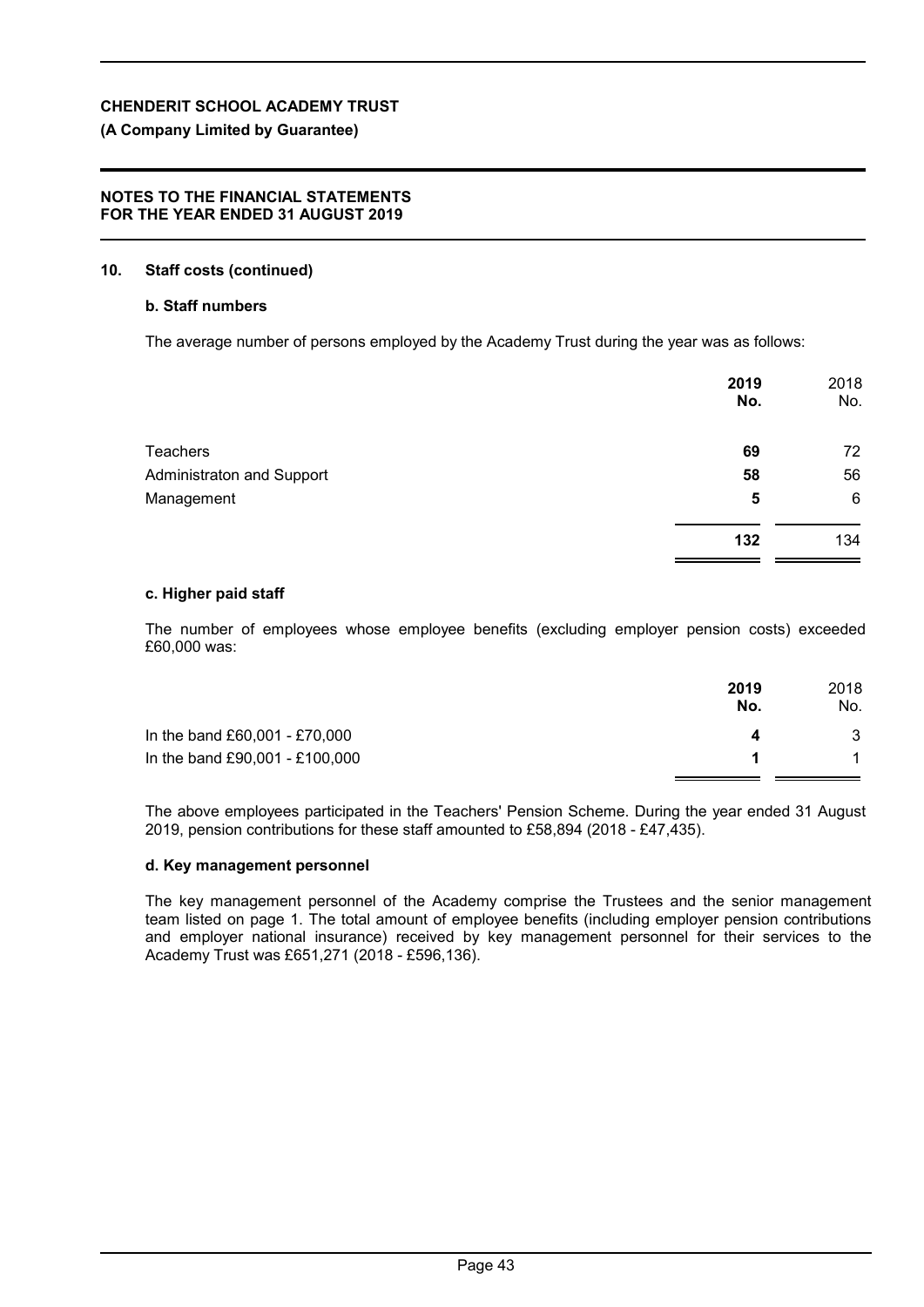## 10. Staff costs (continued)

### b. Staff numbers

The average number of persons employed by the Academy Trust during the year was as follows:

| | **2019 No.** | 2018 No. |
|---|---|---|
| Teachers | **69** | 72 |
| Administraton and Support | **58** | 56 |
| Management | **5** | 6 |
| | **132** | 134 |

### c. Higher paid staff

The number of employees whose employee benefits (excluding employer pension costs) exceeded £60,000 was:

| | **2019 No.** | 2018 No. |
|---|---|---|
| In the band £60,001 - £70,000 | **4** | 3 |
| In the band £90,001 - £100,000 | **1** | 1 |

The above employees participated in the Teachers' Pension Scheme. During the year ended 31 August 2019, pension contributions for these staff amounted to £58,894 (2018 - £47,435).

### d. Key management personnel

The key management personnel of the Academy comprise the Trustees and the senior management team listed on page 1. The total amount of employee benefits (including employer pension contributions and employer national insurance) received by key management personnel for their services to the Academy Trust was £651,271 (2018 - £596,136).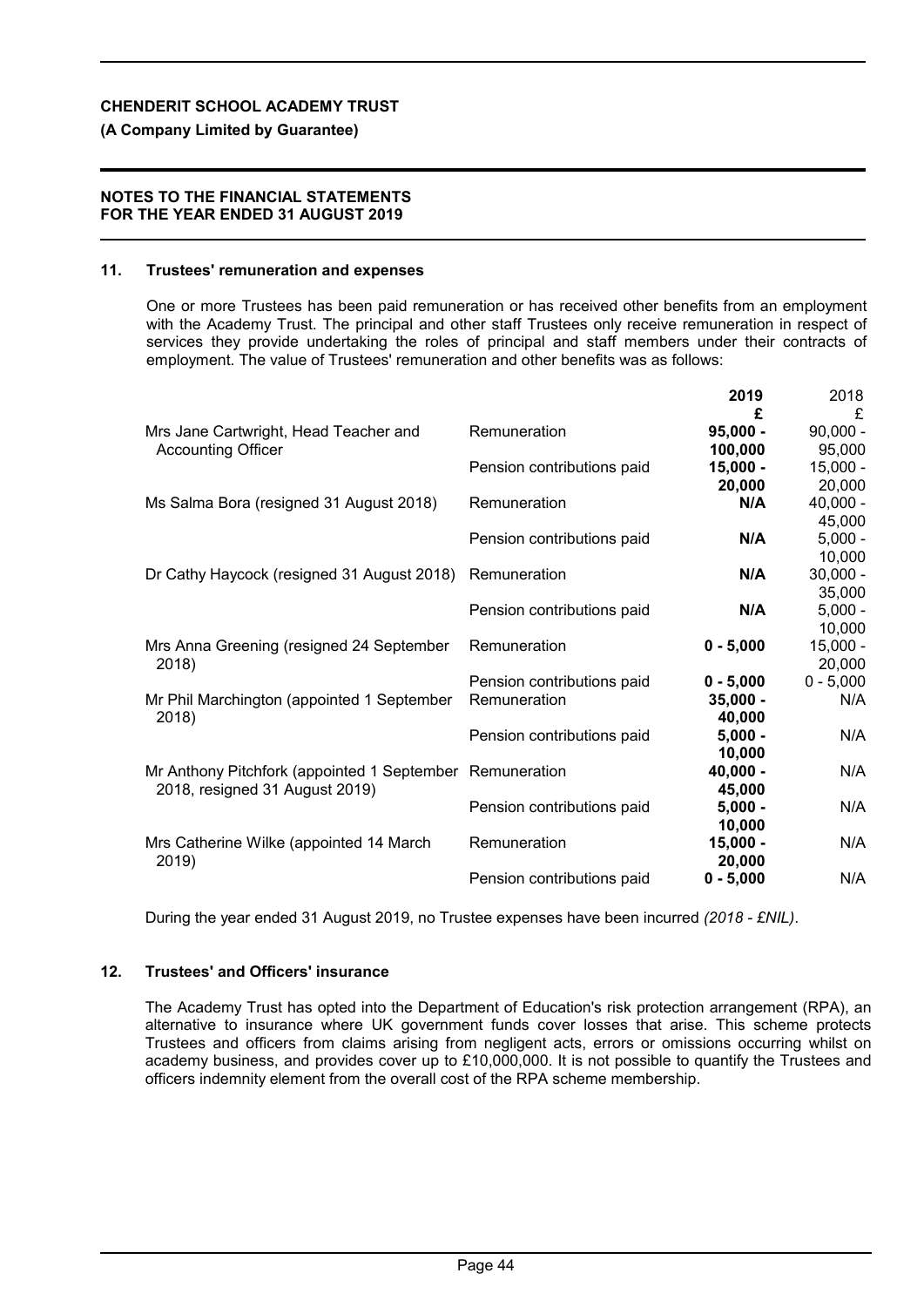**NOTES TO THE FINANCIAL STATEMENTS FOR THE YEAR ENDED 31 AUGUST 2019**

## 11. Trustees' remuneration and expenses

One or more Trustees has been paid remuneration or has received other benefits from an employment with the Academy Trust. The principal and other staff Trustees only receive remuneration in respect of services they provide undertaking the roles of principal and staff members under their contracts of employment. The value of Trustees' remuneration and other benefits was as follows:

| | | **2019** | 2018 |
|---|---|---|---|
| | | **£** | £ |
| Mrs Jane Cartwright, Head Teacher and Accounting Officer | Remuneration | **95,000 - 100,000** | 90,000 - 95,000 |
| | Pension contributions paid | **15,000 - 20,000** | 15,000 - 20,000 |
| Ms Salma Bora (resigned 31 August 2018) | Remuneration | **N/A** | 40,000 - 45,000 |
| | Pension contributions paid | **N/A** | 5,000 - 10,000 |
| Dr Cathy Haycock (resigned 31 August 2018) | Remuneration | **N/A** | 30,000 - 35,000 |
| | Pension contributions paid | **N/A** | 5,000 - 10,000 |
| Mrs Anna Greening (resigned 24 September 2018) | Remuneration | **0 - 5,000** | 15,000 - 20,000 |
| | Pension contributions paid | **0 - 5,000** | 0 - 5,000 |
| Mr Phil Marchington (appointed 1 September 2018) | Remuneration | **35,000 - 40,000** | N/A |
| | Pension contributions paid | **5,000 - 10,000** | N/A |
| Mr Anthony Pitchfork (appointed 1 September 2018, resigned 31 August 2019) | Remuneration | **40,000 - 45,000** | N/A |
| | Pension contributions paid | **5,000 - 10,000** | N/A |
| Mrs Catherine Wilke (appointed 14 March 2019) | Remuneration | **15,000 - 20,000** | N/A |
| | Pension contributions paid | **0 - 5,000** | N/A |

During the year ended 31 August 2019, no Trustee expenses have been incurred *(2018 - £NIL)*.

## 12. Trustees' and Officers' insurance

The Academy Trust has opted into the Department of Education's risk protection arrangement (RPA), an alternative to insurance where UK government funds cover losses that arise. This scheme protects Trustees and officers from claims arising from negligent acts, errors or omissions occurring whilst on academy business, and provides cover up to £10,000,000. It is not possible to quantify the Trustees and officers indemnity element from the overall cost of the RPA scheme membership.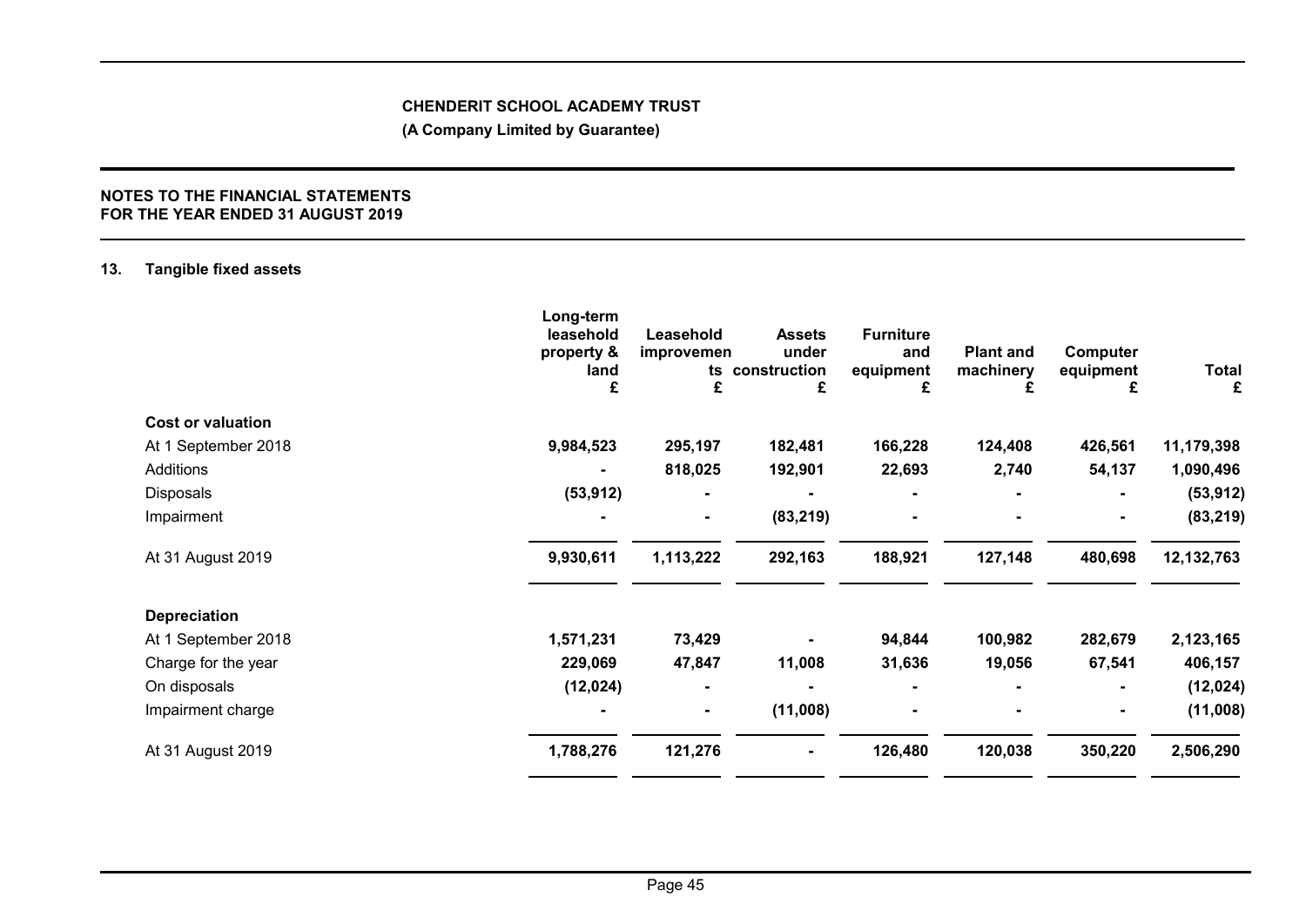**CHENDERIT SCHOOL ACADEMY TRUST**

**(A Company Limited by Guarantee)**

**NOTES TO THE FINANCIAL STATEMENTS FOR THE YEAR ENDED 31 AUGUST 2019**

## 13. Tangible fixed assets

| | Long-term leasehold property & land £ | Leasehold improvements £ | Assets under construction £ | Furniture and equipment £ | Plant and machinery £ | Computer equipment £ | Total £ |
|---|---|---|---|---|---|---|---|
| **Cost or valuation** | | | | | | | |
| At 1 September 2018 | 9,984,523 | 295,197 | 182,481 | 166,228 | 124,408 | 426,561 | 11,179,398 |
| Additions | - | 818,025 | 192,901 | 22,693 | 2,740 | 54,137 | 1,090,496 |
| Disposals | (53,912) | - | - | - | - | - | (53,912) |
| Impairment | - | - | (83,219) | - | - | - | (83,219) |
| At 31 August 2019 | 9,930,611 | 1,113,222 | 292,163 | 188,921 | 127,148 | 480,698 | 12,132,763 |
| **Depreciation** | | | | | | | |
| At 1 September 2018 | 1,571,231 | 73,429 | - | 94,844 | 100,982 | 282,679 | 2,123,165 |
| Charge for the year | 229,069 | 47,847 | 11,008 | 31,636 | 19,056 | 67,541 | 406,157 |
| On disposals | (12,024) | - | - | - | - | - | (12,024) |
| Impairment charge | - | - | (11,008) | - | - | - | (11,008) |
| At 31 August 2019 | 1,788,276 | 121,276 | - | 126,480 | 120,038 | 350,220 | 2,506,290 |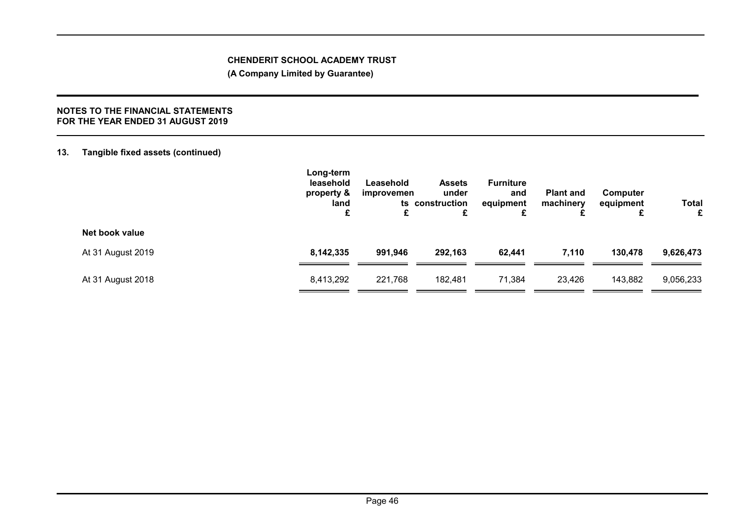**CHENDERIT SCHOOL ACADEMY TRUST**

**(A Company Limited by Guarantee)**

**NOTES TO THE FINANCIAL STATEMENTS FOR THE YEAR ENDED 31 AUGUST 2019**

## 13. Tangible fixed assets (continued)

| | Long-term leasehold property & land £ | Leasehold improvements £ | Assets under construction £ | Furniture and equipment £ | Plant and machinery £ | Computer equipment £ | Total £ |
|---|---|---|---|---|---|---|---|
| **Net book value** | | | | | | | |
| At 31 August 2019 | **8,142,335** | **991,946** | **292,163** | **62,441** | **7,110** | **130,478** | **9,626,473** |
| At 31 August 2018 | 8,413,292 | 221,768 | 182,481 | 71,384 | 23,426 | 143,882 | 9,056,233 |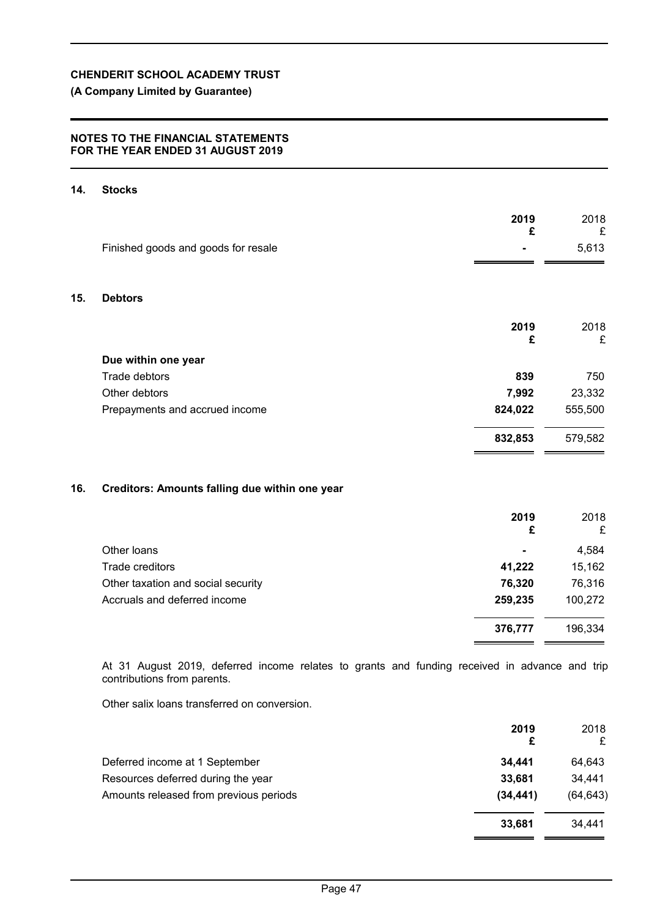## 14. Stocks

| | 2019 £ | 2018 £ |
|---|---|---|
| Finished goods and goods for resale | - | 5,613 |

## 15. Debtors

| | 2019 £ | 2018 £ |
|---|---|---|
| **Due within one year** | | |
| Trade debtors | **839** | 750 |
| Other debtors | **7,992** | 23,332 |
| Prepayments and accrued income | **824,022** | 555,500 |
| | **832,853** | 579,582 |

## 16. Creditors: Amounts falling due within one year

| | 2019 £ | 2018 £ |
|---|---|---|
| Other loans | - | 4,584 |
| Trade creditors | **41,222** | 15,162 |
| Other taxation and social security | **76,320** | 76,316 |
| Accruals and deferred income | **259,235** | 100,272 |
| | **376,777** | 196,334 |

At 31 August 2019, deferred income relates to grants and funding received in advance and trip contributions from parents.

Other salix loans transferred on conversion.

| | 2019 £ | 2018 £ |
|---|---|---|
| Deferred income at 1 September | **34,441** | 64,643 |
| Resources deferred during the year | **33,681** | 34,441 |
| Amounts released from previous periods | **(34,441)** | (64,643) |
| | **33,681** | 34,441 |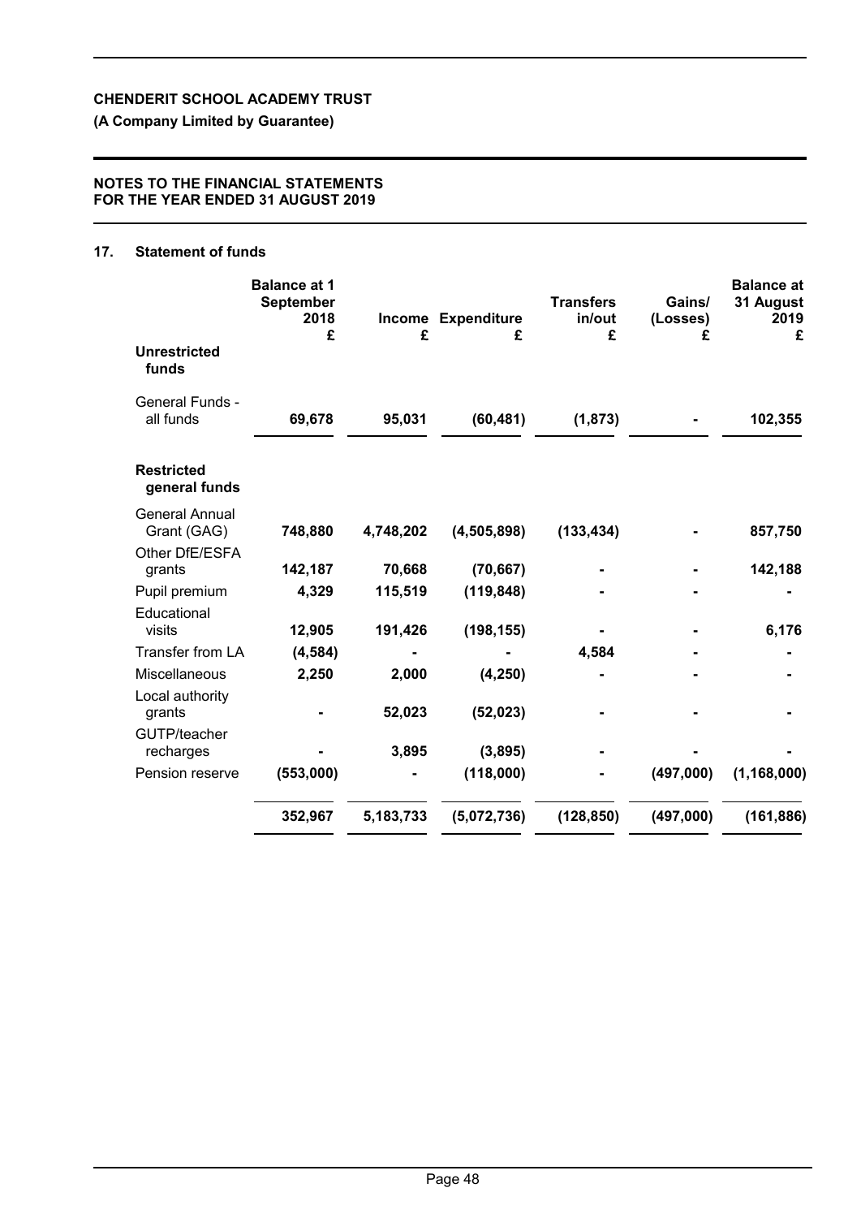## 17. Statement of funds

| | Balance at 1 September 2018 £ | Income £ | Expenditure £ | Transfers in/out £ | Gains/ (Losses) £ | Balance at 31 August 2019 £ |
|---|---|---|---|---|---|---|
| **Unrestricted funds** | | | | | | |
| General Funds - all funds | **69,678** | **95,031** | **(60,481)** | **(1,873)** | **-** | **102,355** |
| **Restricted general funds** | | | | | | |
| General Annual Grant (GAG) | **748,880** | **4,748,202** | **(4,505,898)** | **(133,434)** | **-** | **857,750** |
| Other DfE/ESFA grants | **142,187** | **70,668** | **(70,667)** | **-** | **-** | **142,188** |
| Pupil premium | **4,329** | **115,519** | **(119,848)** | **-** | **-** | **-** |
| Educational visits | **12,905** | **191,426** | **(198,155)** | **-** | **-** | **6,176** |
| Transfer from LA | **(4,584)** | **-** | **-** | **4,584** | **-** | **-** |
| Miscellaneous | **2,250** | **2,000** | **(4,250)** | **-** | **-** | **-** |
| Local authority grants | **-** | **52,023** | **(52,023)** | **-** | **-** | **-** |
| GUTP/teacher recharges | **-** | **3,895** | **(3,895)** | **-** | **-** | **-** |
| Pension reserve | **(553,000)** | **-** | **(118,000)** | **-** | **(497,000)** | **(1,168,000)** |
| | **352,967** | **5,183,733** | **(5,072,736)** | **(128,850)** | **(497,000)** | **(161,886)** |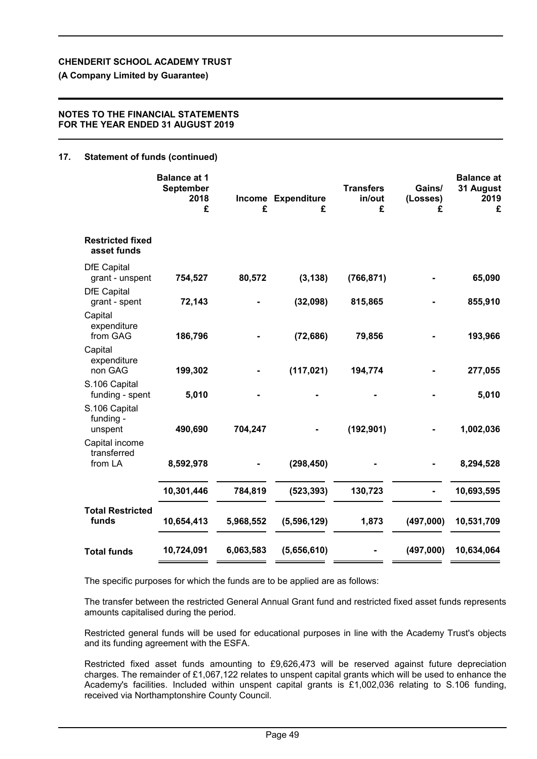**CHENDERIT SCHOOL ACADEMY TRUST**

**(A Company Limited by Guarantee)**

**NOTES TO THE FINANCIAL STATEMENTS FOR THE YEAR ENDED 31 AUGUST 2019**

## 17. Statement of funds (continued)

| | Balance at 1 September 2018 £ | Income £ | Expenditure £ | Transfers in/out £ | Gains/ (Losses) £ | Balance at 31 August 2019 £ |
|---|---|---|---|---|---|---|
| **Restricted fixed asset funds** | | | | | | |
| DfE Capital grant - unspent | 754,527 | 80,572 | (3,138) | (766,871) | - | 65,090 |
| DfE Capital grant - spent | 72,143 | - | (32,098) | 815,865 | - | 855,910 |
| Capital expenditure from GAG | 186,796 | - | (72,686) | 79,856 | - | 193,966 |
| Capital expenditure non GAG | 199,302 | - | (117,021) | 194,774 | - | 277,055 |
| S.106 Capital funding - spent | 5,010 | - | - | - | - | 5,010 |
| S.106 Capital funding - unspent | 490,690 | 704,247 | - | (192,901) | - | 1,002,036 |
| Capital income transferred from LA | 8,592,978 | - | (298,450) | - | - | 8,294,528 |
| | 10,301,446 | 784,819 | (523,393) | 130,723 | - | 10,693,595 |
| **Total Restricted funds** | 10,654,413 | 5,968,552 | (5,596,129) | 1,873 | (497,000) | 10,531,709 |
| **Total funds** | 10,724,091 | 6,063,583 | (5,656,610) | - | (497,000) | 10,634,064 |

The specific purposes for which the funds are to be applied are as follows:

The transfer between the restricted General Annual Grant fund and restricted fixed asset funds represents amounts capitalised during the period.

Restricted general funds will be used for educational purposes in line with the Academy Trust's objects and its funding agreement with the ESFA.

Restricted fixed asset funds amounting to £9,626,473 will be reserved against future depreciation charges. The remainder of £1,067,122 relates to unspent capital grants which will be used to enhance the Academy's facilities. Included within unspent capital grants is £1,002,036 relating to S.106 funding, received via Northamptonshire County Council.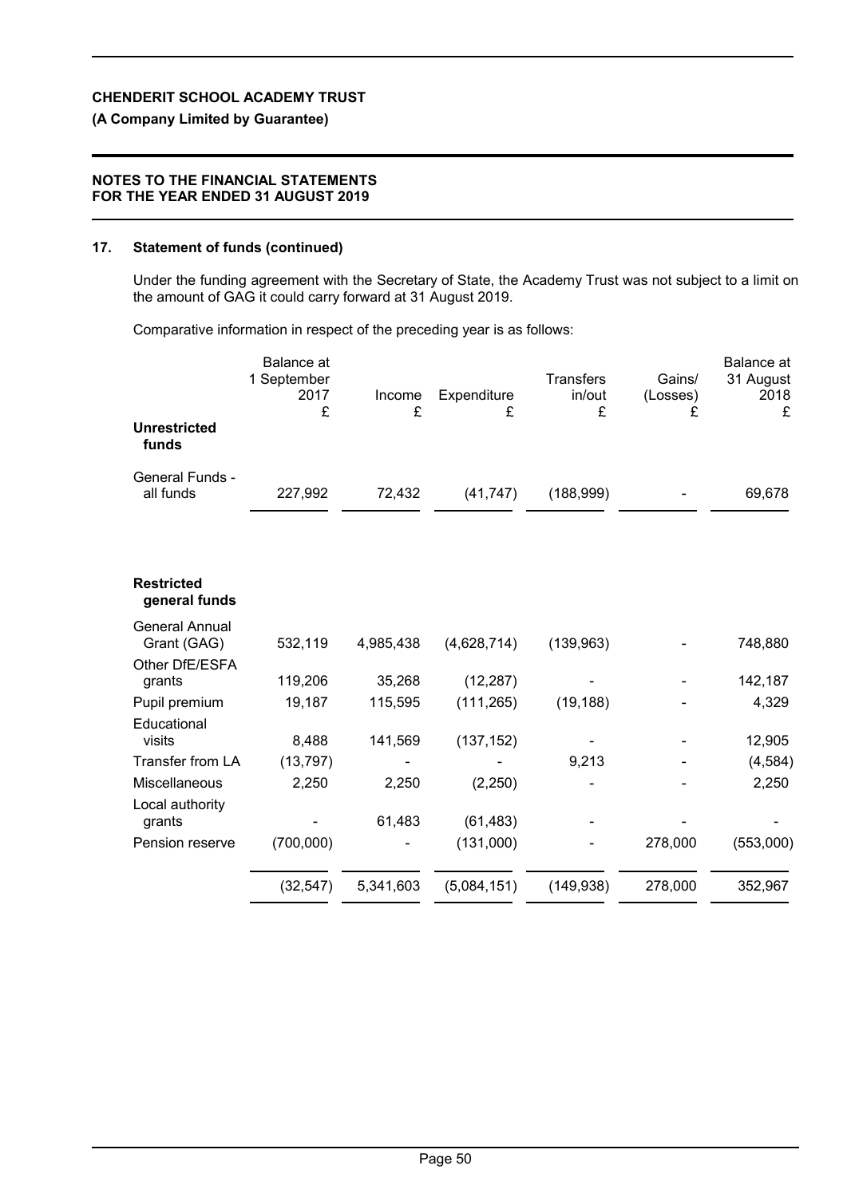## 17. Statement of funds (continued)

Under the funding agreement with the Secretary of State, the Academy Trust was not subject to a limit on the amount of GAG it could carry forward at 31 August 2019.

Comparative information in respect of the preceding year is as follows:

| | Balance at 1 September 2017 £ | Income £ | Expenditure £ | Transfers in/out £ | Gains/ (Losses) £ | Balance at 31 August 2018 £ |
|---|---|---|---|---|---|---|
| **Unrestricted funds** | | | | | | |
| General Funds - all funds | 227,992 | 72,432 | (41,747) | (188,999) | - | 69,678 |
| **Restricted general funds** | | | | | | |
| General Annual Grant (GAG) | 532,119 | 4,985,438 | (4,628,714) | (139,963) | - | 748,880 |
| Other DfE/ESFA grants | 119,206 | 35,268 | (12,287) | - | - | 142,187 |
| Pupil premium | 19,187 | 115,595 | (111,265) | (19,188) | - | 4,329 |
| Educational visits | 8,488 | 141,569 | (137,152) | - | - | 12,905 |
| Transfer from LA | (13,797) | - | - | 9,213 | - | (4,584) |
| Miscellaneous | 2,250 | 2,250 | (2,250) | - | - | 2,250 |
| Local authority grants | - | 61,483 | (61,483) | - | - | - |
| Pension reserve | (700,000) | - | (131,000) | - | 278,000 | (553,000) |
| | (32,547) | 5,341,603 | (5,084,151) | (149,938) | 278,000 | 352,967 |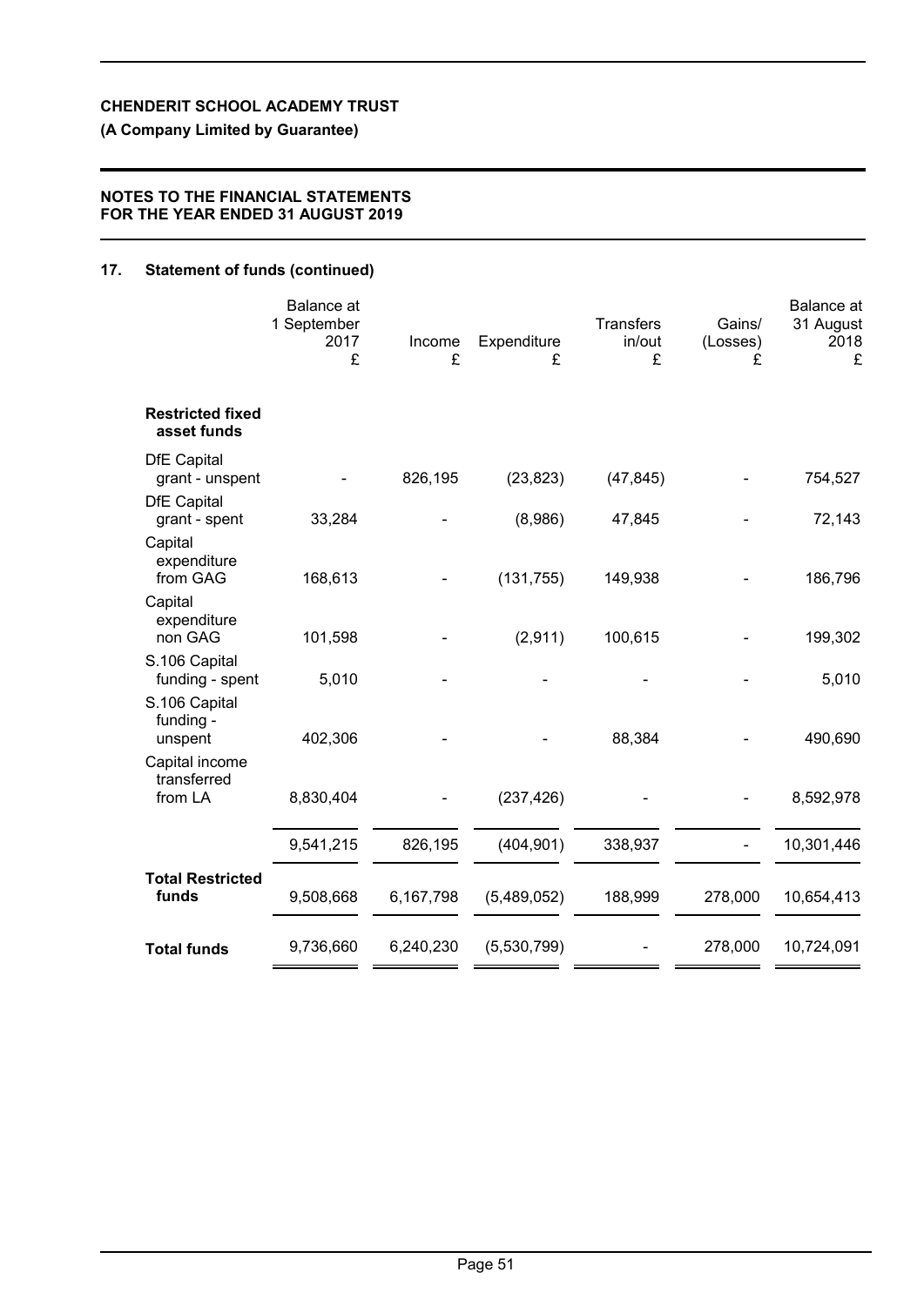**CHENDERIT SCHOOL ACADEMY TRUST**

**(A Company Limited by Guarantee)**

**NOTES TO THE FINANCIAL STATEMENTS FOR THE YEAR ENDED 31 AUGUST 2019**

## 17. Statement of funds (continued)

| | Balance at 1 September 2017 £ | Income £ | Expenditure £ | Transfers in/out £ | Gains/ (Losses) £ | Balance at 31 August 2018 £ |
|---|---|---|---|---|---|---|
| **Restricted fixed asset funds** | | | | | | |
| DfE Capital grant - unspent | - | 826,195 | (23,823) | (47,845) | - | 754,527 |
| DfE Capital grant - spent | 33,284 | - | (8,986) | 47,845 | - | 72,143 |
| Capital expenditure from GAG | 168,613 | - | (131,755) | 149,938 | - | 186,796 |
| Capital expenditure non GAG | 101,598 | - | (2,911) | 100,615 | - | 199,302 |
| S.106 Capital funding - spent | 5,010 | - | - | - | - | 5,010 |
| S.106 Capital funding - unspent | 402,306 | - | - | 88,384 | - | 490,690 |
| Capital income transferred from LA | 8,830,404 | - | (237,426) | - | - | 8,592,978 |
| | 9,541,215 | 826,195 | (404,901) | 338,937 | - | 10,301,446 |
| **Total Restricted funds** | 9,508,668 | 6,167,798 | (5,489,052) | 188,999 | 278,000 | 10,654,413 |
| **Total funds** | 9,736,660 | 6,240,230 | (5,530,799) | - | 278,000 | 10,724,091 |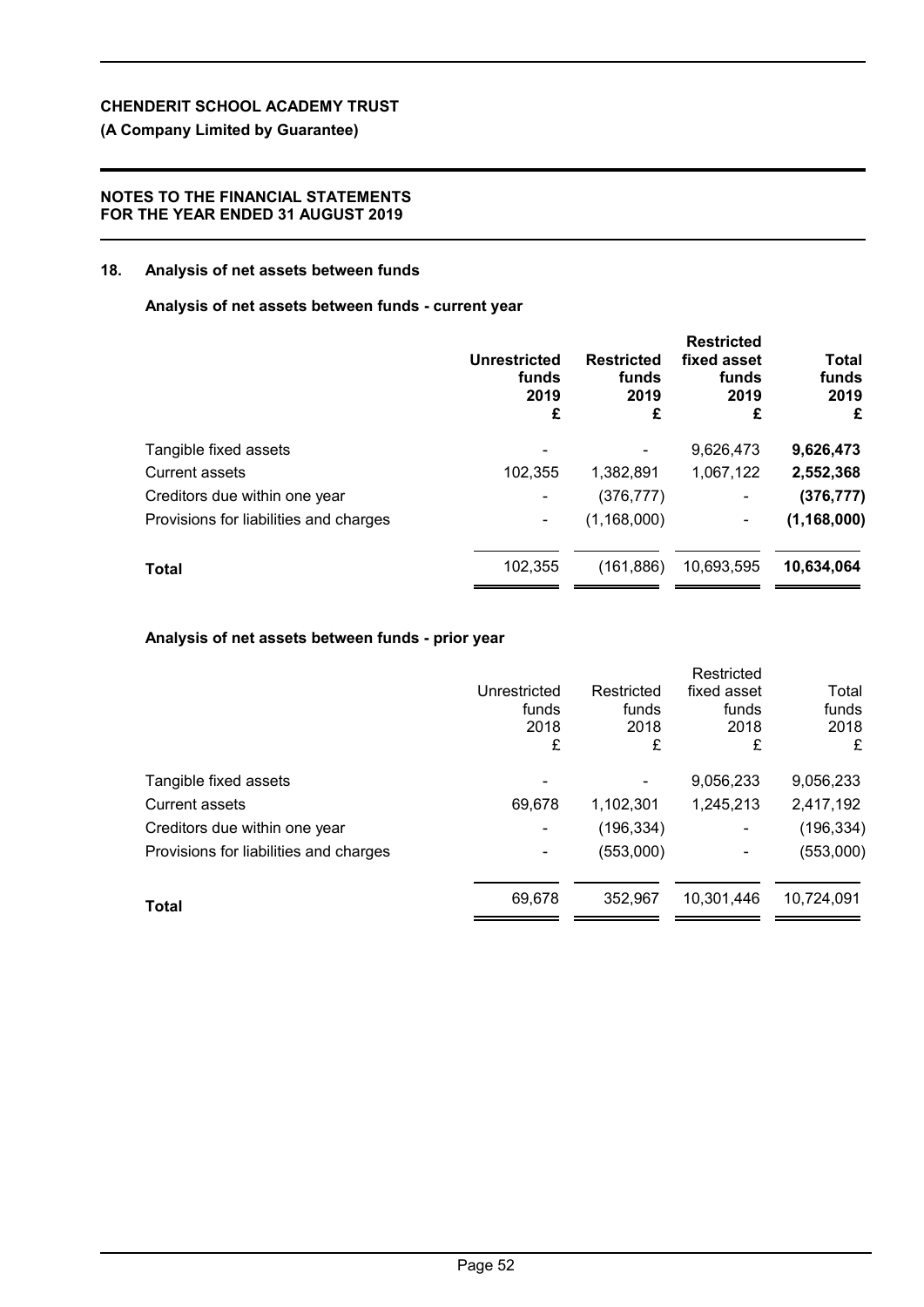**CHENDERIT SCHOOL ACADEMY TRUST**

**(A Company Limited by Guarantee)**

**NOTES TO THE FINANCIAL STATEMENTS FOR THE YEAR ENDED 31 AUGUST 2019**

## 18. Analysis of net assets between funds

### Analysis of net assets between funds - current year

| | Unrestricted funds 2019 £ | Restricted funds 2019 £ | Restricted fixed asset funds 2019 £ | Total funds 2019 £ |
|---|---|---|---|---|
| Tangible fixed assets | - | - | 9,626,473 | **9,626,473** |
| Current assets | 102,355 | 1,382,891 | 1,067,122 | **2,552,368** |
| Creditors due within one year | - | (376,777) | - | **(376,777)** |
| Provisions for liabilities and charges | - | (1,168,000) | - | **(1,168,000)** |
| **Total** | 102,355 | (161,886) | 10,693,595 | **10,634,064** |

### Analysis of net assets between funds - prior year

| | Unrestricted funds 2018 £ | Restricted funds 2018 £ | Restricted fixed asset funds 2018 £ | Total funds 2018 £ |
|---|---|---|---|---|
| Tangible fixed assets | - | - | 9,056,233 | 9,056,233 |
| Current assets | 69,678 | 1,102,301 | 1,245,213 | 2,417,192 |
| Creditors due within one year | - | (196,334) | - | (196,334) |
| Provisions for liabilities and charges | - | (553,000) | - | (553,000) |
| **Total** | 69,678 | 352,967 | 10,301,446 | 10,724,091 |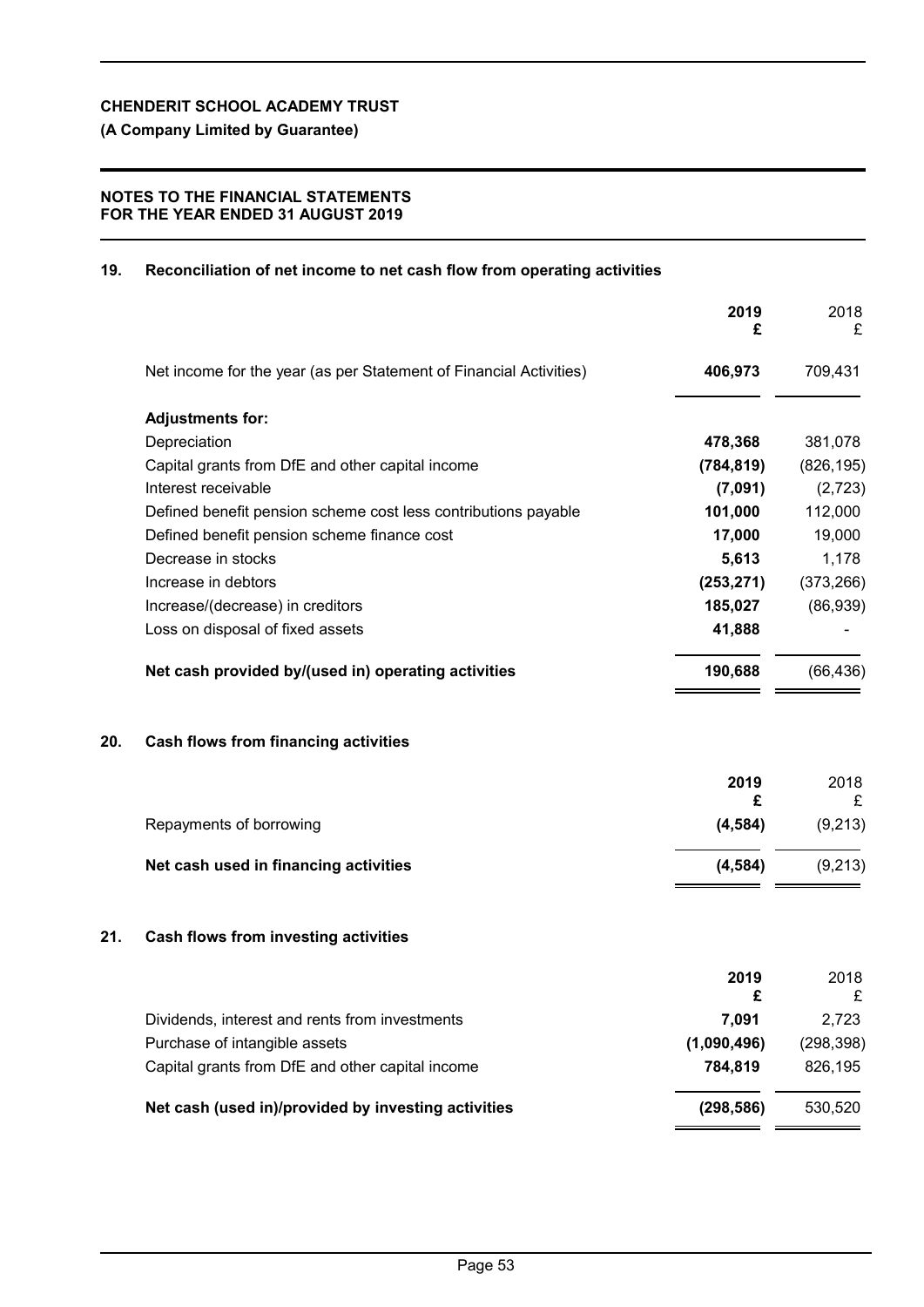**CHENDERIT SCHOOL ACADEMY TRUST**

**(A Company Limited by Guarantee)**

**NOTES TO THE FINANCIAL STATEMENTS**
**FOR THE YEAR ENDED 31 AUGUST 2019**

## 19. Reconciliation of net income to net cash flow from operating activities

| | 2019 £ | 2018 £ |
|---|---|---|
| Net income for the year (as per Statement of Financial Activities) | **406,973** | 709,431 |
| **Adjustments for:** | | |
| Depreciation | **478,368** | 381,078 |
| Capital grants from DfE and other capital income | **(784,819)** | (826,195) |
| Interest receivable | **(7,091)** | (2,723) |
| Defined benefit pension scheme cost less contributions payable | **101,000** | 112,000 |
| Defined benefit pension scheme finance cost | **17,000** | 19,000 |
| Decrease in stocks | **5,613** | 1,178 |
| Increase in debtors | **(253,271)** | (373,266) |
| Increase/(decrease) in creditors | **185,027** | (86,939) |
| Loss on disposal of fixed assets | **41,888** | - |
| **Net cash provided by/(used in) operating activities** | **190,688** | (66,436) |

## 20. Cash flows from financing activities

| | 2019 £ | 2018 £ |
|---|---|---|
| Repayments of borrowing | **(4,584)** | (9,213) |
| **Net cash used in financing activities** | **(4,584)** | (9,213) |

## 21. Cash flows from investing activities

| | 2019 £ | 2018 £ |
|---|---|---|
| Dividends, interest and rents from investments | **7,091** | 2,723 |
| Purchase of intangible assets | **(1,090,496)** | (298,398) |
| Capital grants from DfE and other capital income | **784,819** | 826,195 |
| **Net cash (used in)/provided by investing activities** | **(298,586)** | 530,520 |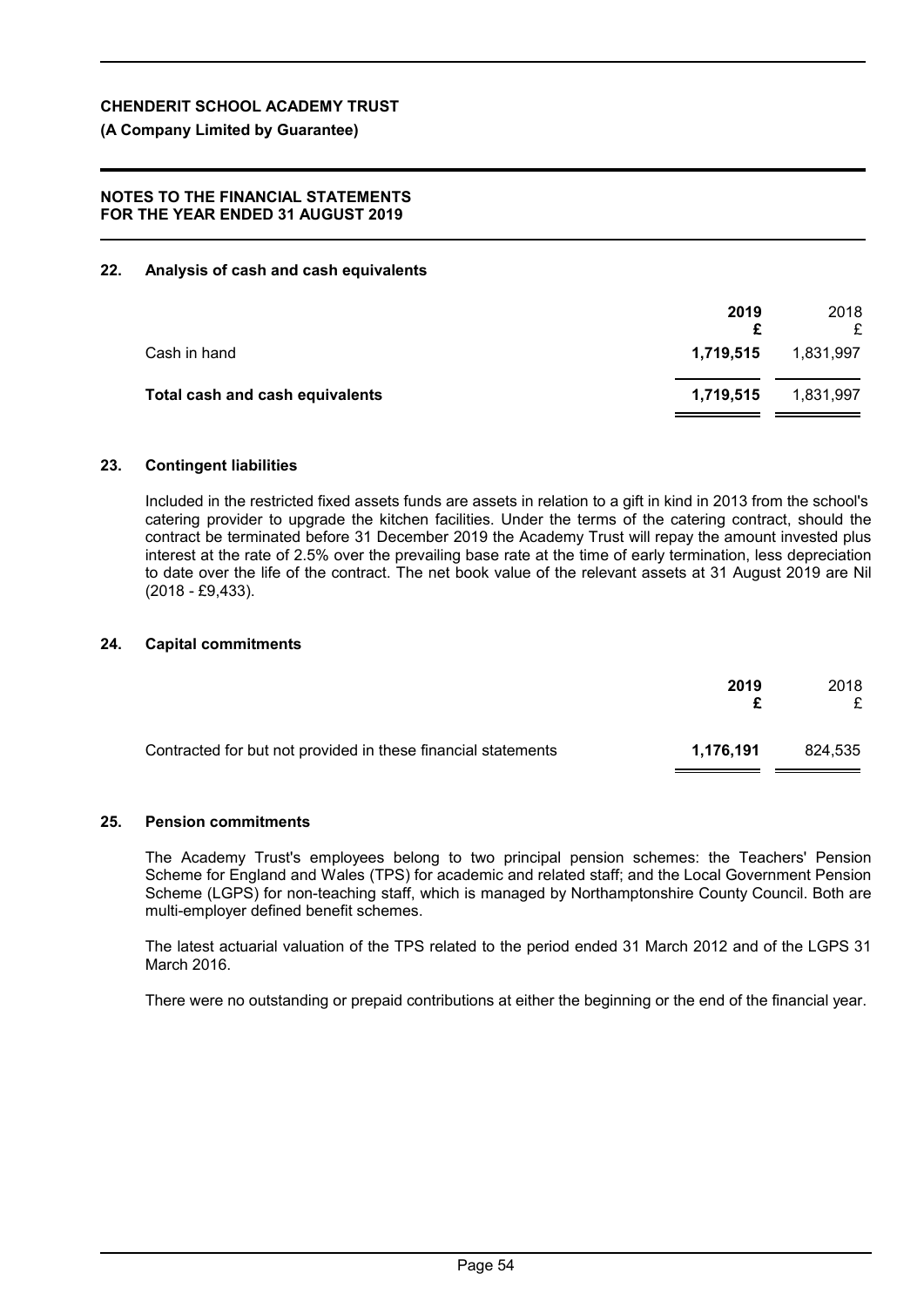## 22. Analysis of cash and cash equivalents

| | 2019 £ | 2018 £ |
|---|---|---|
| Cash in hand | **1,719,515** | 1,831,997 |
| **Total cash and cash equivalents** | **1,719,515** | 1,831,997 |

## 23. Contingent liabilities

Included in the restricted fixed assets funds are assets in relation to a gift in kind in 2013 from the school's catering provider to upgrade the kitchen facilities. Under the terms of the catering contract, should the contract be terminated before 31 December 2019 the Academy Trust will repay the amount invested plus interest at the rate of 2.5% over the prevailing base rate at the time of early termination, less depreciation to date over the life of the contract. The net book value of the relevant assets at 31 August 2019 are Nil (2018 - £9,433).

## 24. Capital commitments

| | 2019 £ | 2018 £ |
|---|---|---|
| Contracted for but not provided in these financial statements | **1,176,191** | 824,535 |

## 25. Pension commitments

The Academy Trust's employees belong to two principal pension schemes: the Teachers' Pension Scheme for England and Wales (TPS) for academic and related staff; and the Local Government Pension Scheme (LGPS) for non-teaching staff, which is managed by Northamptonshire County Council. Both are multi-employer defined benefit schemes.

The latest actuarial valuation of the TPS related to the period ended 31 March 2012 and of the LGPS 31 March 2016.

There were no outstanding or prepaid contributions at either the beginning or the end of the financial year.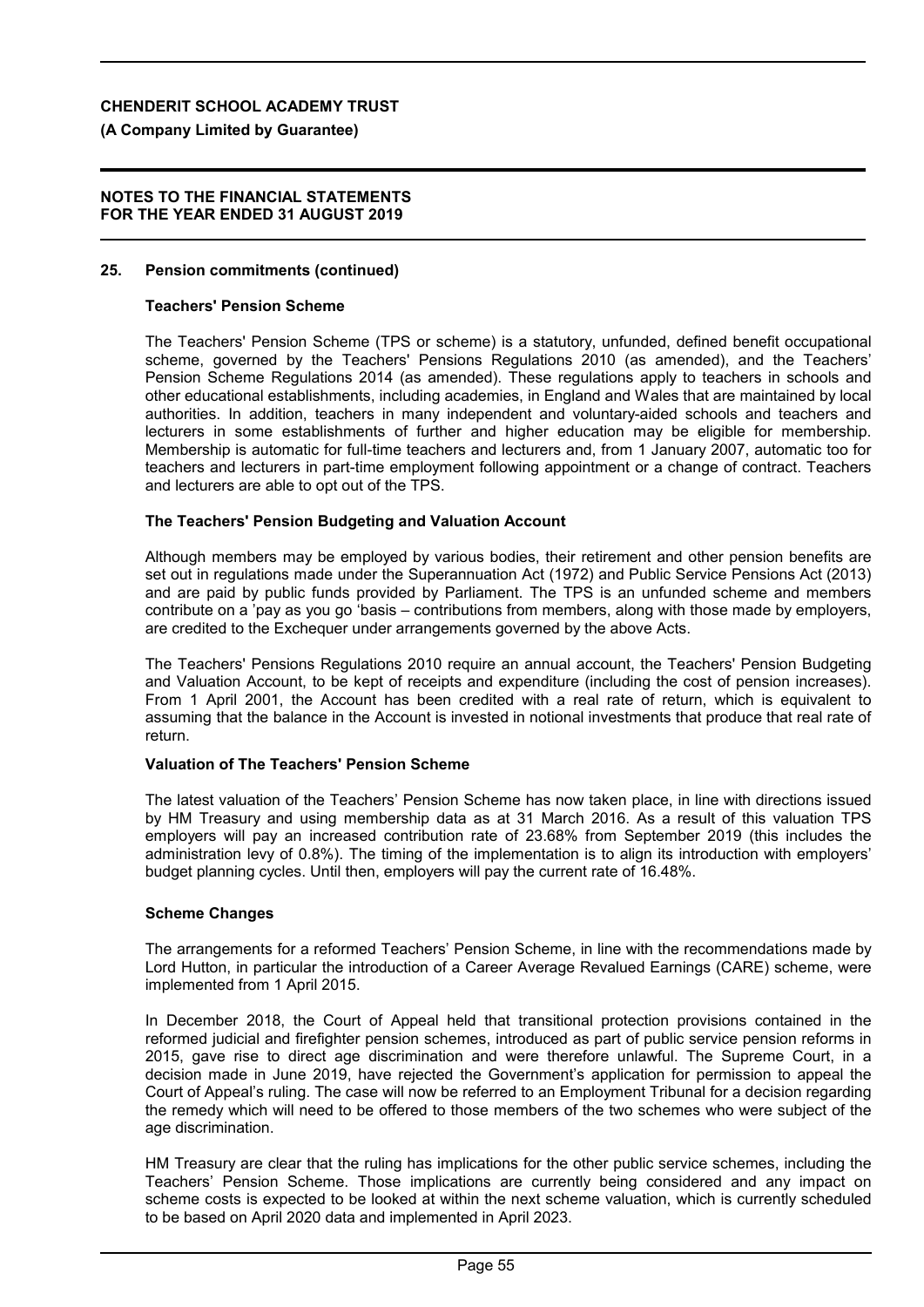## 25. Pension commitments (continued)

### Teachers' Pension Scheme

The Teachers' Pension Scheme (TPS or scheme) is a statutory, unfunded, defined benefit occupational scheme, governed by the Teachers' Pensions Regulations 2010 (as amended), and the Teachers' Pension Scheme Regulations 2014 (as amended). These regulations apply to teachers in schools and other educational establishments, including academies, in England and Wales that are maintained by local authorities. In addition, teachers in many independent and voluntary-aided schools and teachers and lecturers in some establishments of further and higher education may be eligible for membership. Membership is automatic for full-time teachers and lecturers and, from 1 January 2007, automatic too for teachers and lecturers in part-time employment following appointment or a change of contract. Teachers and lecturers are able to opt out of the TPS.

### The Teachers' Pension Budgeting and Valuation Account

Although members may be employed by various bodies, their retirement and other pension benefits are set out in regulations made under the Superannuation Act (1972) and Public Service Pensions Act (2013) and are paid by public funds provided by Parliament. The TPS is an unfunded scheme and members contribute on a 'pay as you go 'basis – contributions from members, along with those made by employers, are credited to the Exchequer under arrangements governed by the above Acts.

The Teachers' Pensions Regulations 2010 require an annual account, the Teachers' Pension Budgeting and Valuation Account, to be kept of receipts and expenditure (including the cost of pension increases). From 1 April 2001, the Account has been credited with a real rate of return, which is equivalent to assuming that the balance in the Account is invested in notional investments that produce that real rate of return.

### Valuation of The Teachers' Pension Scheme

The latest valuation of the Teachers' Pension Scheme has now taken place, in line with directions issued by HM Treasury and using membership data as at 31 March 2016. As a result of this valuation TPS employers will pay an increased contribution rate of 23.68% from September 2019 (this includes the administration levy of 0.8%). The timing of the implementation is to align its introduction with employers' budget planning cycles. Until then, employers will pay the current rate of 16.48%.

### Scheme Changes

The arrangements for a reformed Teachers' Pension Scheme, in line with the recommendations made by Lord Hutton, in particular the introduction of a Career Average Revalued Earnings (CARE) scheme, were implemented from 1 April 2015.

In December 2018, the Court of Appeal held that transitional protection provisions contained in the reformed judicial and firefighter pension schemes, introduced as part of public service pension reforms in 2015, gave rise to direct age discrimination and were therefore unlawful. The Supreme Court, in a decision made in June 2019, have rejected the Government's application for permission to appeal the Court of Appeal's ruling. The case will now be referred to an Employment Tribunal for a decision regarding the remedy which will need to be offered to those members of the two schemes who were subject of the age discrimination.

HM Treasury are clear that the ruling has implications for the other public service schemes, including the Teachers' Pension Scheme. Those implications are currently being considered and any impact on scheme costs is expected to be looked at within the next scheme valuation, which is currently scheduled to be based on April 2020 data and implemented in April 2023.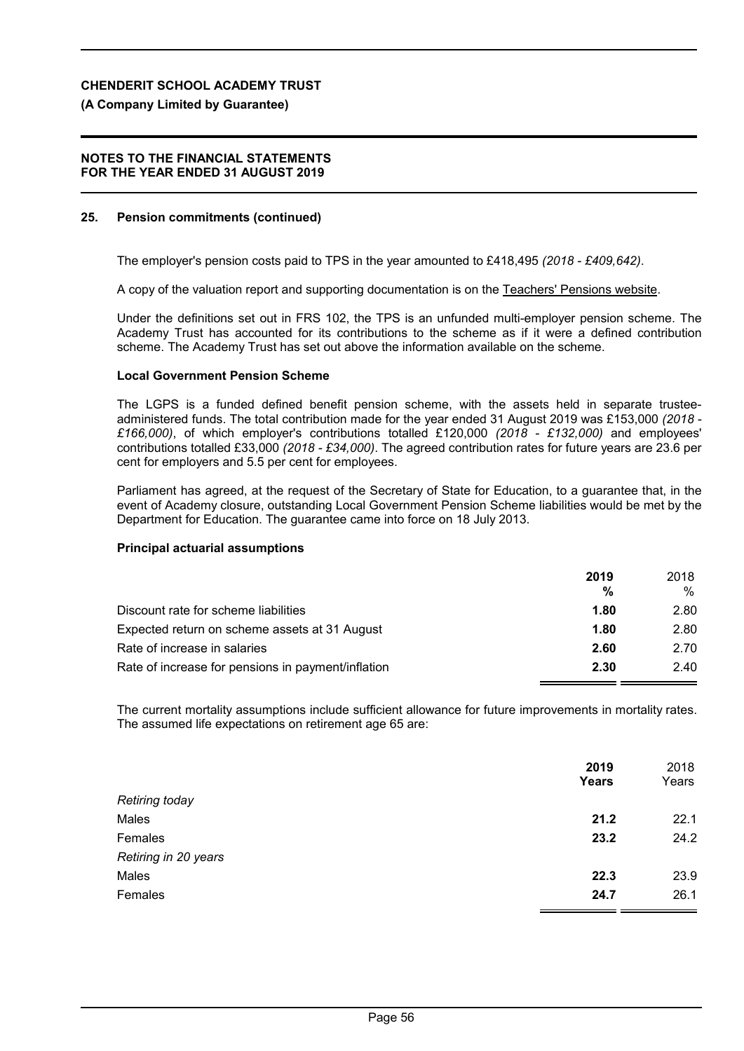## 25. Pension commitments (continued)

The employer's pension costs paid to TPS in the year amounted to £418,495 *(2018 - £409,642)*.

A copy of the valuation report and supporting documentation is on the Teachers' Pensions website.

Under the definitions set out in FRS 102, the TPS is an unfunded multi-employer pension scheme. The Academy Trust has accounted for its contributions to the scheme as if it were a defined contribution scheme. The Academy Trust has set out above the information available on the scheme.

### Local Government Pension Scheme

The LGPS is a funded defined benefit pension scheme, with the assets held in separate trustee-administered funds. The total contribution made for the year ended 31 August 2019 was £153,000 *(2018 - £166,000)*, of which employer's contributions totalled £120,000 *(2018 - £132,000)* and employees' contributions totalled £33,000 *(2018 - £34,000)*. The agreed contribution rates for future years are 23.6 per cent for employers and 5.5 per cent for employees.

Parliament has agreed, at the request of the Secretary of State for Education, to a guarantee that, in the event of Academy closure, outstanding Local Government Pension Scheme liabilities would be met by the Department for Education. The guarantee came into force on 18 July 2013.

### Principal actuarial assumptions

| | **2019 %** | 2018 % |
|---|---|---|
| Discount rate for scheme liabilities | **1.80** | 2.80 |
| Expected return on scheme assets at 31 August | **1.80** | 2.80 |
| Rate of increase in salaries | **2.60** | 2.70 |
| Rate of increase for pensions in payment/inflation | **2.30** | 2.40 |

The current mortality assumptions include sufficient allowance for future improvements in mortality rates. The assumed life expectations on retirement age 65 are:

| | **2019 Years** | 2018 Years |
|---|---|---|
| *Retiring today* | | |
| Males | **21.2** | 22.1 |
| Females | **23.2** | 24.2 |
| *Retiring in 20 years* | | |
| Males | **22.3** | 23.9 |
| Females | **24.7** | 26.1 |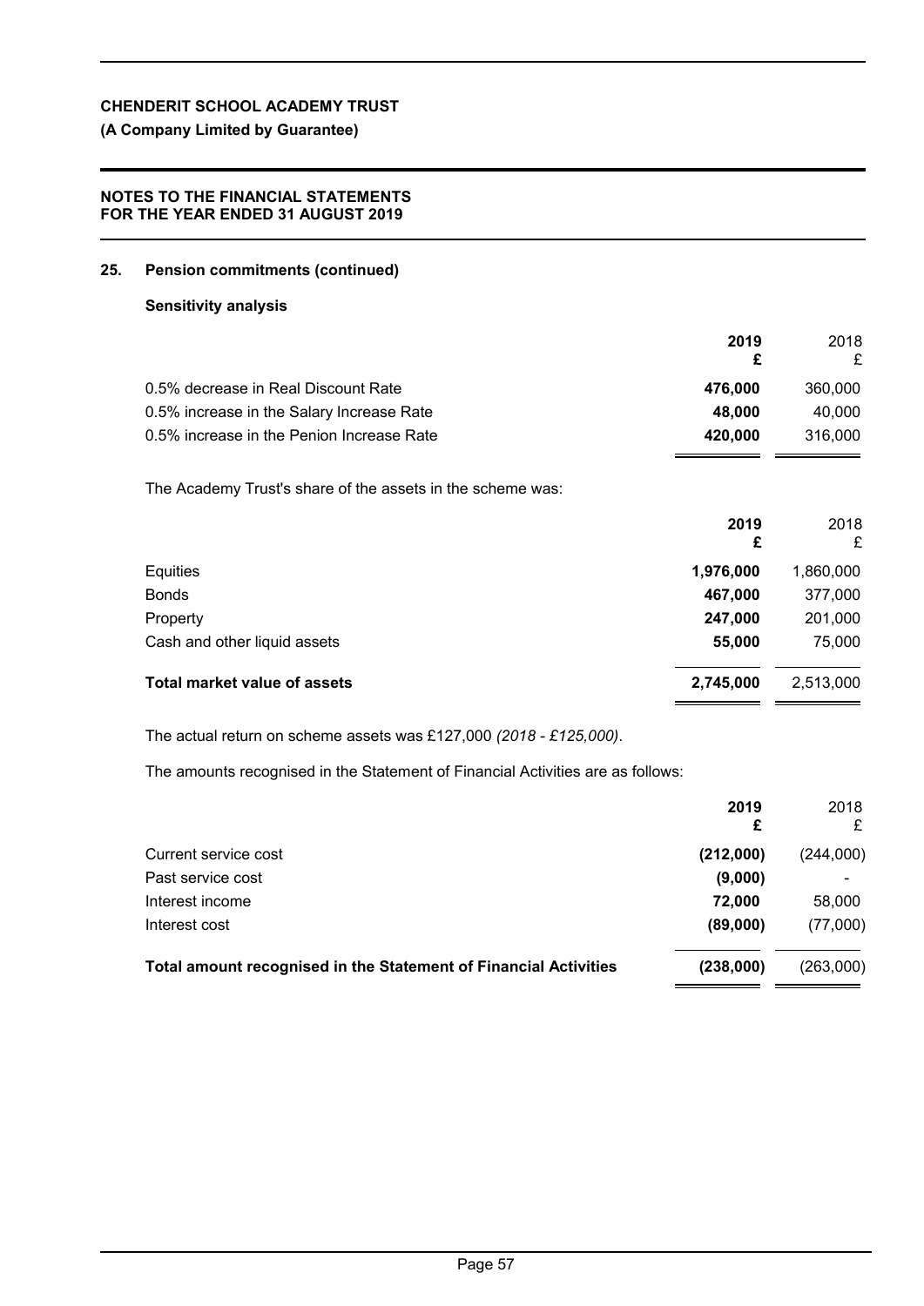## 25. Pension commitments (continued)

### Sensitivity analysis

| | 2019 £ | 2018 £ |
|---|---|---|
| 0.5% decrease in Real Discount Rate | **476,000** | 360,000 |
| 0.5% increase in the Salary Increase Rate | **48,000** | 40,000 |
| 0.5% increase in the Penion Increase Rate | **420,000** | 316,000 |

The Academy Trust's share of the assets in the scheme was:

| | 2019 £ | 2018 £ |
|---|---|---|
| Equities | **1,976,000** | 1,860,000 |
| Bonds | **467,000** | 377,000 |
| Property | **247,000** | 201,000 |
| Cash and other liquid assets | **55,000** | 75,000 |
| **Total market value of assets** | **2,745,000** | 2,513,000 |

The actual return on scheme assets was £127,000 *(2018 - £125,000)*.

The amounts recognised in the Statement of Financial Activities are as follows:

| | 2019 £ | 2018 £ |
|---|---|---|
| Current service cost | **(212,000)** | (244,000) |
| Past service cost | **(9,000)** | - |
| Interest income | **72,000** | 58,000 |
| Interest cost | **(89,000)** | (77,000) |
| **Total amount recognised in the Statement of Financial Activities** | **(238,000)** | (263,000) |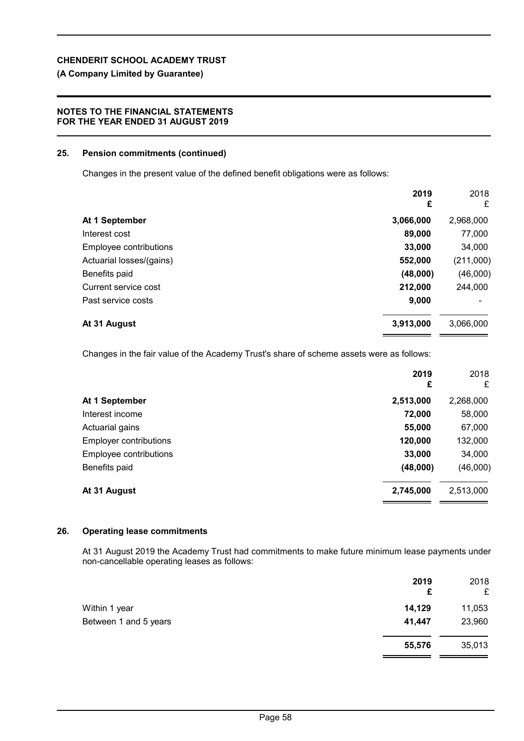## 25. Pension commitments (continued)

Changes in the present value of the defined benefit obligations were as follows:

| | 2019 £ | 2018 £ |
|---|---|---|
| **At 1 September** | **3,066,000** | 2,968,000 |
| Interest cost | **89,000** | 77,000 |
| Employee contributions | **33,000** | 34,000 |
| Actuarial losses/(gains) | **552,000** | (211,000) |
| Benefits paid | **(48,000)** | (46,000) |
| Current service cost | **212,000** | 244,000 |
| Past service costs | **9,000** | - |
| **At 31 August** | **3,913,000** | 3,066,000 |

Changes in the fair value of the Academy Trust's share of scheme assets were as follows:

| | 2019 £ | 2018 £ |
|---|---|---|
| **At 1 September** | **2,513,000** | 2,268,000 |
| Interest income | **72,000** | 58,000 |
| Actuarial gains | **55,000** | 67,000 |
| Employer contributions | **120,000** | 132,000 |
| Employee contributions | **33,000** | 34,000 |
| Benefits paid | **(48,000)** | (46,000) |
| **At 31 August** | **2,745,000** | 2,513,000 |

## 26. Operating lease commitments

At 31 August 2019 the Academy Trust had commitments to make future minimum lease payments under non-cancellable operating leases as follows:

| | 2019 £ | 2018 £ |
|---|---|---|
| Within 1 year | **14,129** | 11,053 |
| Between 1 and 5 years | **41,447** | 23,960 |
| | **55,576** | 35,013 |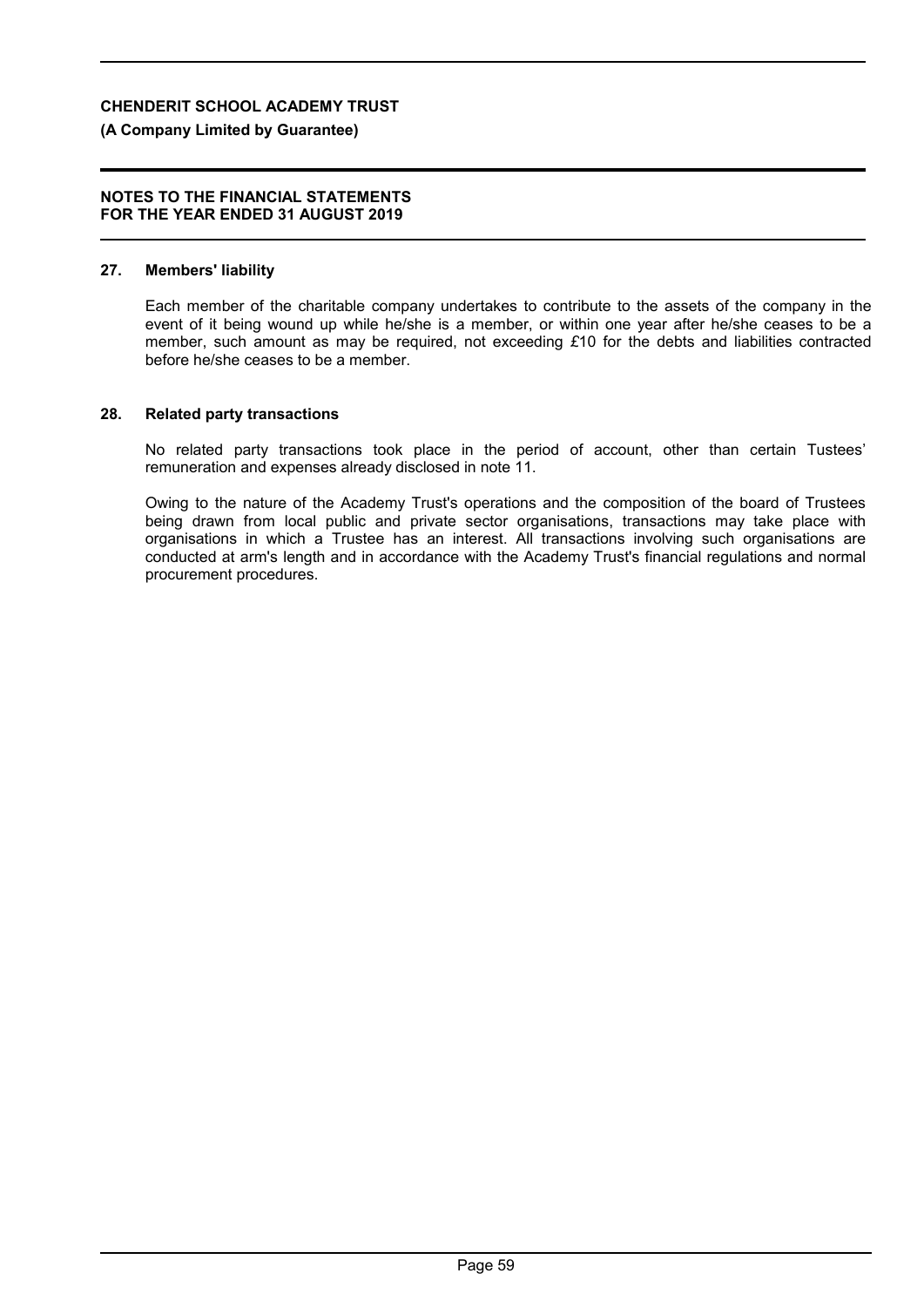## 27. Members' liability

Each member of the charitable company undertakes to contribute to the assets of the company in the event of it being wound up while he/she is a member, or within one year after he/she ceases to be a member, such amount as may be required, not exceeding £10 for the debts and liabilities contracted before he/she ceases to be a member.

## 28. Related party transactions

No related party transactions took place in the period of account, other than certain Tustees' remuneration and expenses already disclosed in note 11.

Owing to the nature of the Academy Trust's operations and the composition of the board of Trustees being drawn from local public and private sector organisations, transactions may take place with organisations in which a Trustee has an interest. All transactions involving such organisations are conducted at arm's length and in accordance with the Academy Trust's financial regulations and normal procurement procedures.